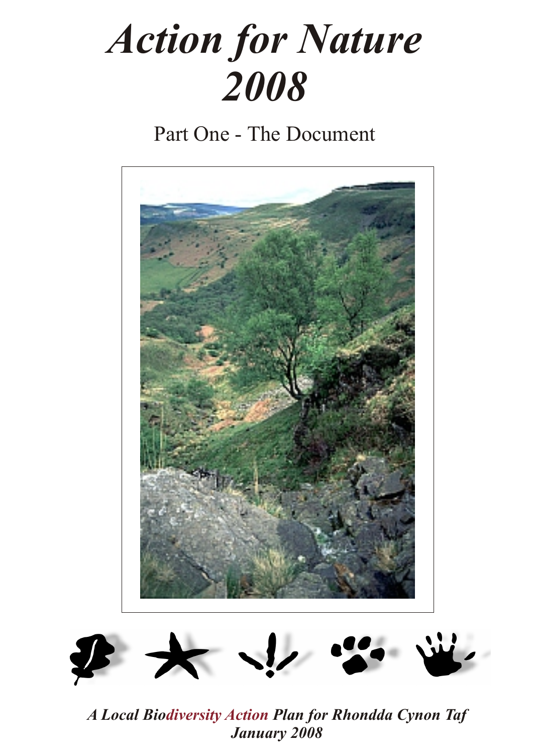# *Action for Nature 2008*

Part One - The Document

***A Local Biodiversity Action Plan for Rhondda Cynon Taf***
***January 2008***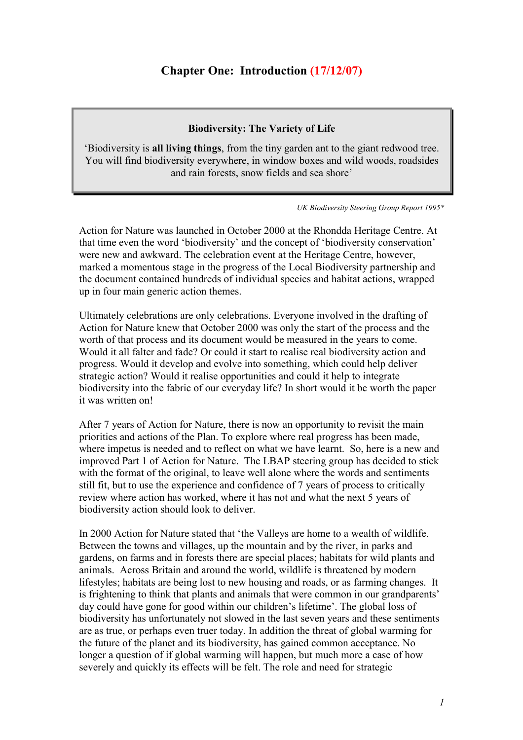# Chapter One: Introduction (17/12/07)

> **Biodiversity: The Variety of Life**
>
> 'Biodiversity is **all living things**, from the tiny garden ant to the giant redwood tree. You will find biodiversity everywhere, in window boxes and wild woods, roadsides and rain forests, snow fields and sea shore'

*UK Biodiversity Steering Group Report 1995**

Action for Nature was launched in October 2000 at the Rhondda Heritage Centre. At that time even the word 'biodiversity' and the concept of 'biodiversity conservation' were new and awkward. The celebration event at the Heritage Centre, however, marked a momentous stage in the progress of the Local Biodiversity partnership and the document contained hundreds of individual species and habitat actions, wrapped up in four main generic action themes.

Ultimately celebrations are only celebrations. Everyone involved in the drafting of Action for Nature knew that October 2000 was only the start of the process and the worth of that process and its document would be measured in the years to come. Would it all falter and fade? Or could it start to realise real biodiversity action and progress. Would it develop and evolve into something, which could help deliver strategic action? Would it realise opportunities and could it help to integrate biodiversity into the fabric of our everyday life? In short would it be worth the paper it was written on!

After 7 years of Action for Nature, there is now an opportunity to revisit the main priorities and actions of the Plan. To explore where real progress has been made, where impetus is needed and to reflect on what we have learnt. So, here is a new and improved Part 1 of Action for Nature. The LBAP steering group has decided to stick with the format of the original, to leave well alone where the words and sentiments still fit, but to use the experience and confidence of 7 years of process to critically review where action has worked, where it has not and what the next 5 years of biodiversity action should look to deliver.

In 2000 Action for Nature stated that 'the Valleys are home to a wealth of wildlife. Between the towns and villages, up the mountain and by the river, in parks and gardens, on farms and in forests there are special places; habitats for wild plants and animals. Across Britain and around the world, wildlife is threatened by modern lifestyles; habitats are being lost to new housing and roads, or as farming changes. It is frightening to think that plants and animals that were common in our grandparents' day could have gone for good within our children's lifetime'. The global loss of biodiversity has unfortunately not slowed in the last seven years and these sentiments are as true, or perhaps even truer today. In addition the threat of global warming for the future of the planet and its biodiversity, has gained common acceptance. No longer a question of if global warming will happen, but much more a case of how severely and quickly its effects will be felt. The role and need for strategic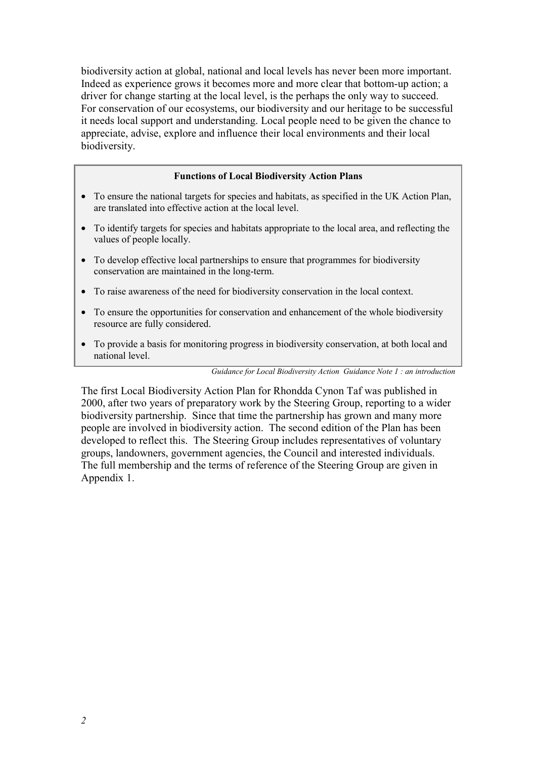biodiversity action at global, national and local levels has never been more important. Indeed as experience grows it becomes more and more clear that bottom-up action; a driver for change starting at the local level, is the perhaps the only way to succeed. For conservation of our ecosystems, our biodiversity and our heritage to be successful it needs local support and understanding. Local people need to be given the chance to appreciate, advise, explore and influence their local environments and their local biodiversity.

**Functions of Local Biodiversity Action Plans**

- To ensure the national targets for species and habitats, as specified in the UK Action Plan, are translated into effective action at the local level.
- To identify targets for species and habitats appropriate to the local area, and reflecting the values of people locally.
- To develop effective local partnerships to ensure that programmes for biodiversity conservation are maintained in the long-term.
- To raise awareness of the need for biodiversity conservation in the local context.
- To ensure the opportunities for conservation and enhancement of the whole biodiversity resource are fully considered.
- To provide a basis for monitoring progress in biodiversity conservation, at both local and national level.

*Guidance for Local Biodiversity Action Guidance Note 1 : an introduction*

The first Local Biodiversity Action Plan for Rhondda Cynon Taf was published in 2000, after two years of preparatory work by the Steering Group, reporting to a wider biodiversity partnership. Since that time the partnership has grown and many more people are involved in biodiversity action. The second edition of the Plan has been developed to reflect this. The Steering Group includes representatives of voluntary groups, landowners, government agencies, the Council and interested individuals. The full membership and the terms of reference of the Steering Group are given in Appendix 1.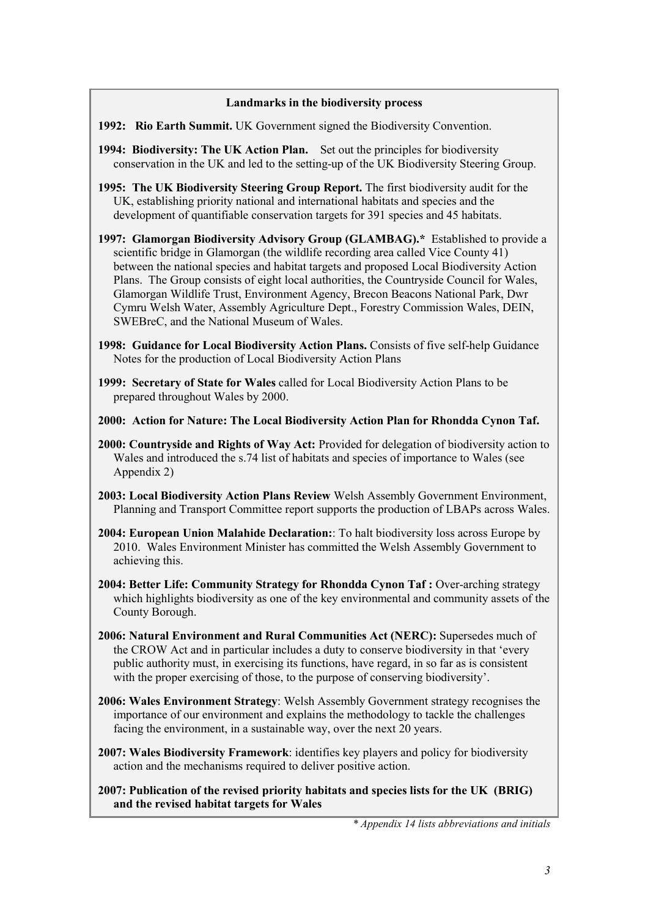**Landmarks in the biodiversity process**

**1992: Rio Earth Summit.** UK Government signed the Biodiversity Convention.

**1994: Biodiversity: The UK Action Plan.** Set out the principles for biodiversity conservation in the UK and led to the setting-up of the UK Biodiversity Steering Group.

**1995: The UK Biodiversity Steering Group Report.** The first biodiversity audit for the UK, establishing priority national and international habitats and species and the development of quantifiable conservation targets for 391 species and 45 habitats.

**1997: Glamorgan Biodiversity Advisory Group (GLAMBAG).*** Established to provide a scientific bridge in Glamorgan (the wildlife recording area called Vice County 41) between the national species and habitat targets and proposed Local Biodiversity Action Plans. The Group consists of eight local authorities, the Countryside Council for Wales, Glamorgan Wildlife Trust, Environment Agency, Brecon Beacons National Park, Dwr Cymru Welsh Water, Assembly Agriculture Dept., Forestry Commission Wales, DEIN, SWEBreC, and the National Museum of Wales.

**1998: Guidance for Local Biodiversity Action Plans.** Consists of five self-help Guidance Notes for the production of Local Biodiversity Action Plans

**1999: Secretary of State for Wales** called for Local Biodiversity Action Plans to be prepared throughout Wales by 2000.

**2000: Action for Nature: The Local Biodiversity Action Plan for Rhondda Cynon Taf.**

**2000: Countryside and Rights of Way Act:** Provided for delegation of biodiversity action to Wales and introduced the s.74 list of habitats and species of importance to Wales (see Appendix 2)

**2003: Local Biodiversity Action Plans Review** Welsh Assembly Government Environment, Planning and Transport Committee report supports the production of LBAPs across Wales.

**2004: European Union Malahide Declaration:**: To halt biodiversity loss across Europe by 2010. Wales Environment Minister has committed the Welsh Assembly Government to achieving this.

**2004: Better Life: Community Strategy for Rhondda Cynon Taf :** Over-arching strategy which highlights biodiversity as one of the key environmental and community assets of the County Borough.

**2006: Natural Environment and Rural Communities Act (NERC):** Supersedes much of the CROW Act and in particular includes a duty to conserve biodiversity in that 'every public authority must, in exercising its functions, have regard, in so far as is consistent with the proper exercising of those, to the purpose of conserving biodiversity'.

**2006: Wales Environment Strategy**: Welsh Assembly Government strategy recognises the importance of our environment and explains the methodology to tackle the challenges facing the environment, in a sustainable way, over the next 20 years.

**2007: Wales Biodiversity Framework**: identifies key players and policy for biodiversity action and the mechanisms required to deliver positive action.

**2007: Publication of the revised priority habitats and species lists for the UK (BRIG) and the revised habitat targets for Wales**

*\* Appendix 14 lists abbreviations and initials*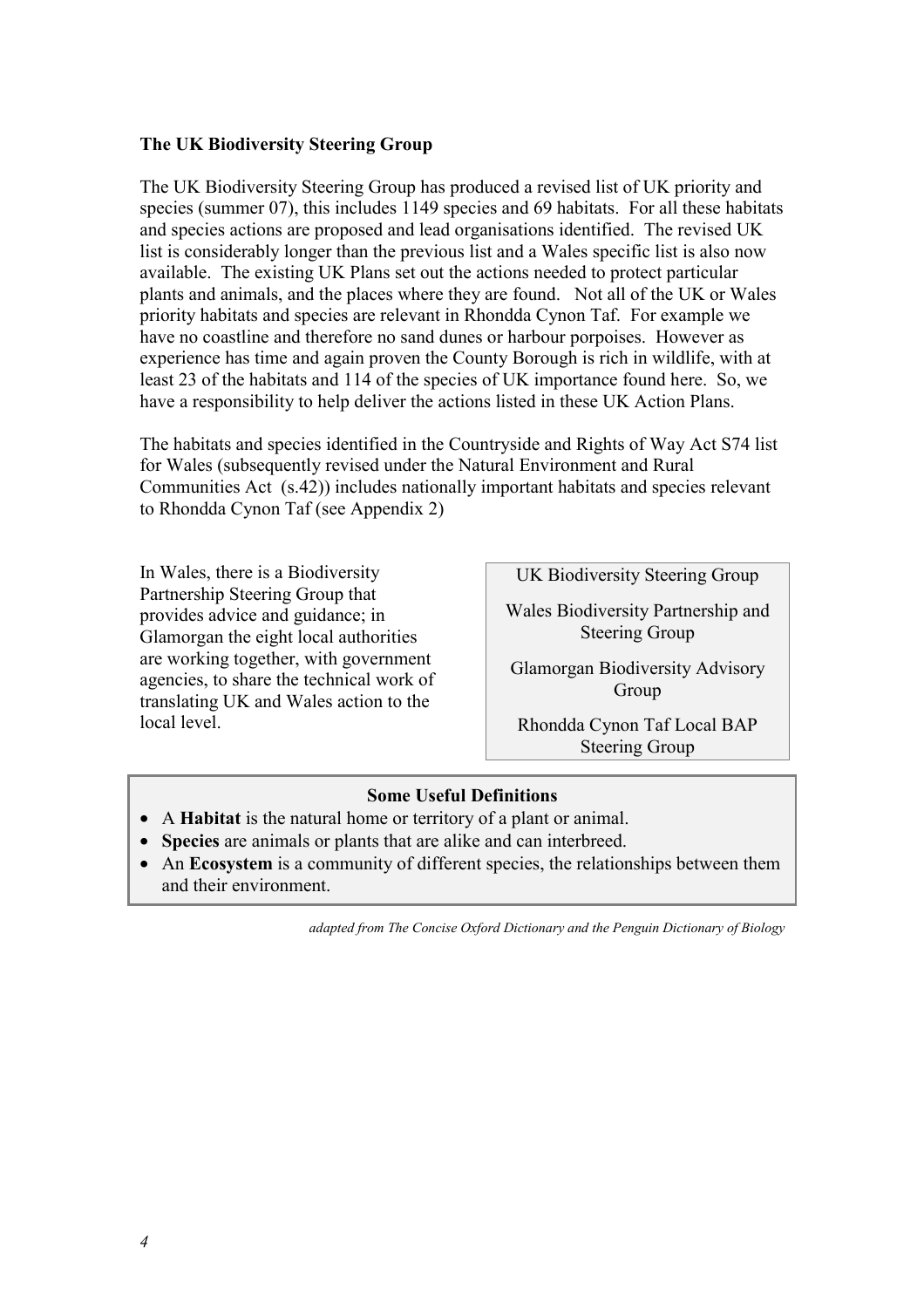## The UK Biodiversity Steering Group

The UK Biodiversity Steering Group has produced a revised list of UK priority and species (summer 07), this includes 1149 species and 69 habitats. For all these habitats and species actions are proposed and lead organisations identified. The revised UK list is considerably longer than the previous list and a Wales specific list is also now available. The existing UK Plans set out the actions needed to protect particular plants and animals, and the places where they are found. Not all of the UK or Wales priority habitats and species are relevant in Rhondda Cynon Taf. For example we have no coastline and therefore no sand dunes or harbour porpoises. However as experience has time and again proven the County Borough is rich in wildlife, with at least 23 of the habitats and 114 of the species of UK importance found here. So, we have a responsibility to help deliver the actions listed in these UK Action Plans.

The habitats and species identified in the Countryside and Rights of Way Act S74 list for Wales (subsequently revised under the Natural Environment and Rural Communities Act (s.42)) includes nationally important habitats and species relevant to Rhondda Cynon Taf (see Appendix 2)

In Wales, there is a Biodiversity Partnership Steering Group that provides advice and guidance; in Glamorgan the eight local authorities are working together, with government agencies, to share the technical work of translating UK and Wales action to the local level.

- UK Biodiversity Steering Group
- Wales Biodiversity Partnership and Steering Group
- Glamorgan Biodiversity Advisory Group
- Rhondda Cynon Taf Local BAP Steering Group

**Some Useful Definitions**

- A **Habitat** is the natural home or territory of a plant or animal.
- **Species** are animals or plants that are alike and can interbreed.
- An **Ecosystem** is a community of different species, the relationships between them and their environment.

*adapted from The Concise Oxford Dictionary and the Penguin Dictionary of Biology*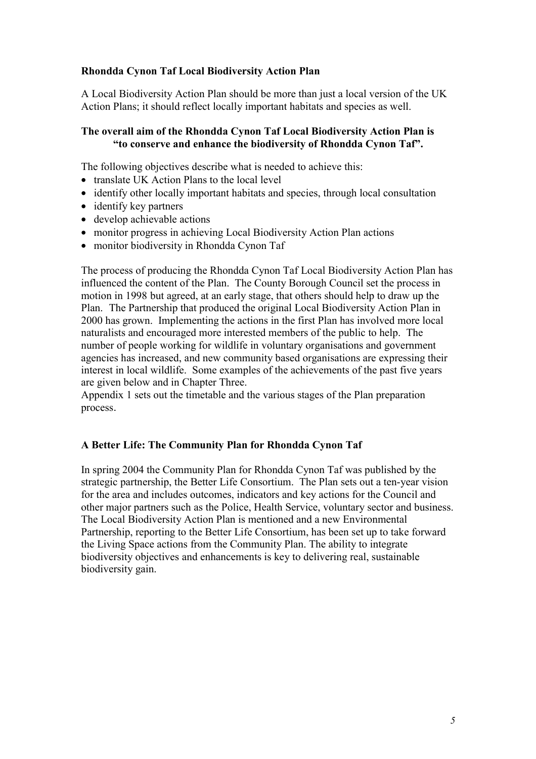**Rhondda Cynon Taf Local Biodiversity Action Plan**

A Local Biodiversity Action Plan should be more than just a local version of the UK Action Plans; it should reflect locally important habitats and species as well.

**The overall aim of the Rhondda Cynon Taf Local Biodiversity Action Plan is "to conserve and enhance the biodiversity of Rhondda Cynon Taf".**

The following objectives describe what is needed to achieve this:

- translate UK Action Plans to the local level
- identify other locally important habitats and species, through local consultation
- identify key partners
- develop achievable actions
- monitor progress in achieving Local Biodiversity Action Plan actions
- monitor biodiversity in Rhondda Cynon Taf

The process of producing the Rhondda Cynon Taf Local Biodiversity Action Plan has influenced the content of the Plan. The County Borough Council set the process in motion in 1998 but agreed, at an early stage, that others should help to draw up the Plan. The Partnership that produced the original Local Biodiversity Action Plan in 2000 has grown. Implementing the actions in the first Plan has involved more local naturalists and encouraged more interested members of the public to help. The number of people working for wildlife in voluntary organisations and government agencies has increased, and new community based organisations are expressing their interest in local wildlife. Some examples of the achievements of the past five years are given below and in Chapter Three.
Appendix 1 sets out the timetable and the various stages of the Plan preparation process.

**A Better Life: The Community Plan for Rhondda Cynon Taf**

In spring 2004 the Community Plan for Rhondda Cynon Taf was published by the strategic partnership, the Better Life Consortium. The Plan sets out a ten-year vision for the area and includes outcomes, indicators and key actions for the Council and other major partners such as the Police, Health Service, voluntary sector and business. The Local Biodiversity Action Plan is mentioned and a new Environmental Partnership, reporting to the Better Life Consortium, has been set up to take forward the Living Space actions from the Community Plan. The ability to integrate biodiversity objectives and enhancements is key to delivering real, sustainable biodiversity gain.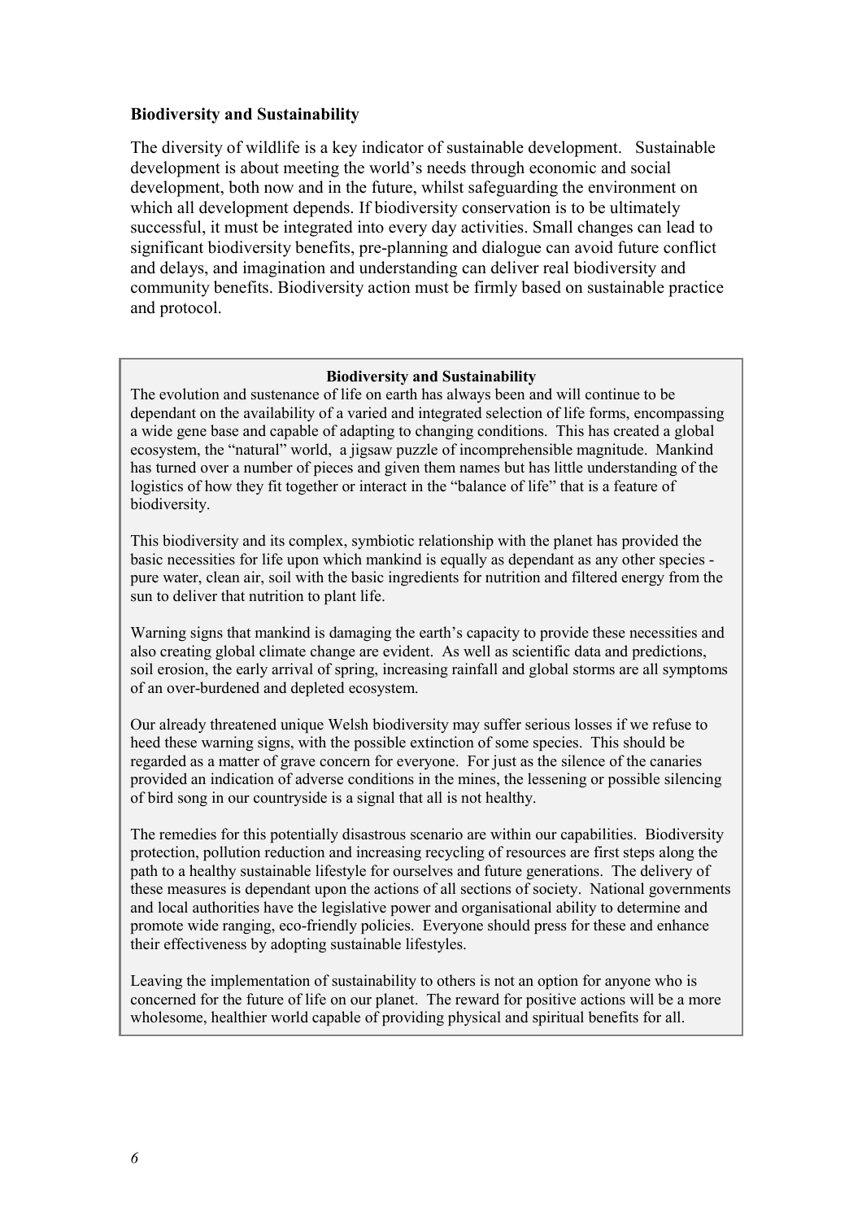## Biodiversity and Sustainability

The diversity of wildlife is a key indicator of sustainable development. Sustainable development is about meeting the world's needs through economic and social development, both now and in the future, whilst safeguarding the environment on which all development depends. If biodiversity conservation is to be ultimately successful, it must be integrated into every day activities. Small changes can lead to significant biodiversity benefits, pre-planning and dialogue can avoid future conflict and delays, and imagination and understanding can deliver real biodiversity and community benefits. Biodiversity action must be firmly based on sustainable practice and protocol.

### Biodiversity and Sustainability

The evolution and sustenance of life on earth has always been and will continue to be dependant on the availability of a varied and integrated selection of life forms, encompassing a wide gene base and capable of adapting to changing conditions. This has created a global ecosystem, the "natural" world, a jigsaw puzzle of incomprehensible magnitude. Mankind has turned over a number of pieces and given them names but has little understanding of the logistics of how they fit together or interact in the "balance of life" that is a feature of biodiversity.

This biodiversity and its complex, symbiotic relationship with the planet has provided the basic necessities for life upon which mankind is equally as dependant as any other species - pure water, clean air, soil with the basic ingredients for nutrition and filtered energy from the sun to deliver that nutrition to plant life.

Warning signs that mankind is damaging the earth's capacity to provide these necessities and also creating global climate change are evident. As well as scientific data and predictions, soil erosion, the early arrival of spring, increasing rainfall and global storms are all symptoms of an over-burdened and depleted ecosystem.

Our already threatened unique Welsh biodiversity may suffer serious losses if we refuse to heed these warning signs, with the possible extinction of some species. This should be regarded as a matter of grave concern for everyone. For just as the silence of the canaries provided an indication of adverse conditions in the mines, the lessening or possible silencing of bird song in our countryside is a signal that all is not healthy.

The remedies for this potentially disastrous scenario are within our capabilities. Biodiversity protection, pollution reduction and increasing recycling of resources are first steps along the path to a healthy sustainable lifestyle for ourselves and future generations. The delivery of these measures is dependant upon the actions of all sections of society. National governments and local authorities have the legislative power and organisational ability to determine and promote wide ranging, eco-friendly policies. Everyone should press for these and enhance their effectiveness by adopting sustainable lifestyles.

Leaving the implementation of sustainability to others is not an option for anyone who is concerned for the future of life on our planet. The reward for positive actions will be a more wholesome, healthier world capable of providing physical and spiritual benefits for all.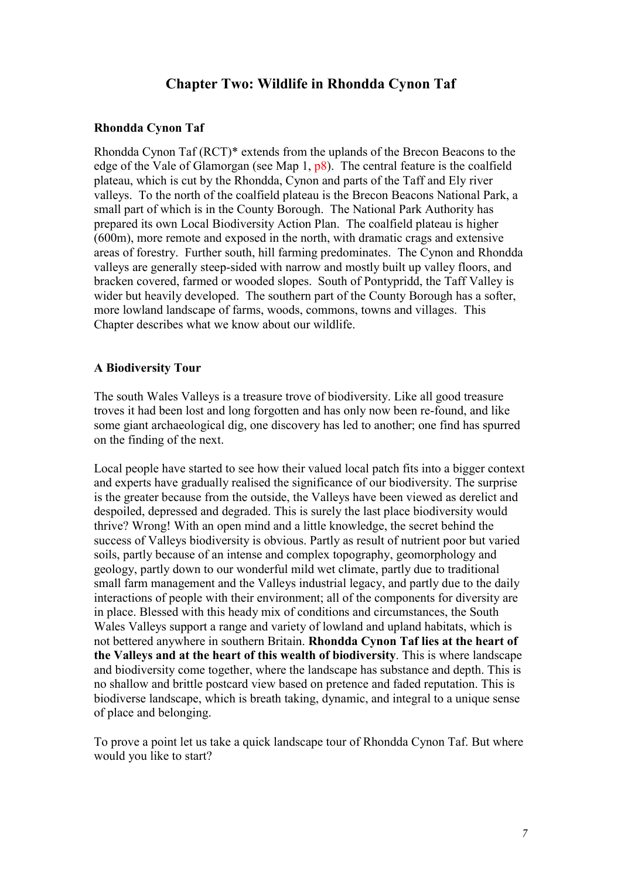# Chapter Two: Wildlife in Rhondda Cynon Taf

### Rhondda Cynon Taf

Rhondda Cynon Taf (RCT)* extends from the uplands of the Brecon Beacons to the edge of the Vale of Glamorgan (see Map 1, p8). The central feature is the coalfield plateau, which is cut by the Rhondda, Cynon and parts of the Taff and Ely river valleys. To the north of the coalfield plateau is the Brecon Beacons National Park, a small part of which is in the County Borough. The National Park Authority has prepared its own Local Biodiversity Action Plan. The coalfield plateau is higher (600m), more remote and exposed in the north, with dramatic crags and extensive areas of forestry. Further south, hill farming predominates. The Cynon and Rhondda valleys are generally steep-sided with narrow and mostly built up valley floors, and bracken covered, farmed or wooded slopes. South of Pontypridd, the Taff Valley is wider but heavily developed. The southern part of the County Borough has a softer, more lowland landscape of farms, woods, commons, towns and villages. This Chapter describes what we know about our wildlife.

### A Biodiversity Tour

The south Wales Valleys is a treasure trove of biodiversity. Like all good treasure troves it had been lost and long forgotten and has only now been re-found, and like some giant archaeological dig, one discovery has led to another; one find has spurred on the finding of the next.

Local people have started to see how their valued local patch fits into a bigger context and experts have gradually realised the significance of our biodiversity. The surprise is the greater because from the outside, the Valleys have been viewed as derelict and despoiled, depressed and degraded. This is surely the last place biodiversity would thrive? Wrong! With an open mind and a little knowledge, the secret behind the success of Valleys biodiversity is obvious. Partly as result of nutrient poor but varied soils, partly because of an intense and complex topography, geomorphology and geology, partly down to our wonderful mild wet climate, partly due to traditional small farm management and the Valleys industrial legacy, and partly due to the daily interactions of people with their environment; all of the components for diversity are in place. Blessed with this heady mix of conditions and circumstances, the South Wales Valleys support a range and variety of lowland and upland habitats, which is not bettered anywhere in southern Britain. **Rhondda Cynon Taf lies at the heart of the Valleys and at the heart of this wealth of biodiversity**. This is where landscape and biodiversity come together, where the landscape has substance and depth. This is no shallow and brittle postcard view based on pretence and faded reputation. This is biodiverse landscape, which is breath taking, dynamic, and integral to a unique sense of place and belonging.

To prove a point let us take a quick landscape tour of Rhondda Cynon Taf. But where would you like to start?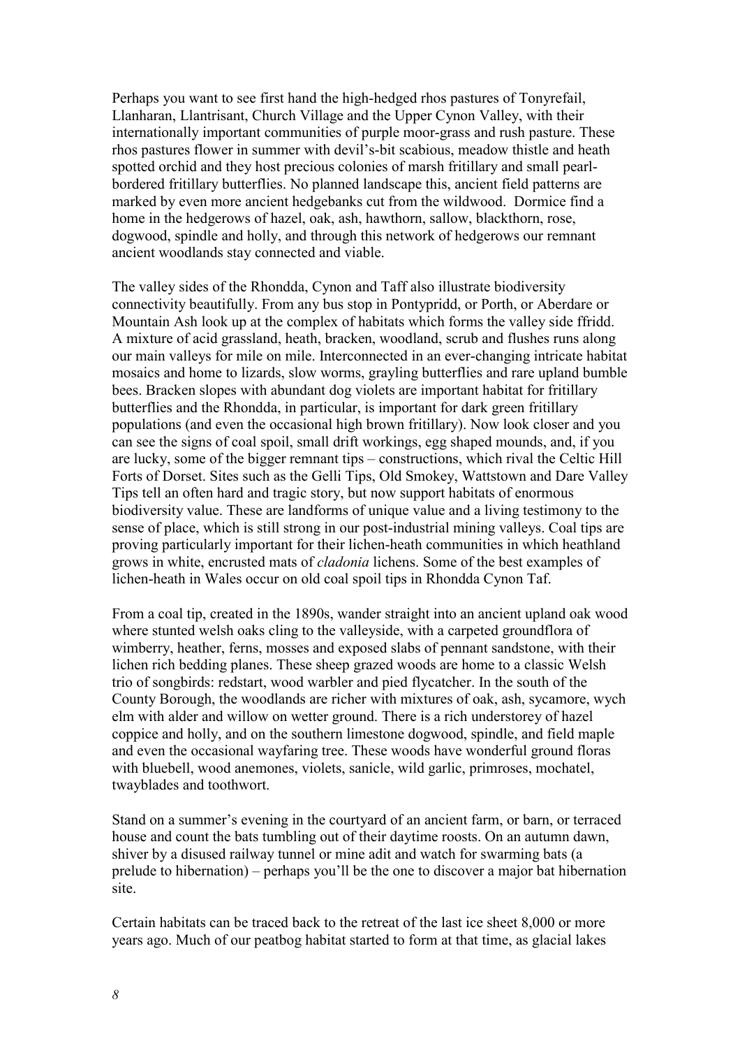Perhaps you want to see first hand the high-hedged rhos pastures of Tonyrefail, Llanharan, Llantrisant, Church Village and the Upper Cynon Valley, with their internationally important communities of purple moor-grass and rush pasture. These rhos pastures flower in summer with devil's-bit scabious, meadow thistle and heath spotted orchid and they host precious colonies of marsh fritillary and small pearl-bordered fritillary butterflies. No planned landscape this, ancient field patterns are marked by even more ancient hedgebanks cut from the wildwood. Dormice find a home in the hedgerows of hazel, oak, ash, hawthorn, sallow, blackthorn, rose, dogwood, spindle and holly, and through this network of hedgerows our remnant ancient woodlands stay connected and viable.

The valley sides of the Rhondda, Cynon and Taff also illustrate biodiversity connectivity beautifully. From any bus stop in Pontypridd, or Porth, or Aberdare or Mountain Ash look up at the complex of habitats which forms the valley side ffridd. A mixture of acid grassland, heath, bracken, woodland, scrub and flushes runs along our main valleys for mile on mile. Interconnected in an ever-changing intricate habitat mosaics and home to lizards, slow worms, grayling butterflies and rare upland bumble bees. Bracken slopes with abundant dog violets are important habitat for fritillary butterflies and the Rhondda, in particular, is important for dark green fritillary populations (and even the occasional high brown fritillary). Now look closer and you can see the signs of coal spoil, small drift workings, egg shaped mounds, and, if you are lucky, some of the bigger remnant tips – constructions, which rival the Celtic Hill Forts of Dorset. Sites such as the Gelli Tips, Old Smokey, Wattstown and Dare Valley Tips tell an often hard and tragic story, but now support habitats of enormous biodiversity value. These are landforms of unique value and a living testimony to the sense of place, which is still strong in our post-industrial mining valleys. Coal tips are proving particularly important for their lichen-heath communities in which heathland grows in white, encrusted mats of *cladonia* lichens. Some of the best examples of lichen-heath in Wales occur on old coal spoil tips in Rhondda Cynon Taf.

From a coal tip, created in the 1890s, wander straight into an ancient upland oak wood where stunted welsh oaks cling to the valleyside, with a carpeted groundflora of wimberry, heather, ferns, mosses and exposed slabs of pennant sandstone, with their lichen rich bedding planes. These sheep grazed woods are home to a classic Welsh trio of songbirds: redstart, wood warbler and pied flycatcher. In the south of the County Borough, the woodlands are richer with mixtures of oak, ash, sycamore, wych elm with alder and willow on wetter ground. There is a rich understorey of hazel coppice and holly, and on the southern limestone dogwood, spindle, and field maple and even the occasional wayfaring tree. These woods have wonderful ground floras with bluebell, wood anemones, violets, sanicle, wild garlic, primroses, mochatel, twayblades and toothwort.

Stand on a summer's evening in the courtyard of an ancient farm, or barn, or terraced house and count the bats tumbling out of their daytime roosts. On an autumn dawn, shiver by a disused railway tunnel or mine adit and watch for swarming bats (a prelude to hibernation) – perhaps you'll be the one to discover a major bat hibernation site.

Certain habitats can be traced back to the retreat of the last ice sheet 8,000 or more years ago. Much of our peatbog habitat started to form at that time, as glacial lakes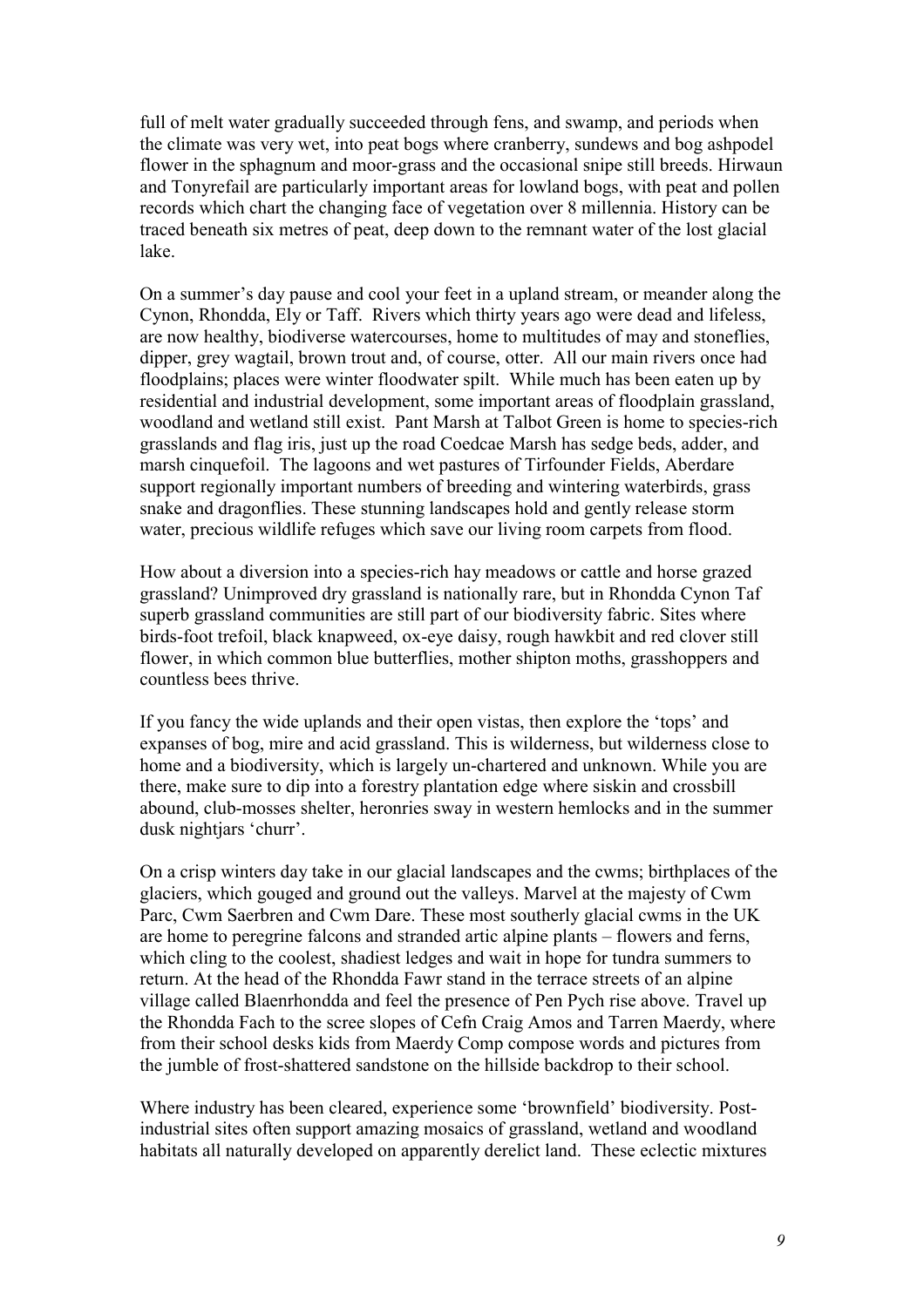full of melt water gradually succeeded through fens, and swamp, and periods when the climate was very wet, into peat bogs where cranberry, sundews and bog ashpodel flower in the sphagnum and moor-grass and the occasional snipe still breeds. Hirwaun and Tonyrefail are particularly important areas for lowland bogs, with peat and pollen records which chart the changing face of vegetation over 8 millennia. History can be traced beneath six metres of peat, deep down to the remnant water of the lost glacial lake.

On a summer's day pause and cool your feet in a upland stream, or meander along the Cynon, Rhondda, Ely or Taff. Rivers which thirty years ago were dead and lifeless, are now healthy, biodiverse watercourses, home to multitudes of may and stoneflies, dipper, grey wagtail, brown trout and, of course, otter. All our main rivers once had floodplains; places were winter floodwater spilt. While much has been eaten up by residential and industrial development, some important areas of floodplain grassland, woodland and wetland still exist. Pant Marsh at Talbot Green is home to species-rich grasslands and flag iris, just up the road Coedcae Marsh has sedge beds, adder, and marsh cinquefoil. The lagoons and wet pastures of Tirfounder Fields, Aberdare support regionally important numbers of breeding and wintering waterbirds, grass snake and dragonflies. These stunning landscapes hold and gently release storm water, precious wildlife refuges which save our living room carpets from flood.

How about a diversion into a species-rich hay meadows or cattle and horse grazed grassland? Unimproved dry grassland is nationally rare, but in Rhondda Cynon Taf superb grassland communities are still part of our biodiversity fabric. Sites where birds-foot trefoil, black knapweed, ox-eye daisy, rough hawkbit and red clover still flower, in which common blue butterflies, mother shipton moths, grasshoppers and countless bees thrive.

If you fancy the wide uplands and their open vistas, then explore the 'tops' and expanses of bog, mire and acid grassland. This is wilderness, but wilderness close to home and a biodiversity, which is largely un-chartered and unknown. While you are there, make sure to dip into a forestry plantation edge where siskin and crossbill abound, club-mosses shelter, heronries sway in western hemlocks and in the summer dusk nightjars 'churr'.

On a crisp winters day take in our glacial landscapes and the cwms; birthplaces of the glaciers, which gouged and ground out the valleys. Marvel at the majesty of Cwm Parc, Cwm Saerbren and Cwm Dare. These most southerly glacial cwms in the UK are home to peregrine falcons and stranded artic alpine plants – flowers and ferns, which cling to the coolest, shadiest ledges and wait in hope for tundra summers to return. At the head of the Rhondda Fawr stand in the terrace streets of an alpine village called Blaenrhondda and feel the presence of Pen Pych rise above. Travel up the Rhondda Fach to the scree slopes of Cefn Craig Amos and Tarren Maerdy, where from their school desks kids from Maerdy Comp compose words and pictures from the jumble of frost-shattered sandstone on the hillside backdrop to their school.

Where industry has been cleared, experience some 'brownfield' biodiversity. Post-industrial sites often support amazing mosaics of grassland, wetland and woodland habitats all naturally developed on apparently derelict land. These eclectic mixtures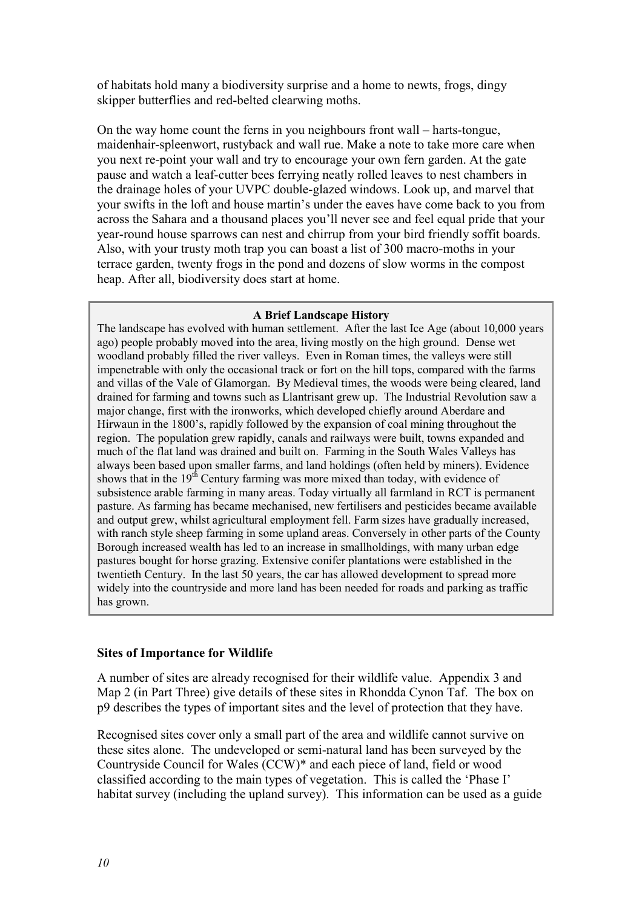of habitats hold many a biodiversity surprise and a home to newts, frogs, dingy skipper butterflies and red-belted clearwing moths.

On the way home count the ferns in you neighbours front wall – harts-tongue, maidenhair-spleenwort, rustyback and wall rue. Make a note to take more care when you next re-point your wall and try to encourage your own fern garden. At the gate pause and watch a leaf-cutter bees ferrying neatly rolled leaves to nest chambers in the drainage holes of your UVPC double-glazed windows. Look up, and marvel that your swifts in the loft and house martin's under the eaves have come back to you from across the Sahara and a thousand places you'll never see and feel equal pride that your year-round house sparrows can nest and chirrup from your bird friendly soffit boards. Also, with your trusty moth trap you can boast a list of 300 macro-moths in your terrace garden, twenty frogs in the pond and dozens of slow worms in the compost heap. After all, biodiversity does start at home.

> **A Brief Landscape History**
>
> The landscape has evolved with human settlement. After the last Ice Age (about 10,000 years ago) people probably moved into the area, living mostly on the high ground. Dense wet woodland probably filled the river valleys. Even in Roman times, the valleys were still impenetrable with only the occasional track or fort on the hill tops, compared with the farms and villas of the Vale of Glamorgan. By Medieval times, the woods were being cleared, land drained for farming and towns such as Llantrisant grew up. The Industrial Revolution saw a major change, first with the ironworks, which developed chiefly around Aberdare and Hirwaun in the 1800's, rapidly followed by the expansion of coal mining throughout the region. The population grew rapidly, canals and railways were built, towns expanded and much of the flat land was drained and built on. Farming in the South Wales Valleys has always been based upon smaller farms, and land holdings (often held by miners). Evidence shows that in the 19th Century farming was more mixed than today, with evidence of subsistence arable farming in many areas. Today virtually all farmland in RCT is permanent pasture. As farming has became mechanised, new fertilisers and pesticides became available and output grew, whilst agricultural employment fell. Farm sizes have gradually increased, with ranch style sheep farming in some upland areas. Conversely in other parts of the County Borough increased wealth has led to an increase in smallholdings, with many urban edge pastures bought for horse grazing. Extensive conifer plantations were established in the twentieth Century. In the last 50 years, the car has allowed development to spread more widely into the countryside and more land has been needed for roads and parking as traffic has grown.

### Sites of Importance for Wildlife

A number of sites are already recognised for their wildlife value. Appendix 3 and Map 2 (in Part Three) give details of these sites in Rhondda Cynon Taf. The box on p9 describes the types of important sites and the level of protection that they have.

Recognised sites cover only a small part of the area and wildlife cannot survive on these sites alone. The undeveloped or semi-natural land has been surveyed by the Countryside Council for Wales (CCW)* and each piece of land, field or wood classified according to the main types of vegetation. This is called the 'Phase I' habitat survey (including the upland survey). This information can be used as a guide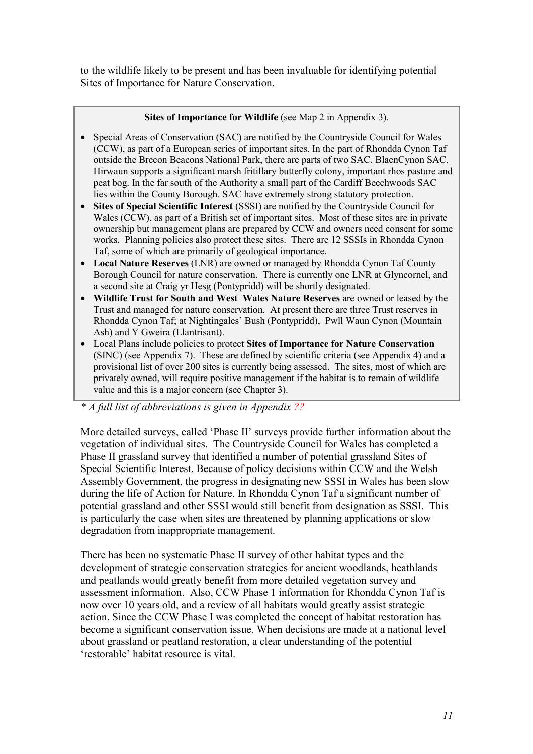to the wildlife likely to be present and has been invaluable for identifying potential Sites of Importance for Nature Conservation.

**Sites of Importance for Wildlife** (see Map 2 in Appendix 3).

- Special Areas of Conservation (SAC) are notified by the Countryside Council for Wales (CCW), as part of a European series of important sites. In the part of Rhondda Cynon Taf outside the Brecon Beacons National Park, there are parts of two SAC. BlaenCynon SAC, Hirwaun supports a significant marsh fritillary butterfly colony, important rhos pasture and peat bog. In the far south of the Authority a small part of the Cardiff Beechwoods SAC lies within the County Borough. SAC have extremely strong statutory protection.
- **Sites of Special Scientific Interest** (SSSI) are notified by the Countryside Council for Wales (CCW), as part of a British set of important sites. Most of these sites are in private ownership but management plans are prepared by CCW and owners need consent for some works. Planning policies also protect these sites. There are 12 SSSIs in Rhondda Cynon Taf, some of which are primarily of geological importance.
- **Local Nature Reserves** (LNR) are owned or managed by Rhondda Cynon Taf County Borough Council for nature conservation. There is currently one LNR at Glyncornel, and a second site at Craig yr Hesg (Pontypridd) will be shortly designated.
- **Wildlife Trust for South and West Wales Nature Reserves** are owned or leased by the Trust and managed for nature conservation. At present there are three Trust reserves in Rhondda Cynon Taf; at Nightingales' Bush (Pontypridd), Pwll Waun Cynon (Mountain Ash) and Y Gweira (Llantrisant).
- Local Plans include policies to protect **Sites of Importance for Nature Conservation** (SINC) (see Appendix 7). These are defined by scientific criteria (see Appendix 4) and a provisional list of over 200 sites is currently being assessed. The sites, most of which are privately owned, will require positive management if the habitat is to remain of wildlife value and this is a major concern (see Chapter 3).

*\* A full list of abbreviations is given in Appendix ??*

More detailed surveys, called 'Phase II' surveys provide further information about the vegetation of individual sites. The Countryside Council for Wales has completed a Phase II grassland survey that identified a number of potential grassland Sites of Special Scientific Interest. Because of policy decisions within CCW and the Welsh Assembly Government, the progress in designating new SSSI in Wales has been slow during the life of Action for Nature. In Rhondda Cynon Taf a significant number of potential grassland and other SSSI would still benefit from designation as SSSI. This is particularly the case when sites are threatened by planning applications or slow degradation from inappropriate management.

There has been no systematic Phase II survey of other habitat types and the development of strategic conservation strategies for ancient woodlands, heathlands and peatlands would greatly benefit from more detailed vegetation survey and assessment information. Also, CCW Phase 1 information for Rhondda Cynon Taf is now over 10 years old, and a review of all habitats would greatly assist strategic action. Since the CCW Phase I was completed the concept of habitat restoration has become a significant conservation issue. When decisions are made at a national level about grassland or peatland restoration, a clear understanding of the potential 'restorable' habitat resource is vital.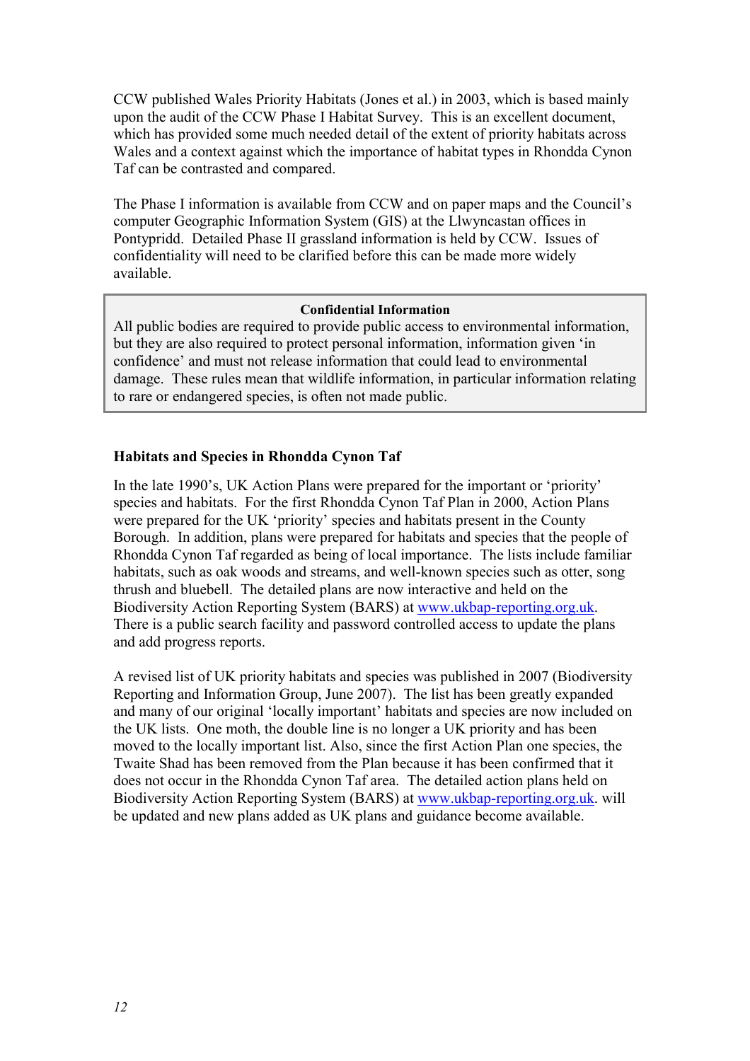CCW published Wales Priority Habitats (Jones et al.) in 2003, which is based mainly upon the audit of the CCW Phase I Habitat Survey. This is an excellent document, which has provided some much needed detail of the extent of priority habitats across Wales and a context against which the importance of habitat types in Rhondda Cynon Taf can be contrasted and compared.

The Phase I information is available from CCW and on paper maps and the Council's computer Geographic Information System (GIS) at the Llwyncastan offices in Pontypridd. Detailed Phase II grassland information is held by CCW. Issues of confidentiality will need to be clarified before this can be made more widely available.

> **Confidential Information**
>
> All public bodies are required to provide public access to environmental information, but they are also required to protect personal information, information given 'in confidence' and must not release information that could lead to environmental damage. These rules mean that wildlife information, in particular information relating to rare or endangered species, is often not made public.

### Habitats and Species in Rhondda Cynon Taf

In the late 1990's, UK Action Plans were prepared for the important or 'priority' species and habitats. For the first Rhondda Cynon Taf Plan in 2000, Action Plans were prepared for the UK 'priority' species and habitats present in the County Borough. In addition, plans were prepared for habitats and species that the people of Rhondda Cynon Taf regarded as being of local importance. The lists include familiar habitats, such as oak woods and streams, and well-known species such as otter, song thrush and bluebell. The detailed plans are now interactive and held on the Biodiversity Action Reporting System (BARS) at www.ukbap-reporting.org.uk. There is a public search facility and password controlled access to update the plans and add progress reports.

A revised list of UK priority habitats and species was published in 2007 (Biodiversity Reporting and Information Group, June 2007). The list has been greatly expanded and many of our original 'locally important' habitats and species are now included on the UK lists. One moth, the double line is no longer a UK priority and has been moved to the locally important list. Also, since the first Action Plan one species, the Twaite Shad has been removed from the Plan because it has been confirmed that it does not occur in the Rhondda Cynon Taf area. The detailed action plans held on Biodiversity Action Reporting System (BARS) at www.ukbap-reporting.org.uk. will be updated and new plans added as UK plans and guidance become available.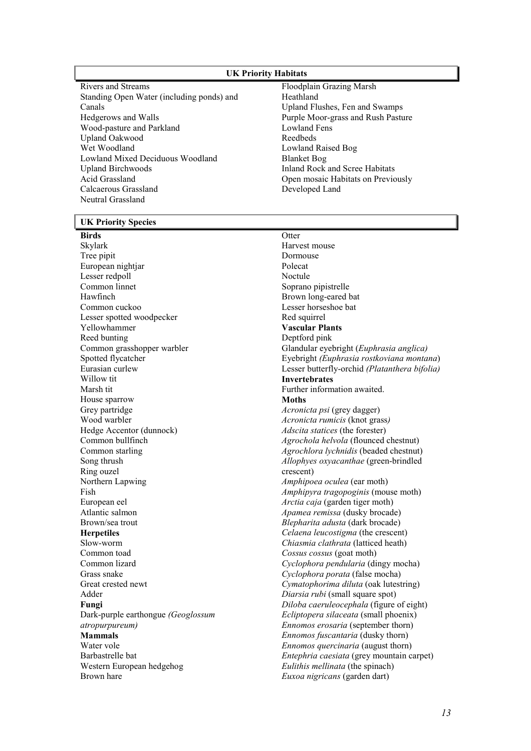## UK Priority Habitats

Rivers and Streams
Standing Open Water (including ponds) and Canals
Hedgerows and Walls
Wood-pasture and Parkland
Upland Oakwood
Wet Woodland
Lowland Mixed Deciduous Woodland
Upland Birchwoods
Acid Grassland
Calcaerous Grassland
Neutral Grassland
Floodplain Grazing Marsh
Heathland
Upland Flushes, Fen and Swamps
Purple Moor-grass and Rush Pasture
Lowland Fens
Reedbeds
Lowland Raised Bog
Blanket Bog
Inland Rock and Scree Habitats
Open mosaic Habitats on Previously Developed Land

## UK Priority Species

**Birds**

Skylark
Tree pipit
European nightjar
Lesser redpoll
Common linnet
Hawfinch
Common cuckoo
Lesser spotted woodpecker
Yellowhammer
Reed bunting
Common grasshopper warbler
Spotted flycatcher
Eurasian curlew
Willow tit
Marsh tit
House sparrow
Grey partridge
Wood warbler
Hedge Accentor (dunnock)
Common bullfinch
Common starling
Song thrush
Ring ouzel
Northern Lapwing
Fish
European eel
Atlantic salmon
Brown/sea trout

**Herpetiles**

Slow-worm
Common toad
Common lizard
Grass snake
Great crested newt
Adder

**Fungi**

Dark-purple earthongue *(Geoglossum atropurpureum)*

**Mammals**

Water vole
Barbastrelle bat
Western European hedgehog
Brown hare
Otter
Harvest mouse
Dormouse
Polecat
Noctule
Soprano pipistrelle
Brown long-eared bat
Lesser horseshoe bat
Red squirrel

**Vascular Plants**

Deptford pink
Glandular eyebright (*Euphrasia anglica)*
Eyebright *(Euphrasia rostkoviana montana*)
Lesser butterfly-orchid *(Platanthera bifolia)*

**Invertebrates**

Further information awaited.

**Moths**

*Acronicta psi* (grey dagger)
*Acronicta rumicis* (knot grass*)*
*Adscita statices* (the forester)
*Agrochola helvola* (flounced chestnut)
*Agrochlora lychnidis* (beaded chestnut)
*Allophyes oxyacanthae* (green-brindled crescent)
*Amphipoea oculea* (ear moth)
*Amphipyra tragopoginis* (mouse moth)
*Arctia caja* (garden tiger moth)
*Apamea remissa* (dusky brocade)
*Blepharita adusta* (dark brocade)
*Celaena leucostigma* (the crescent)
*Chiasmia clathrata* (latticed heath)
*Cossus cossus* (goat moth)
*Cyclophora pendularia* (dingy mocha)
*Cyclophora porata* (false mocha)
*Cymatophorima diluta* (oak lutestring)
*Diarsia rubi* (small square spot)
*Diloba caeruleocephala* (figure of eight)
*Ecliptopera silaceata* (small phoenix)
*Ennomos erosaria* (september thorn)
*Ennomos fuscantaria* (dusky thorn)
*Ennomos quercinaria* (august thorn)
*Entephria caesiata* (grey mountain carpet)
*Eulithis mellinata* (the spinach)
*Euxoa nigricans* (garden dart)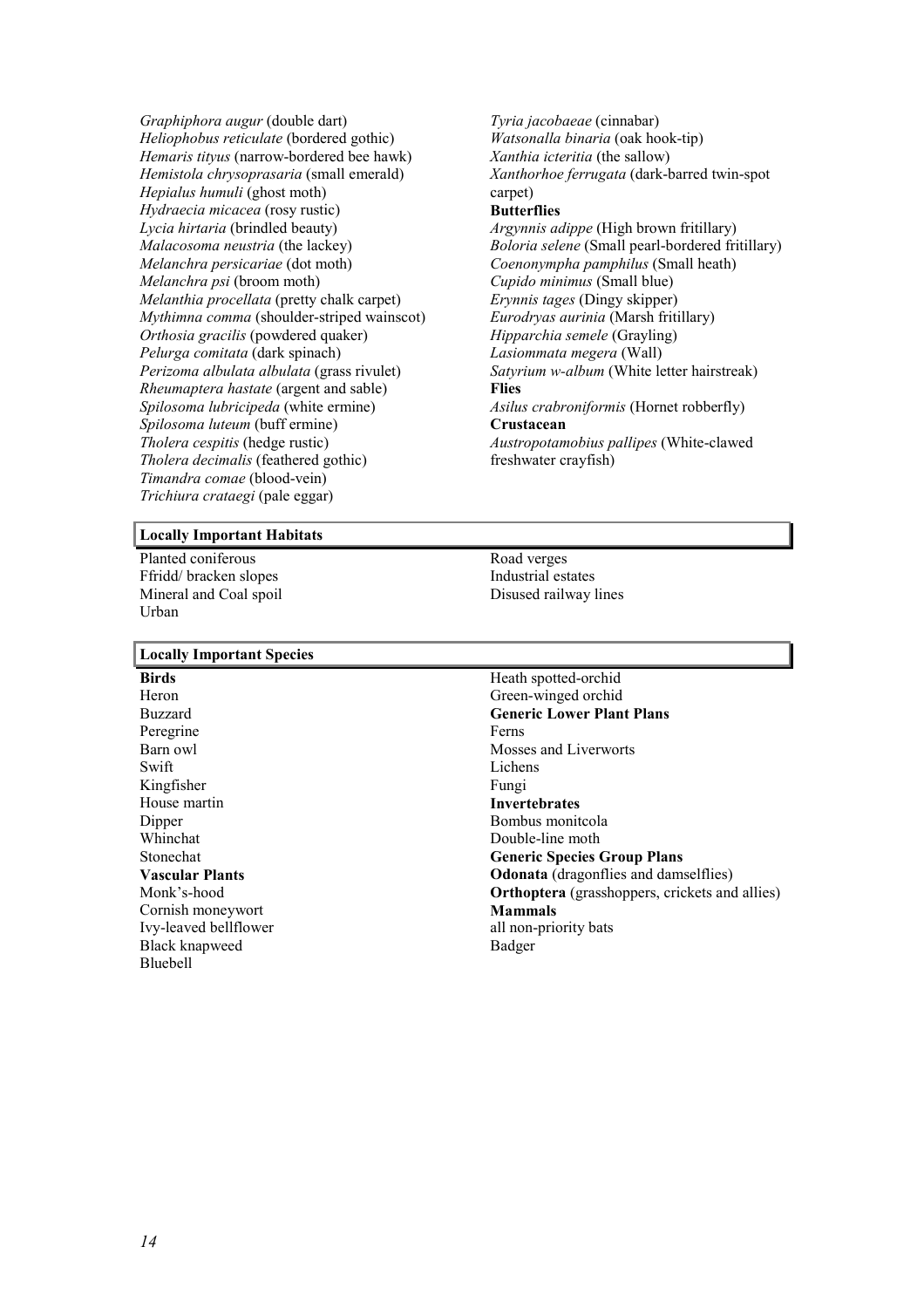*Graphiphora augur* (double dart)
*Heliophobus reticulate* (bordered gothic)
*Hemaris tityus* (narrow-bordered bee hawk)
*Hemistola chrysoprasaria* (small emerald)
*Hepialus humuli* (ghost moth)
*Hydraecia micacea* (rosy rustic)
*Lycia hirtaria* (brindled beauty)
*Malacosoma neustria* (the lackey)
*Melanchra persicariae* (dot moth)
*Melanchra psi* (broom moth)
*Melanthia procellata* (pretty chalk carpet)
*Mythimna comma* (shoulder-striped wainscot)
*Orthosia gracilis* (powdered quaker)
*Pelurga comitata* (dark spinach)
*Perizoma albulata albulata* (grass rivulet)
*Rheumaptera hastate* (argent and sable)
*Spilosoma lubricipeda* (white ermine)
*Spilosoma luteum* (buff ermine)
*Tholera cespitis* (hedge rustic)
*Tholera decimalis* (feathered gothic)
*Timandra comae* (blood-vein)
*Trichiura crataegi* (pale eggar)
*Tyria jacobaeae* (cinnabar)
*Watsonalla binaria* (oak hook-tip)
*Xanthia icteritia* (the sallow)
*Xanthorhoe ferrugata* (dark-barred twin-spot carpet)

**Butterflies**
*Argynnis adippe* (High brown fritillary)
*Boloria selene* (Small pearl-bordered fritillary)
*Coenonympha pamphilus* (Small heath)
*Cupido minimus* (Small blue)
*Erynnis tages* (Dingy skipper)
*Eurodryas aurinia* (Marsh fritillary)
*Hipparchia semele* (Grayling)
*Lasiommata megera* (Wall)
*Satyrium w-album* (White letter hairstreak)

**Flies**
*Asilus crabroniformis* (Hornet robberfly)

**Crustacean**
*Austropotamobius pallipes* (White-clawed freshwater crayfish)

## Locally Important Habitats

Planted coniferous
Ffridd/ bracken slopes
Mineral and Coal spoil
Urban
Road verges
Industrial estates
Disused railway lines

## Locally Important Species

**Birds**
Heron
Buzzard
Peregrine
Barn owl
Swift
Kingfisher
House martin
Dipper
Whinchat
Stonechat

**Vascular Plants**
Monk's-hood
Cornish moneywort
Ivy-leaved bellflower
Black knapweed
Bluebell
Heath spotted-orchid
Green-winged orchid

**Generic Lower Plant Plans**
Ferns
Mosses and Liverworts
Lichens
Fungi

**Invertebrates**
Bombus monitcola
Double-line moth

**Generic Species Group Plans**
**Odonata** (dragonflies and damselflies)
**Orthoptera** (grasshoppers, crickets and allies)

**Mammals**
all non-priority bats
Badger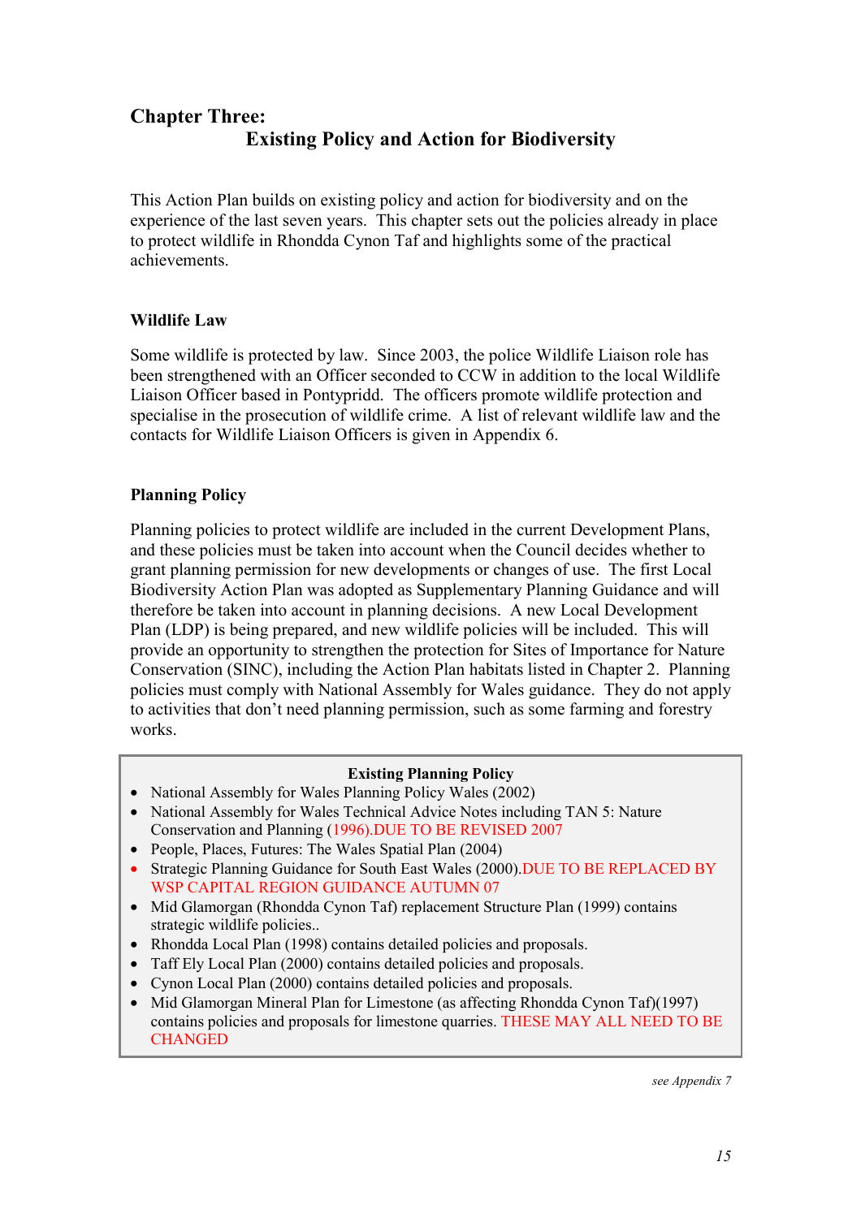# Chapter Three:
## Existing Policy and Action for Biodiversity

This Action Plan builds on existing policy and action for biodiversity and on the experience of the last seven years. This chapter sets out the policies already in place to protect wildlife in Rhondda Cynon Taf and highlights some of the practical achievements.

### Wildlife Law

Some wildlife is protected by law. Since 2003, the police Wildlife Liaison role has been strengthened with an Officer seconded to CCW in addition to the local Wildlife Liaison Officer based in Pontypridd. The officers promote wildlife protection and specialise in the prosecution of wildlife crime. A list of relevant wildlife law and the contacts for Wildlife Liaison Officers is given in Appendix 6.

### Planning Policy

Planning policies to protect wildlife are included in the current Development Plans, and these policies must be taken into account when the Council decides whether to grant planning permission for new developments or changes of use. The first Local Biodiversity Action Plan was adopted as Supplementary Planning Guidance and will therefore be taken into account in planning decisions. A new Local Development Plan (LDP) is being prepared, and new wildlife policies will be included. This will provide an opportunity to strengthen the protection for Sites of Importance for Nature Conservation (SINC), including the Action Plan habitats listed in Chapter 2. Planning policies must comply with National Assembly for Wales guidance. They do not apply to activities that don't need planning permission, such as some farming and forestry works.

**Existing Planning Policy**

- National Assembly for Wales Planning Policy Wales (2002)
- National Assembly for Wales Technical Advice Notes including TAN 5: Nature Conservation and Planning (1996).DUE TO BE REVISED 2007
- People, Places, Futures: The Wales Spatial Plan (2004)
- Strategic Planning Guidance for South East Wales (2000).DUE TO BE REPLACED BY WSP CAPITAL REGION GUIDANCE AUTUMN 07
- Mid Glamorgan (Rhondda Cynon Taf) replacement Structure Plan (1999) contains strategic wildlife policies..
- Rhondda Local Plan (1998) contains detailed policies and proposals.
- Taff Ely Local Plan (2000) contains detailed policies and proposals.
- Cynon Local Plan (2000) contains detailed policies and proposals.
- Mid Glamorgan Mineral Plan for Limestone (as affecting Rhondda Cynon Taf)(1997) contains policies and proposals for limestone quarries. THESE MAY ALL NEED TO BE CHANGED

*see Appendix 7*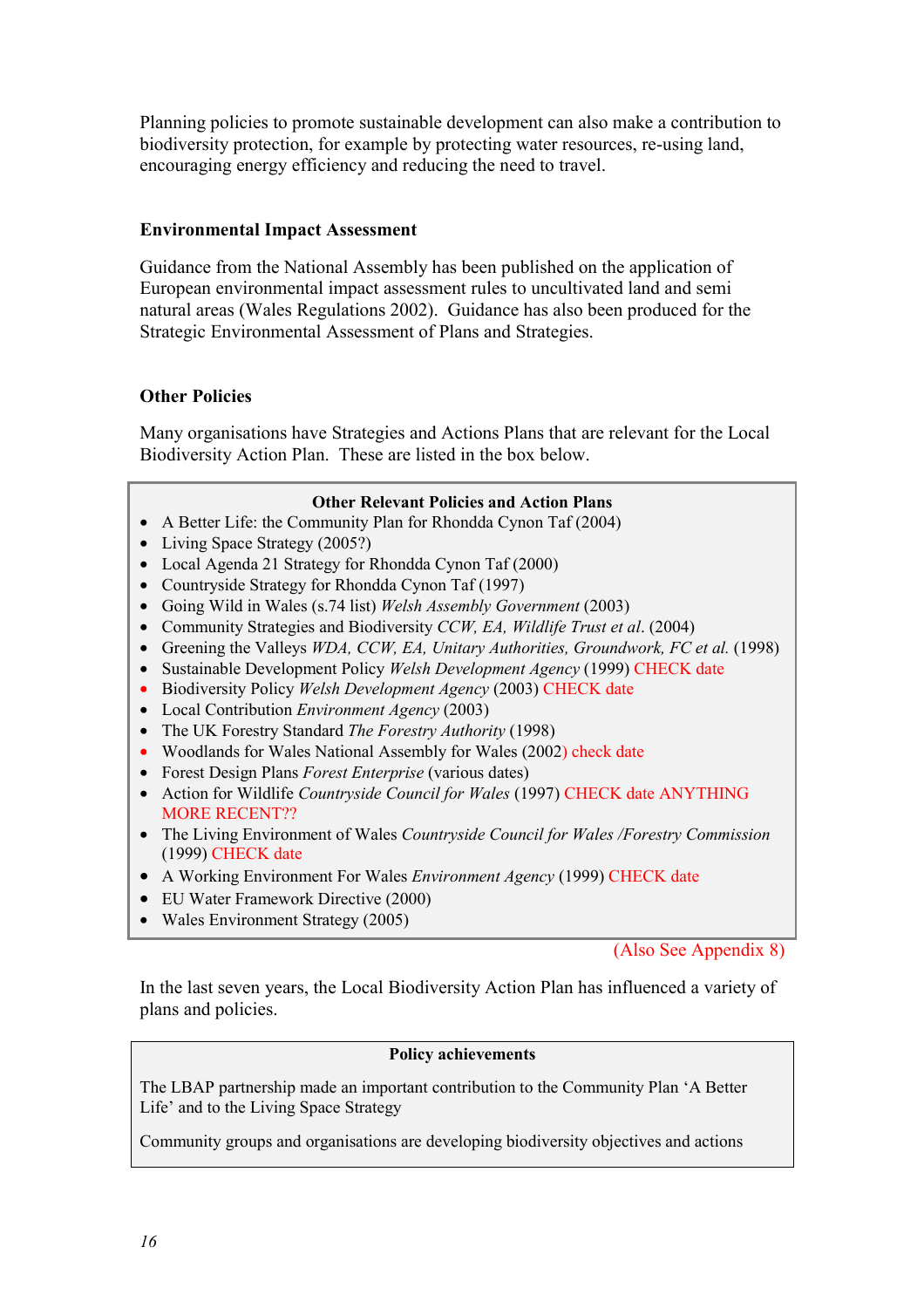Planning policies to promote sustainable development can also make a contribution to biodiversity protection, for example by protecting water resources, re-using land, encouraging energy efficiency and reducing the need to travel.

### Environmental Impact Assessment

Guidance from the National Assembly has been published on the application of European environmental impact assessment rules to uncultivated land and semi natural areas (Wales Regulations 2002). Guidance has also been produced for the Strategic Environmental Assessment of Plans and Strategies.

### Other Policies

Many organisations have Strategies and Actions Plans that are relevant for the Local Biodiversity Action Plan. These are listed in the box below.

**Other Relevant Policies and Action Plans**

- A Better Life: the Community Plan for Rhondda Cynon Taf (2004)
- Living Space Strategy (2005?)
- Local Agenda 21 Strategy for Rhondda Cynon Taf (2000)
- Countryside Strategy for Rhondda Cynon Taf (1997)
- Going Wild in Wales (s.74 list) *Welsh Assembly Government* (2003)
- Community Strategies and Biodiversity *CCW, EA, Wildlife Trust et al*. (2004)
- Greening the Valleys *WDA, CCW, EA, Unitary Authorities, Groundwork, FC et al.* (1998)
- Sustainable Development Policy *Welsh Development Agency* (1999) CHECK date
- Biodiversity Policy *Welsh Development Agency* (2003) CHECK date
- Local Contribution *Environment Agency* (2003)
- The UK Forestry Standard *The Forestry Authority* (1998)
- Woodlands for Wales National Assembly for Wales (2002) check date
- Forest Design Plans *Forest Enterprise* (various dates)
- Action for Wildlife *Countryside Council for Wales* (1997) CHECK date ANYTHING MORE RECENT??
- The Living Environment of Wales *Countryside Council for Wales /Forestry Commission* (1999) CHECK date
- A Working Environment For Wales *Environment Agency* (1999) CHECK date
- EU Water Framework Directive (2000)
- Wales Environment Strategy (2005)

(Also See Appendix 8)

In the last seven years, the Local Biodiversity Action Plan has influenced a variety of plans and policies.

**Policy achievements**

The LBAP partnership made an important contribution to the Community Plan 'A Better Life' and to the Living Space Strategy

Community groups and organisations are developing biodiversity objectives and actions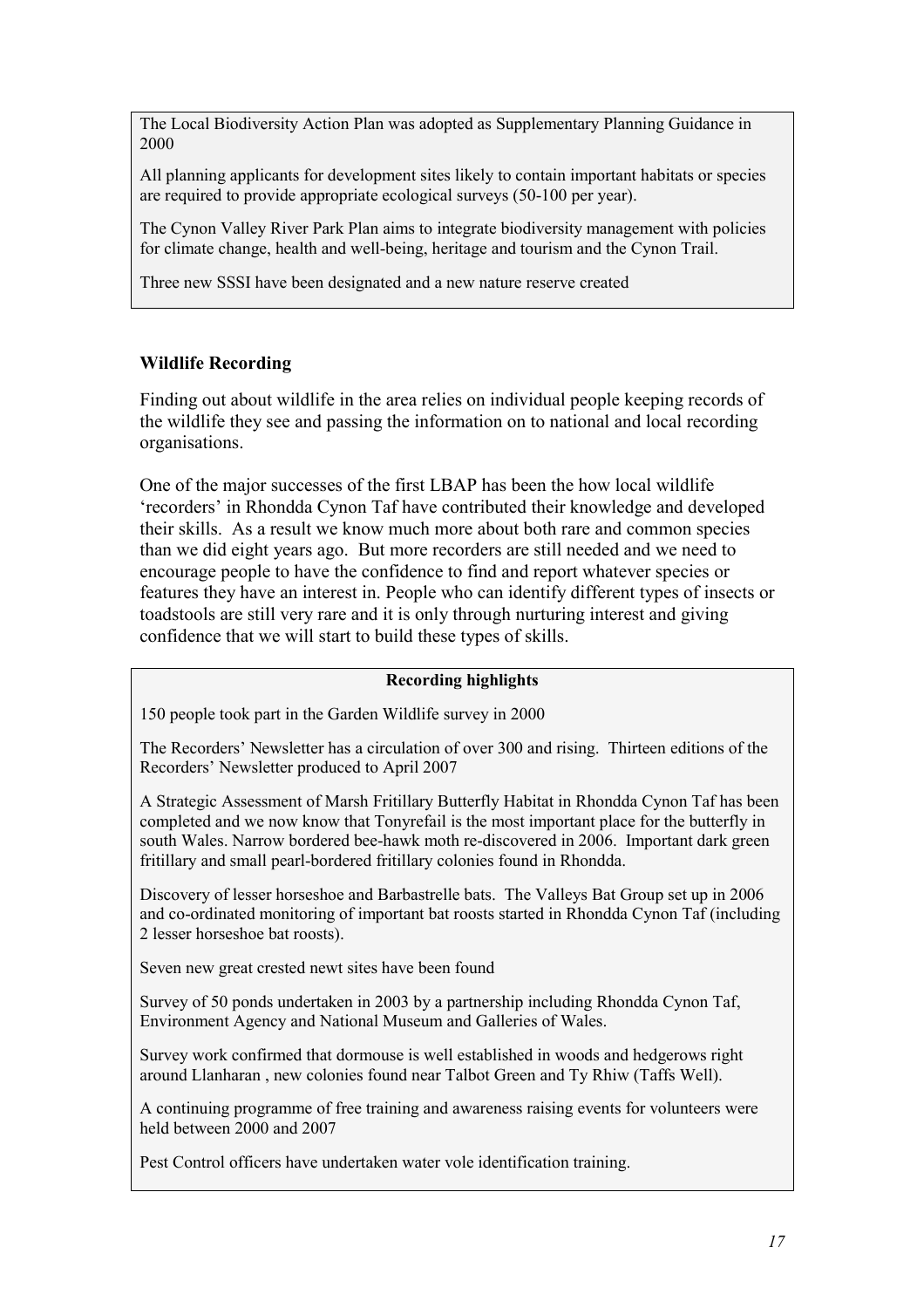The Local Biodiversity Action Plan was adopted as Supplementary Planning Guidance in 2000

All planning applicants for development sites likely to contain important habitats or species are required to provide appropriate ecological surveys (50-100 per year).

The Cynon Valley River Park Plan aims to integrate biodiversity management with policies for climate change, health and well-being, heritage and tourism and the Cynon Trail.

Three new SSSI have been designated and a new nature reserve created

## Wildlife Recording

Finding out about wildlife in the area relies on individual people keeping records of the wildlife they see and passing the information on to national and local recording organisations.

One of the major successes of the first LBAP has been the how local wildlife 'recorders' in Rhondda Cynon Taf have contributed their knowledge and developed their skills. As a result we know much more about both rare and common species than we did eight years ago. But more recorders are still needed and we need to encourage people to have the confidence to find and report whatever species or features they have an interest in. People who can identify different types of insects or toadstools are still very rare and it is only through nurturing interest and giving confidence that we will start to build these types of skills.

**Recording highlights**

150 people took part in the Garden Wildlife survey in 2000

The Recorders' Newsletter has a circulation of over 300 and rising. Thirteen editions of the Recorders' Newsletter produced to April 2007

A Strategic Assessment of Marsh Fritillary Butterfly Habitat in Rhondda Cynon Taf has been completed and we now know that Tonyrefail is the most important place for the butterfly in south Wales. Narrow bordered bee-hawk moth re-discovered in 2006. Important dark green fritillary and small pearl-bordered fritillary colonies found in Rhondda.

Discovery of lesser horseshoe and Barbastrelle bats. The Valleys Bat Group set up in 2006 and co-ordinated monitoring of important bat roosts started in Rhondda Cynon Taf (including 2 lesser horseshoe bat roosts).

Seven new great crested newt sites have been found

Survey of 50 ponds undertaken in 2003 by a partnership including Rhondda Cynon Taf, Environment Agency and National Museum and Galleries of Wales.

Survey work confirmed that dormouse is well established in woods and hedgerows right around Llanharan , new colonies found near Talbot Green and Ty Rhiw (Taffs Well).

A continuing programme of free training and awareness raising events for volunteers were held between 2000 and 2007

Pest Control officers have undertaken water vole identification training.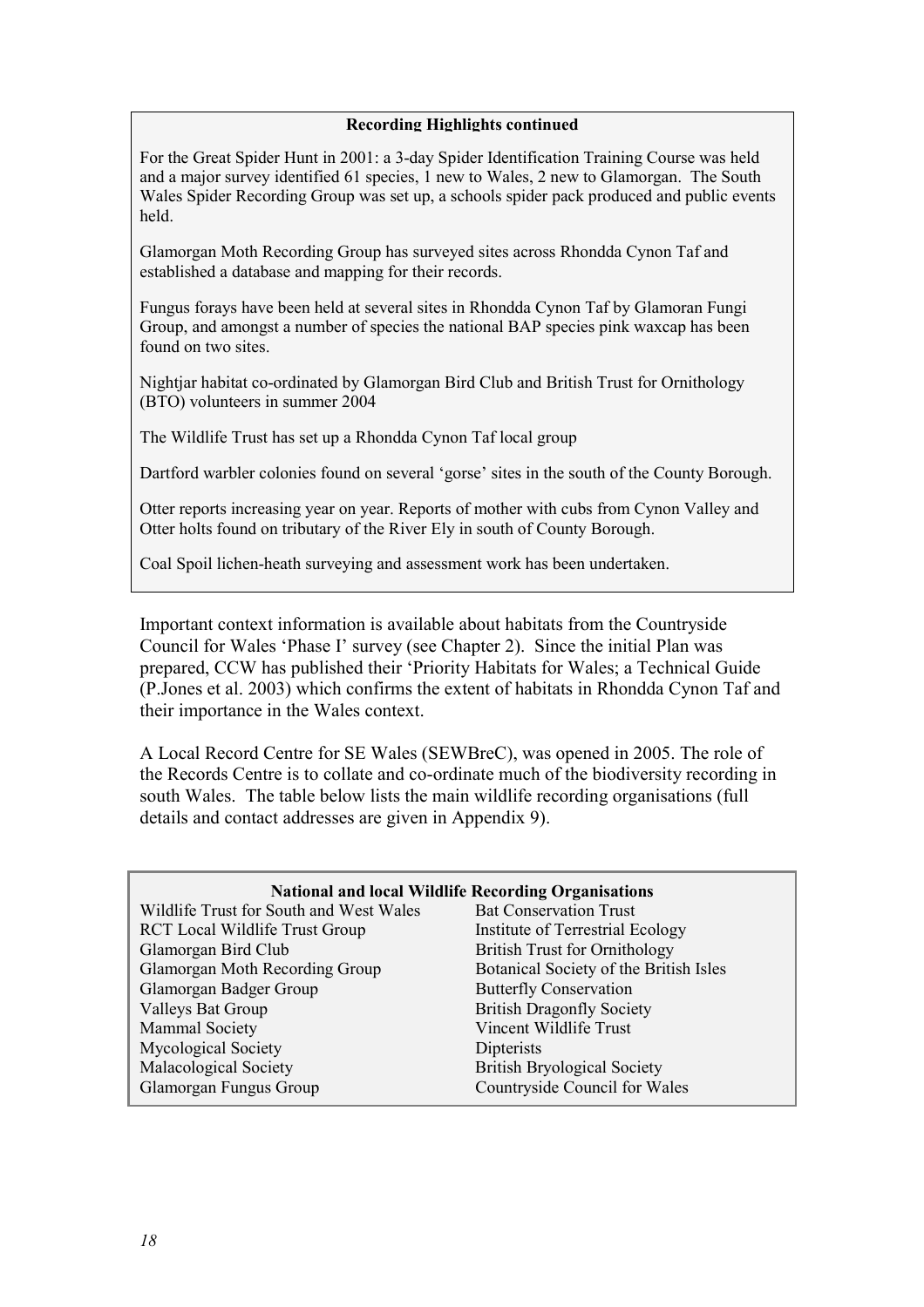**Recording Highlights continued**

For the Great Spider Hunt in 2001: a 3-day Spider Identification Training Course was held and a major survey identified 61 species, 1 new to Wales, 2 new to Glamorgan. The South Wales Spider Recording Group was set up, a schools spider pack produced and public events held.

Glamorgan Moth Recording Group has surveyed sites across Rhondda Cynon Taf and established a database and mapping for their records.

Fungus forays have been held at several sites in Rhondda Cynon Taf by Glamoran Fungi Group, and amongst a number of species the national BAP species pink waxcap has been found on two sites.

Nightjar habitat co-ordinated by Glamorgan Bird Club and British Trust for Ornithology (BTO) volunteers in summer 2004

The Wildlife Trust has set up a Rhondda Cynon Taf local group

Dartford warbler colonies found on several 'gorse' sites in the south of the County Borough.

Otter reports increasing year on year. Reports of mother with cubs from Cynon Valley and Otter holts found on tributary of the River Ely in south of County Borough.

Coal Spoil lichen-heath surveying and assessment work has been undertaken.

Important context information is available about habitats from the Countryside Council for Wales 'Phase I' survey (see Chapter 2). Since the initial Plan was prepared, CCW has published their 'Priority Habitats for Wales; a Technical Guide (P.Jones et al. 2003) which confirms the extent of habitats in Rhondda Cynon Taf and their importance in the Wales context.

A Local Record Centre for SE Wales (SEWBreC), was opened in 2005. The role of the Records Centre is to collate and co-ordinate much of the biodiversity recording in south Wales. The table below lists the main wildlife recording organisations (full details and contact addresses are given in Appendix 9).

**National and local Wildlife Recording Organisations**

| | |
|---|---|
| Wildlife Trust for South and West Wales | Bat Conservation Trust |
| RCT Local Wildlife Trust Group | Institute of Terrestrial Ecology |
| Glamorgan Bird Club | British Trust for Ornithology |
| Glamorgan Moth Recording Group | Botanical Society of the British Isles |
| Glamorgan Badger Group | Butterfly Conservation |
| Valleys Bat Group | British Dragonfly Society |
| Mammal Society | Vincent Wildlife Trust |
| Mycological Society | Dipterists |
| Malacological Society | British Bryological Society |
| Glamorgan Fungus Group | Countryside Council for Wales |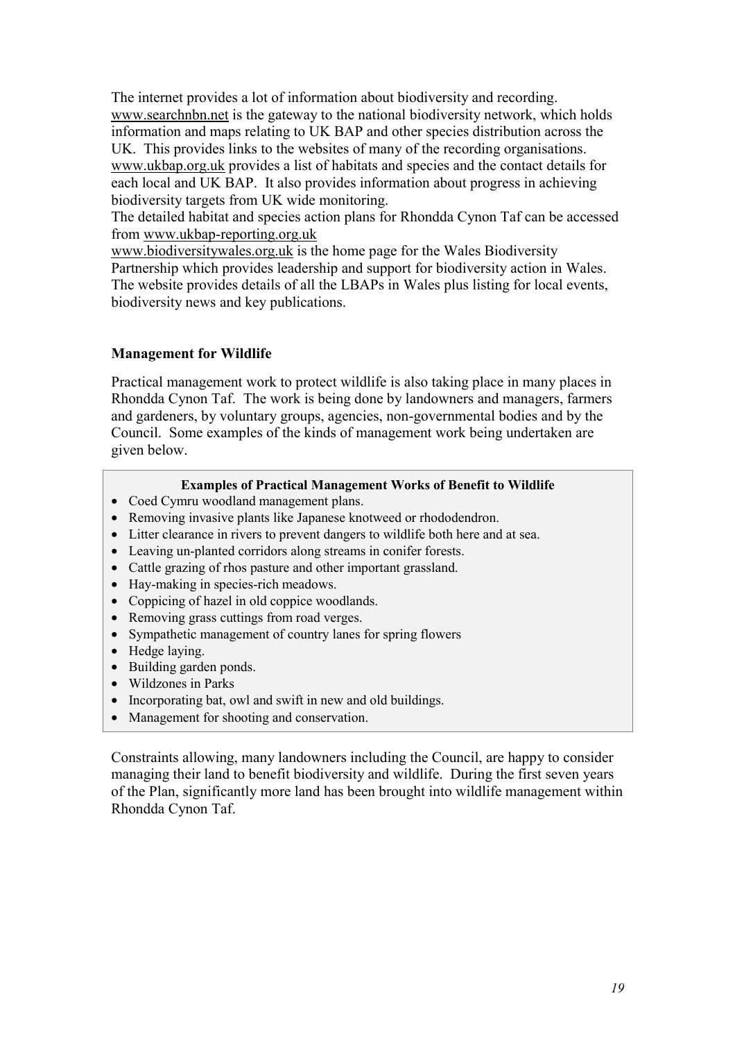The internet provides a lot of information about biodiversity and recording. www.searchnbn.net is the gateway to the national biodiversity network, which holds information and maps relating to UK BAP and other species distribution across the UK. This provides links to the websites of many of the recording organisations. www.ukbap.org.uk provides a list of habitats and species and the contact details for each local and UK BAP. It also provides information about progress in achieving biodiversity targets from UK wide monitoring.
The detailed habitat and species action plans for Rhondda Cynon Taf can be accessed from www.ukbap-reporting.org.uk
www.biodiversitywales.org.uk is the home page for the Wales Biodiversity Partnership which provides leadership and support for biodiversity action in Wales. The website provides details of all the LBAPs in Wales plus listing for local events, biodiversity news and key publications.

**Management for Wildlife**

Practical management work to protect wildlife is also taking place in many places in Rhondda Cynon Taf. The work is being done by landowners and managers, farmers and gardeners, by voluntary groups, agencies, non-governmental bodies and by the Council. Some examples of the kinds of management work being undertaken are given below.

**Examples of Practical Management Works of Benefit to Wildlife**

- Coed Cymru woodland management plans.
- Removing invasive plants like Japanese knotweed or rhododendron.
- Litter clearance in rivers to prevent dangers to wildlife both here and at sea.
- Leaving un-planted corridors along streams in conifer forests.
- Cattle grazing of rhos pasture and other important grassland.
- Hay-making in species-rich meadows.
- Coppicing of hazel in old coppice woodlands.
- Removing grass cuttings from road verges.
- Sympathetic management of country lanes for spring flowers
- Hedge laying.
- Building garden ponds.
- Wildzones in Parks
- Incorporating bat, owl and swift in new and old buildings.
- Management for shooting and conservation.

Constraints allowing, many landowners including the Council, are happy to consider managing their land to benefit biodiversity and wildlife. During the first seven years of the Plan, significantly more land has been brought into wildlife management within Rhondda Cynon Taf.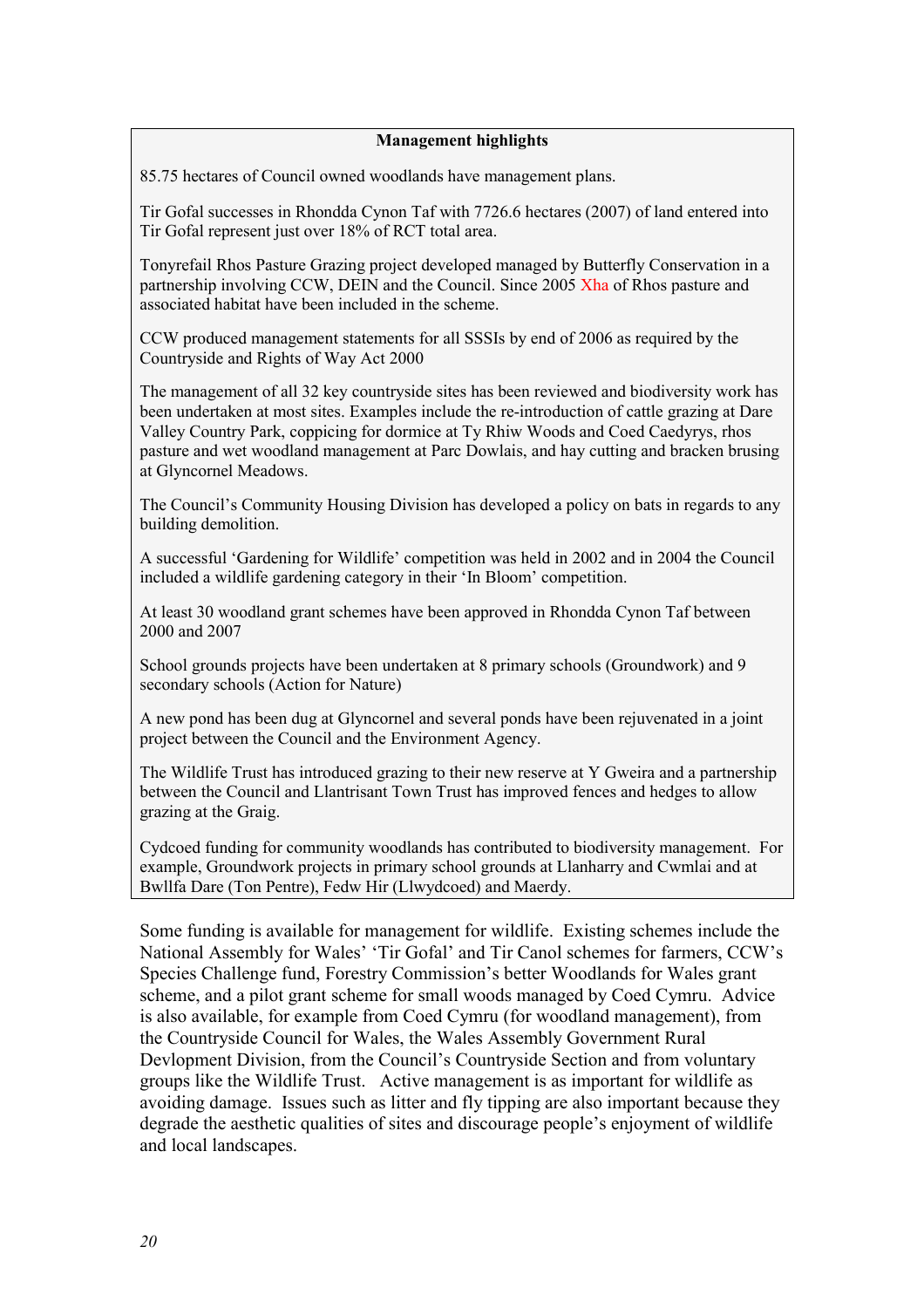**Management highlights**

85.75 hectares of Council owned woodlands have management plans.

Tir Gofal successes in Rhondda Cynon Taf with 7726.6 hectares (2007) of land entered into Tir Gofal represent just over 18% of RCT total area.

Tonyrefail Rhos Pasture Grazing project developed managed by Butterfly Conservation in a partnership involving CCW, DEIN and the Council. Since 2005 Xha of Rhos pasture and associated habitat have been included in the scheme.

CCW produced management statements for all SSSIs by end of 2006 as required by the Countryside and Rights of Way Act 2000

The management of all 32 key countryside sites has been reviewed and biodiversity work has been undertaken at most sites. Examples include the re-introduction of cattle grazing at Dare Valley Country Park, coppicing for dormice at Ty Rhiw Woods and Coed Caedyrys, rhos pasture and wet woodland management at Parc Dowlais, and hay cutting and bracken brusing at Glyncornel Meadows.

The Council's Community Housing Division has developed a policy on bats in regards to any building demolition.

A successful 'Gardening for Wildlife' competition was held in 2002 and in 2004 the Council included a wildlife gardening category in their 'In Bloom' competition.

At least 30 woodland grant schemes have been approved in Rhondda Cynon Taf between 2000 and 2007

School grounds projects have been undertaken at 8 primary schools (Groundwork) and 9 secondary schools (Action for Nature)

A new pond has been dug at Glyncornel and several ponds have been rejuvenated in a joint project between the Council and the Environment Agency.

The Wildlife Trust has introduced grazing to their new reserve at Y Gweira and a partnership between the Council and Llantrisant Town Trust has improved fences and hedges to allow grazing at the Graig.

Cydcoed funding for community woodlands has contributed to biodiversity management. For example, Groundwork projects in primary school grounds at Llanharry and Cwmlai and at Bwllfa Dare (Ton Pentre), Fedw Hir (Llwydcoed) and Maerdy.

Some funding is available for management for wildlife. Existing schemes include the National Assembly for Wales' 'Tir Gofal' and Tir Canol schemes for farmers, CCW's Species Challenge fund, Forestry Commission's better Woodlands for Wales grant scheme, and a pilot grant scheme for small woods managed by Coed Cymru. Advice is also available, for example from Coed Cymru (for woodland management), from the Countryside Council for Wales, the Wales Assembly Government Rural Devlopment Division, from the Council's Countryside Section and from voluntary groups like the Wildlife Trust. Active management is as important for wildlife as avoiding damage. Issues such as litter and fly tipping are also important because they degrade the aesthetic qualities of sites and discourage people's enjoyment of wildlife and local landscapes.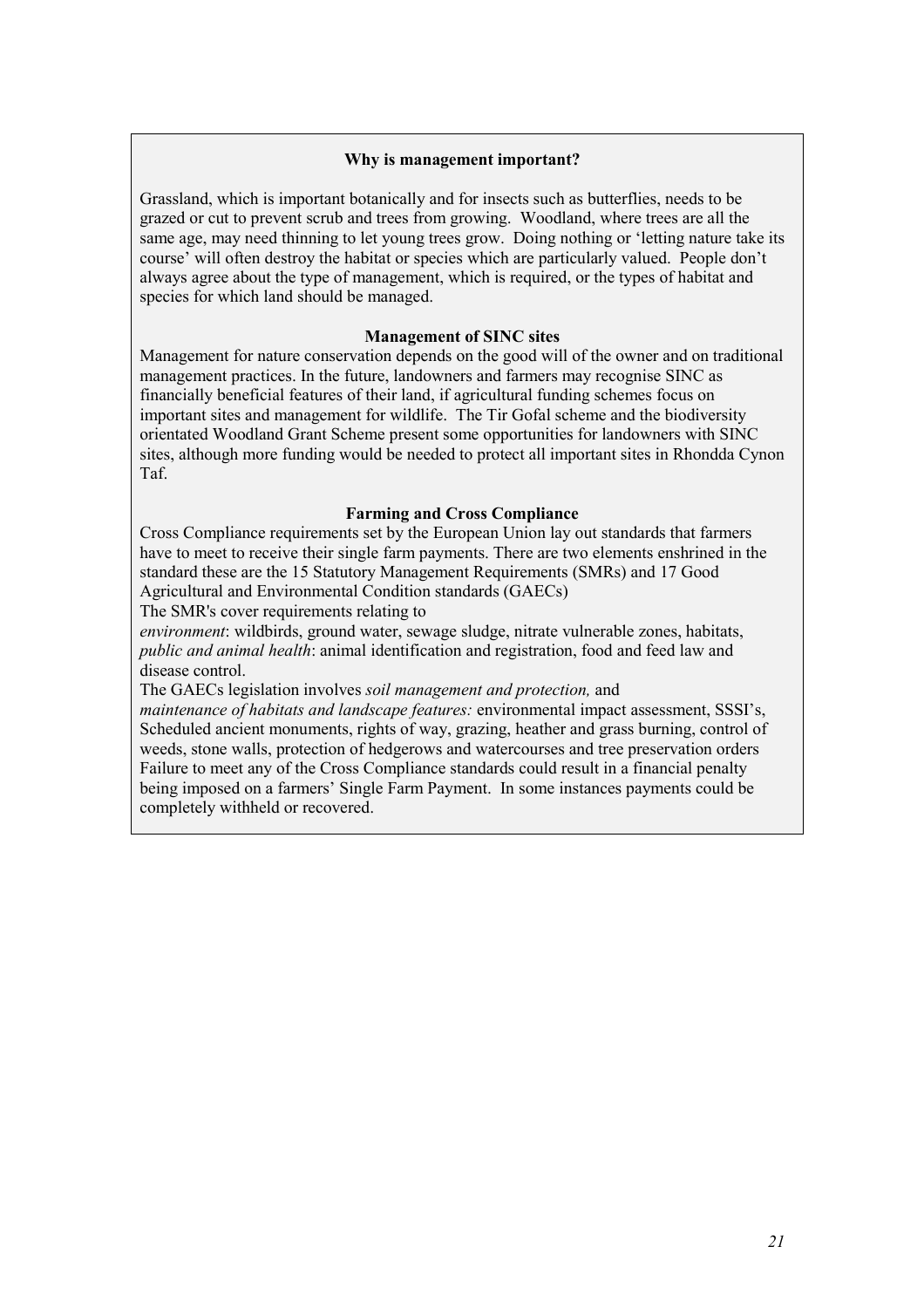### Why is management important?

Grassland, which is important botanically and for insects such as butterflies, needs to be grazed or cut to prevent scrub and trees from growing. Woodland, where trees are all the same age, may need thinning to let young trees grow. Doing nothing or 'letting nature take its course' will often destroy the habitat or species which are particularly valued. People don't always agree about the type of management, which is required, or the types of habitat and species for which land should be managed.

### Management of SINC sites

Management for nature conservation depends on the good will of the owner and on traditional management practices. In the future, landowners and farmers may recognise SINC as financially beneficial features of their land, if agricultural funding schemes focus on important sites and management for wildlife. The Tir Gofal scheme and the biodiversity orientated Woodland Grant Scheme present some opportunities for landowners with SINC sites, although more funding would be needed to protect all important sites in Rhondda Cynon Taf.

### Farming and Cross Compliance

Cross Compliance requirements set by the European Union lay out standards that farmers have to meet to receive their single farm payments. There are two elements enshrined in the standard these are the 15 Statutory Management Requirements (SMRs) and 17 Good Agricultural and Environmental Condition standards (GAECs)

The SMR's cover requirements relating to

*environment*: wildbirds, ground water, sewage sludge, nitrate vulnerable zones, habitats,
*public and animal health*: animal identification and registration, food and feed law and disease control.

The GAECs legislation involves *soil management and protection,* and
*maintenance of habitats and landscape features:* environmental impact assessment, SSSI's, Scheduled ancient monuments, rights of way, grazing, heather and grass burning, control of weeds, stone walls, protection of hedgerows and watercourses and tree preservation orders

Failure to meet any of the Cross Compliance standards could result in a financial penalty being imposed on a farmers' Single Farm Payment. In some instances payments could be completely withheld or recovered.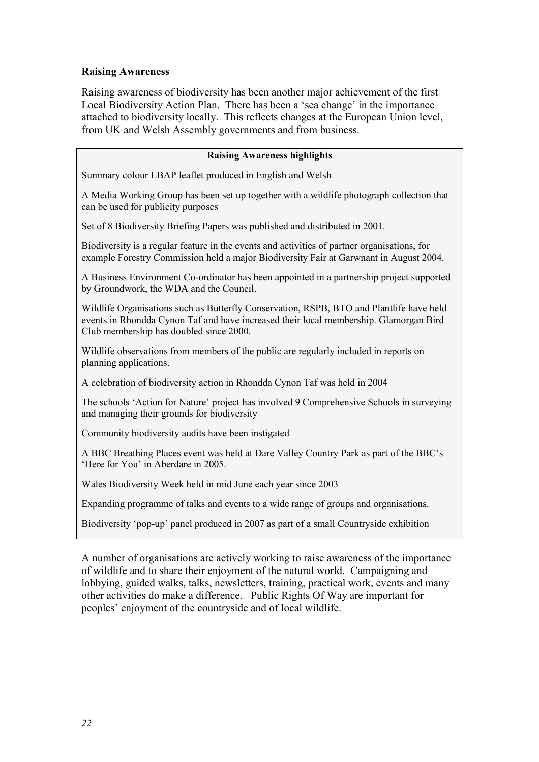### Raising Awareness

Raising awareness of biodiversity has been another major achievement of the first Local Biodiversity Action Plan. There has been a 'sea change' in the importance attached to biodiversity locally. This reflects changes at the European Union level, from UK and Welsh Assembly governments and from business.

**Raising Awareness highlights**

Summary colour LBAP leaflet produced in English and Welsh

A Media Working Group has been set up together with a wildlife photograph collection that can be used for publicity purposes

Set of 8 Biodiversity Briefing Papers was published and distributed in 2001.

Biodiversity is a regular feature in the events and activities of partner organisations, for example Forestry Commission held a major Biodiversity Fair at Garwnant in August 2004.

A Business Environment Co-ordinator has been appointed in a partnership project supported by Groundwork, the WDA and the Council.

Wildlife Organisations such as Butterfly Conservation, RSPB, BTO and Plantlife have held events in Rhondda Cynon Taf and have increased their local membership. Glamorgan Bird Club membership has doubled since 2000.

Wildlife observations from members of the public are regularly included in reports on planning applications.

A celebration of biodiversity action in Rhondda Cynon Taf was held in 2004

The schools 'Action for Nature' project has involved 9 Comprehensive Schools in surveying and managing their grounds for biodiversity

Community biodiversity audits have been instigated

A BBC Breathing Places event was held at Dare Valley Country Park as part of the BBC's 'Here for You' in Aberdare in 2005.

Wales Biodiversity Week held in mid June each year since 2003

Expanding programme of talks and events to a wide range of groups and organisations.

Biodiversity 'pop-up' panel produced in 2007 as part of a small Countryside exhibition

A number of organisations are actively working to raise awareness of the importance of wildlife and to share their enjoyment of the natural world. Campaigning and lobbying, guided walks, talks, newsletters, training, practical work, events and many other activities do make a difference. Public Rights Of Way are important for peoples' enjoyment of the countryside and of local wildlife.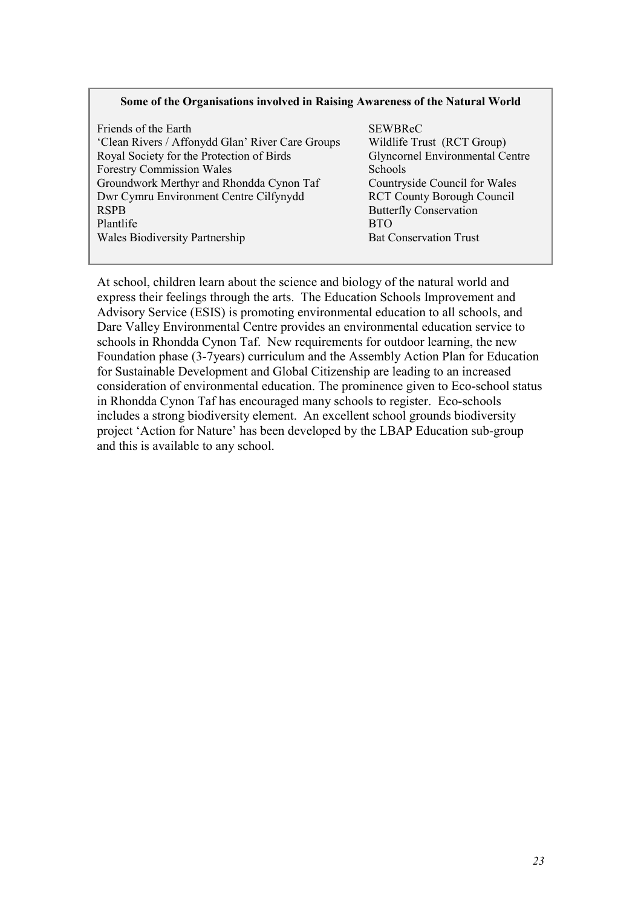**Some of the Organisations involved in Raising Awareness of the Natural World**

Friends of the Earth
'Clean Rivers / Affonydd Glan' River Care Groups
Royal Society for the Protection of Birds
Forestry Commission Wales
Groundwork Merthyr and Rhondda Cynon Taf
Dwr Cymru Environment Centre Cilfynydd
RSPB
Plantlife
Wales Biodiversity Partnership
SEWBReC
Wildlife Trust (RCT Group)
Glyncornel Environmental Centre
Schools
Countryside Council for Wales
RCT County Borough Council
Butterfly Conservation
BTO
Bat Conservation Trust

At school, children learn about the science and biology of the natural world and express their feelings through the arts. The Education Schools Improvement and Advisory Service (ESIS) is promoting environmental education to all schools, and Dare Valley Environmental Centre provides an environmental education service to schools in Rhondda Cynon Taf. New requirements for outdoor learning, the new Foundation phase (3-7years) curriculum and the Assembly Action Plan for Education for Sustainable Development and Global Citizenship are leading to an increased consideration of environmental education. The prominence given to Eco-school status in Rhondda Cynon Taf has encouraged many schools to register. Eco-schools includes a strong biodiversity element. An excellent school grounds biodiversity project 'Action for Nature' has been developed by the LBAP Education sub-group and this is available to any school.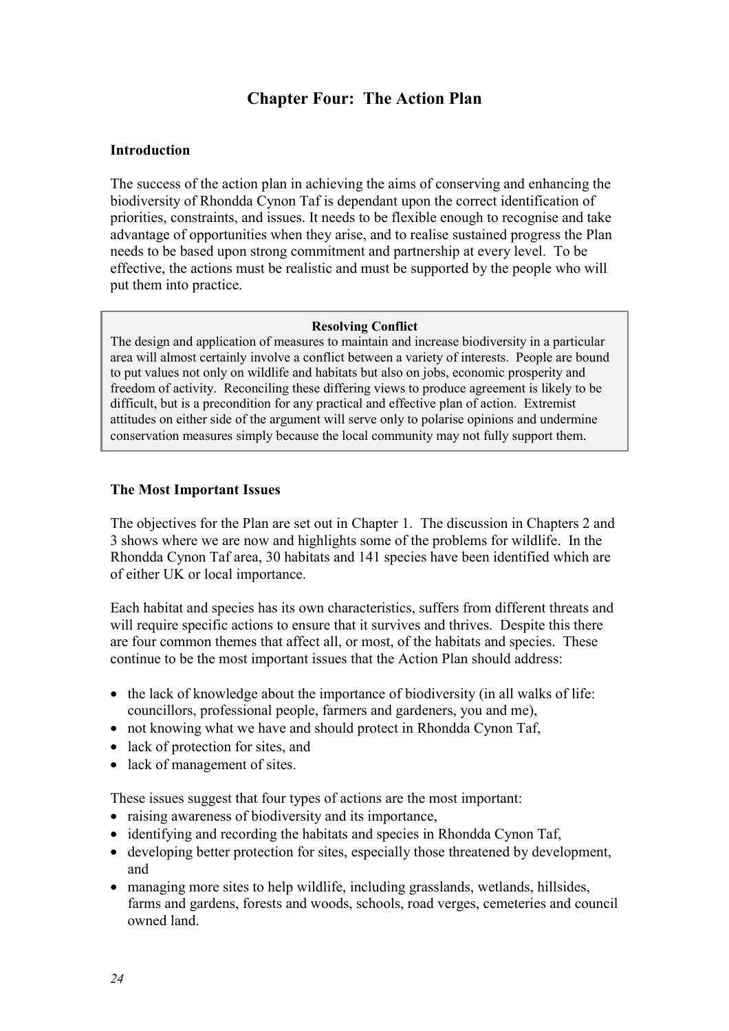# Chapter Four: The Action Plan

### Introduction

The success of the action plan in achieving the aims of conserving and enhancing the biodiversity of Rhondda Cynon Taf is dependant upon the correct identification of priorities, constraints, and issues. It needs to be flexible enough to recognise and take advantage of opportunities when they arise, and to realise sustained progress the Plan needs to be based upon strong commitment and partnership at every level. To be effective, the actions must be realistic and must be supported by the people who will put them into practice.

> **Resolving Conflict**
>
> The design and application of measures to maintain and increase biodiversity in a particular area will almost certainly involve a conflict between a variety of interests. People are bound to put values not only on wildlife and habitats but also on jobs, economic prosperity and freedom of activity. Reconciling these differing views to produce agreement is likely to be difficult, but is a precondition for any practical and effective plan of action. Extremist attitudes on either side of the argument will serve only to polarise opinions and undermine conservation measures simply because the local community may not fully support them.

### The Most Important Issues

The objectives for the Plan are set out in Chapter 1. The discussion in Chapters 2 and 3 shows where we are now and highlights some of the problems for wildlife. In the Rhondda Cynon Taf area, 30 habitats and 141 species have been identified which are of either UK or local importance.

Each habitat and species has its own characteristics, suffers from different threats and will require specific actions to ensure that it survives and thrives. Despite this there are four common themes that affect all, or most, of the habitats and species. These continue to be the most important issues that the Action Plan should address:

- the lack of knowledge about the importance of biodiversity (in all walks of life: councillors, professional people, farmers and gardeners, you and me),
- not knowing what we have and should protect in Rhondda Cynon Taf,
- lack of protection for sites, and
- lack of management of sites.

These issues suggest that four types of actions are the most important:

- raising awareness of biodiversity and its importance,
- identifying and recording the habitats and species in Rhondda Cynon Taf,
- developing better protection for sites, especially those threatened by development, and
- managing more sites to help wildlife, including grasslands, wetlands, hillsides, farms and gardens, forests and woods, schools, road verges, cemeteries and council owned land.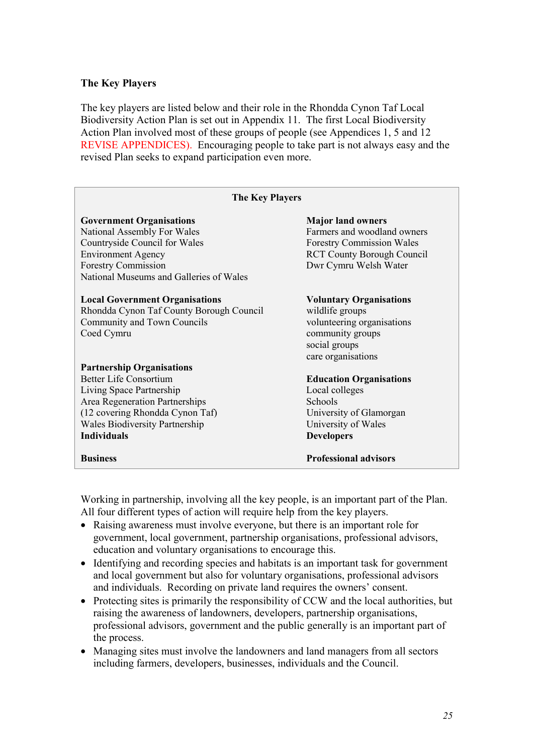## The Key Players

The key players are listed below and their role in the Rhondda Cynon Taf Local Biodiversity Action Plan is set out in Appendix 11. The first Local Biodiversity Action Plan involved most of these groups of people (see Appendices 1, 5 and 12 REVISE APPENDICES). Encouraging people to take part is not always easy and the revised Plan seeks to expand participation even more.

| The Key Players | |
|---|---|
| **Government Organisations**<br>National Assembly For Wales<br>Countryside Council for Wales<br>Environment Agency<br>Forestry Commission<br>National Museums and Galleries of Wales | **Major land owners**<br>Farmers and woodland owners<br>Forestry Commission Wales<br>RCT County Borough Council<br>Dwr Cymru Welsh Water |
| **Local Government Organisations**<br>Rhondda Cynon Taf County Borough Council<br>Community and Town Councils<br>Coed Cymru | **Voluntary Organisations**<br>wildlife groups<br>volunteering organisations<br>community groups<br>social groups<br>care organisations |
| **Partnership Organisations**<br>Better Life Consortium<br>Living Space Partnership<br>Area Regeneration Partnerships<br>(12 covering Rhondda Cynon Taf)<br>Wales Biodiversity Partnership | **Education Organisations**<br>Local colleges<br>Schools<br>University of Glamorgan<br>University of Wales |
| **Individuals** | **Developers** |
| **Business** | **Professional advisors** |

Working in partnership, involving all the key people, is an important part of the Plan. All four different types of action will require help from the key players.

- Raising awareness must involve everyone, but there is an important role for government, local government, partnership organisations, professional advisors, education and voluntary organisations to encourage this.
- Identifying and recording species and habitats is an important task for government and local government but also for voluntary organisations, professional advisors and individuals. Recording on private land requires the owners' consent.
- Protecting sites is primarily the responsibility of CCW and the local authorities, but raising the awareness of landowners, developers, partnership organisations, professional advisors, government and the public generally is an important part of the process.
- Managing sites must involve the landowners and land managers from all sectors including farmers, developers, businesses, individuals and the Council.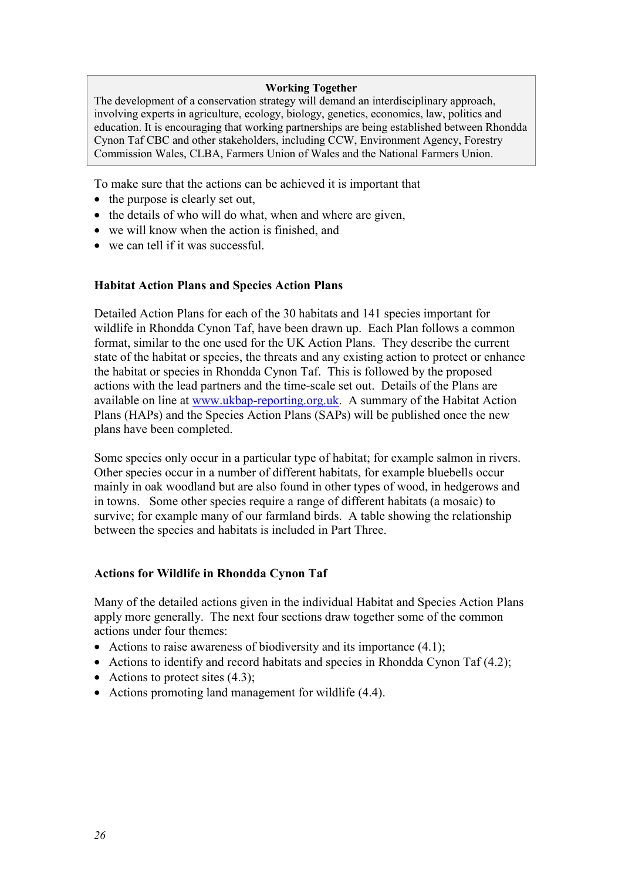> **Working Together**
>
> The development of a conservation strategy will demand an interdisciplinary approach, involving experts in agriculture, ecology, biology, genetics, economics, law, politics and education. It is encouraging that working partnerships are being established between Rhondda Cynon Taf CBC and other stakeholders, including CCW, Environment Agency, Forestry Commission Wales, CLBA, Farmers Union of Wales and the National Farmers Union.

To make sure that the actions can be achieved it is important that

- the purpose is clearly set out,
- the details of who will do what, when and where are given,
- we will know when the action is finished, and
- we can tell if it was successful.

### Habitat Action Plans and Species Action Plans

Detailed Action Plans for each of the 30 habitats and 141 species important for wildlife in Rhondda Cynon Taf, have been drawn up. Each Plan follows a common format, similar to the one used for the UK Action Plans. They describe the current state of the habitat or species, the threats and any existing action to protect or enhance the habitat or species in Rhondda Cynon Taf. This is followed by the proposed actions with the lead partners and the time-scale set out. Details of the Plans are available on line at [www.ukbap-reporting.org.uk](http://www.ukbap-reporting.org.uk). A summary of the Habitat Action Plans (HAPs) and the Species Action Plans (SAPs) will be published once the new plans have been completed.

Some species only occur in a particular type of habitat; for example salmon in rivers. Other species occur in a number of different habitats, for example bluebells occur mainly in oak woodland but are also found in other types of wood, in hedgerows and in towns. Some other species require a range of different habitats (a mosaic) to survive; for example many of our farmland birds. A table showing the relationship between the species and habitats is included in Part Three.

### Actions for Wildlife in Rhondda Cynon Taf

Many of the detailed actions given in the individual Habitat and Species Action Plans apply more generally. The next four sections draw together some of the common actions under four themes:

- Actions to raise awareness of biodiversity and its importance (4.1);
- Actions to identify and record habitats and species in Rhondda Cynon Taf (4.2);
- Actions to protect sites (4.3);
- Actions promoting land management for wildlife (4.4).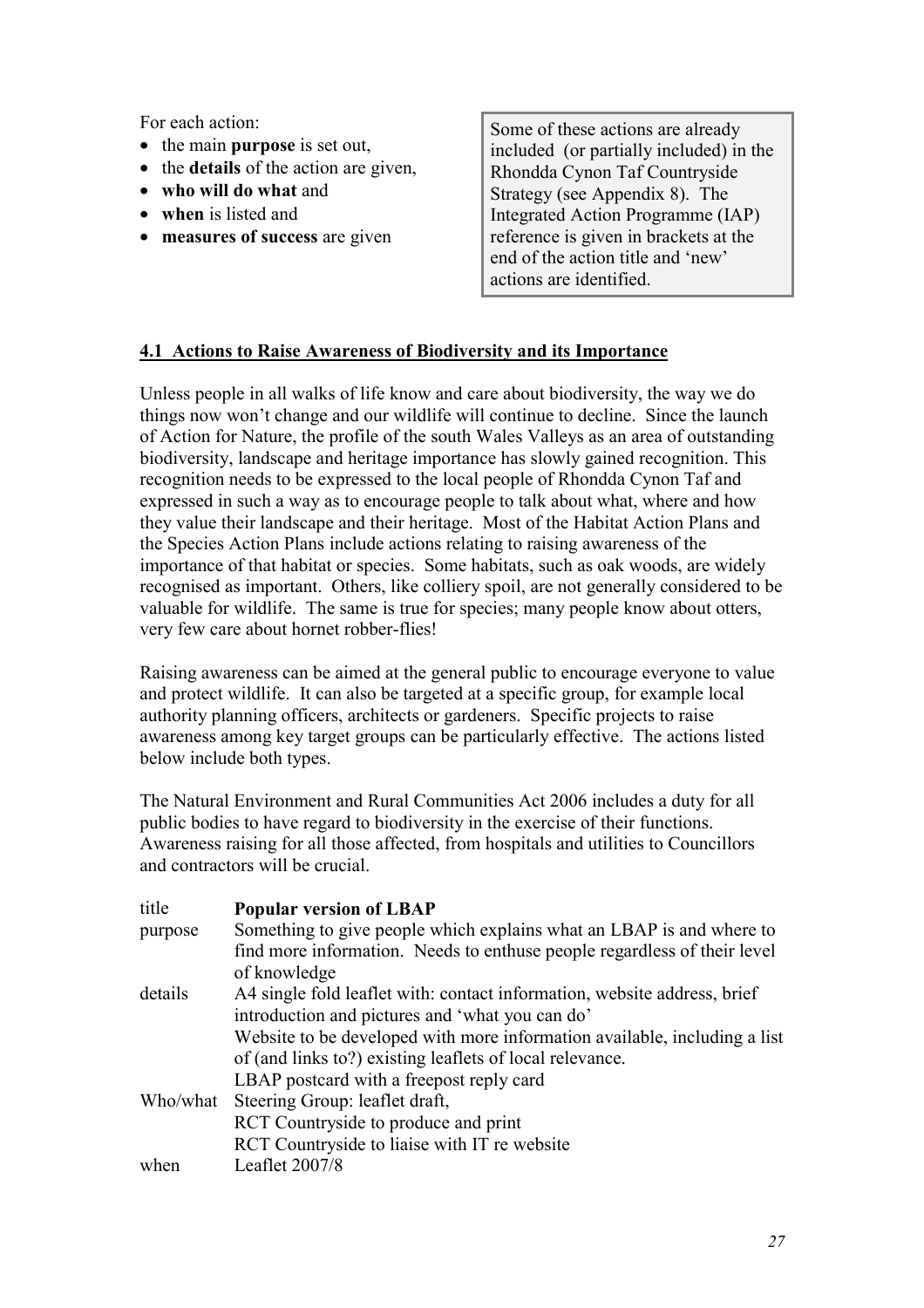For each action:

- the main **purpose** is set out,
- the **details** of the action are given,
- **who will do what** and
- **when** is listed and
- **measures of success** are given

> Some of these actions are already included (or partially included) in the Rhondda Cynon Taf Countryside Strategy (see Appendix 8). The Integrated Action Programme (IAP) reference is given in brackets at the end of the action title and 'new' actions are identified.

## 4.1 Actions to Raise Awareness of Biodiversity and its Importance

Unless people in all walks of life know and care about biodiversity, the way we do things now won't change and our wildlife will continue to decline. Since the launch of Action for Nature, the profile of the south Wales Valleys as an area of outstanding biodiversity, landscape and heritage importance has slowly gained recognition. This recognition needs to be expressed to the local people of Rhondda Cynon Taf and expressed in such a way as to encourage people to talk about what, where and how they value their landscape and their heritage. Most of the Habitat Action Plans and the Species Action Plans include actions relating to raising awareness of the importance of that habitat or species. Some habitats, such as oak woods, are widely recognised as important. Others, like colliery spoil, are not generally considered to be valuable for wildlife. The same is true for species; many people know about otters, very few care about hornet robber-flies!

Raising awareness can be aimed at the general public to encourage everyone to value and protect wildlife. It can also be targeted at a specific group, for example local authority planning officers, architects or gardeners. Specific projects to raise awareness among key target groups can be particularly effective. The actions listed below include both types.

The Natural Environment and Rural Communities Act 2006 includes a duty for all public bodies to have regard to biodiversity in the exercise of their functions. Awareness raising for all those affected, from hospitals and utilities to Councillors and contractors will be crucial.

| | |
|---|---|
| title | **Popular version of LBAP** |
| purpose | Something to give people which explains what an LBAP is and where to find more information. Needs to enthuse people regardless of their level of knowledge |
| details | A4 single fold leaflet with: contact information, website address, brief introduction and pictures and 'what you can do'<br>Website to be developed with more information available, including a list of (and links to?) existing leaflets of local relevance.<br>LBAP postcard with a freepost reply card |
| Who/what | Steering Group: leaflet draft,<br>RCT Countryside to produce and print<br>RCT Countryside to liaise with IT re website |
| when | Leaflet 2007/8 |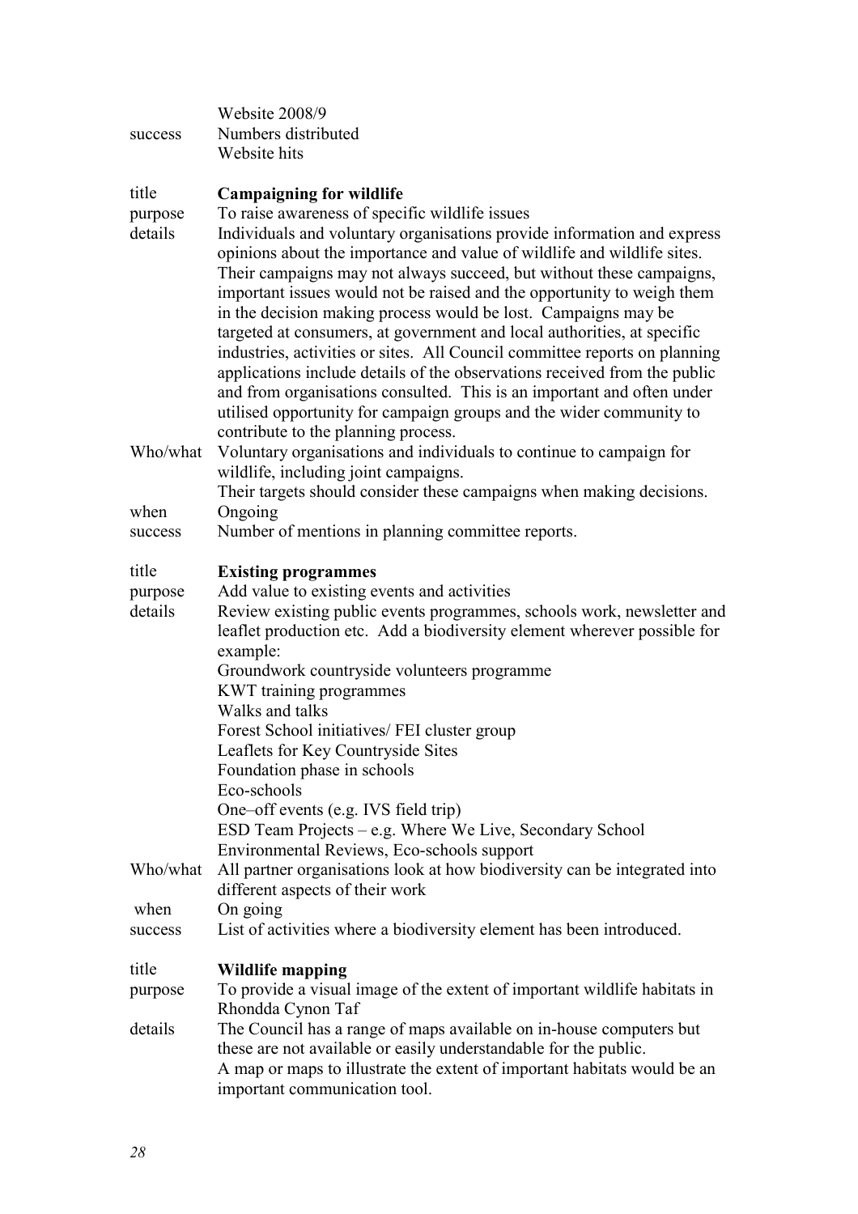| | |
|---|---|
| | Website 2008/9 |
| success | Numbers distributed<br>Website hits |
| title | **Campaigning for wildlife** |
| purpose | To raise awareness of specific wildlife issues |
| details | Individuals and voluntary organisations provide information and express opinions about the importance and value of wildlife and wildlife sites. Their campaigns may not always succeed, but without these campaigns, important issues would not be raised and the opportunity to weigh them in the decision making process would be lost. Campaigns may be targeted at consumers, at government and local authorities, at specific industries, activities or sites. All Council committee reports on planning applications include details of the observations received from the public and from organisations consulted. This is an important and often under utilised opportunity for campaign groups and the wider community to contribute to the planning process. |
| Who/what | Voluntary organisations and individuals to continue to campaign for wildlife, including joint campaigns.<br>Their targets should consider these campaigns when making decisions. |
| when | Ongoing |
| success | Number of mentions in planning committee reports. |
| title | **Existing programmes** |
| purpose | Add value to existing events and activities |
| details | Review existing public events programmes, schools work, newsletter and leaflet production etc. Add a biodiversity element wherever possible for example:<br>Groundwork countryside volunteers programme<br>KWT training programmes<br>Walks and talks<br>Forest School initiatives/ FEI cluster group<br>Leaflets for Key Countryside Sites<br>Foundation phase in schools<br>Eco-schools<br>One–off events (e.g. IVS field trip)<br>ESD Team Projects – e.g. Where We Live, Secondary School Environmental Reviews, Eco-schools support |
| Who/what | All partner organisations look at how biodiversity can be integrated into different aspects of their work |
| when | On going |
| success | List of activities where a biodiversity element has been introduced. |
| title | **Wildlife mapping** |
| purpose | To provide a visual image of the extent of important wildlife habitats in Rhondda Cynon Taf |
| details | The Council has a range of maps available on in-house computers but these are not available or easily understandable for the public.<br>A map or maps to illustrate the extent of important habitats would be an important communication tool. |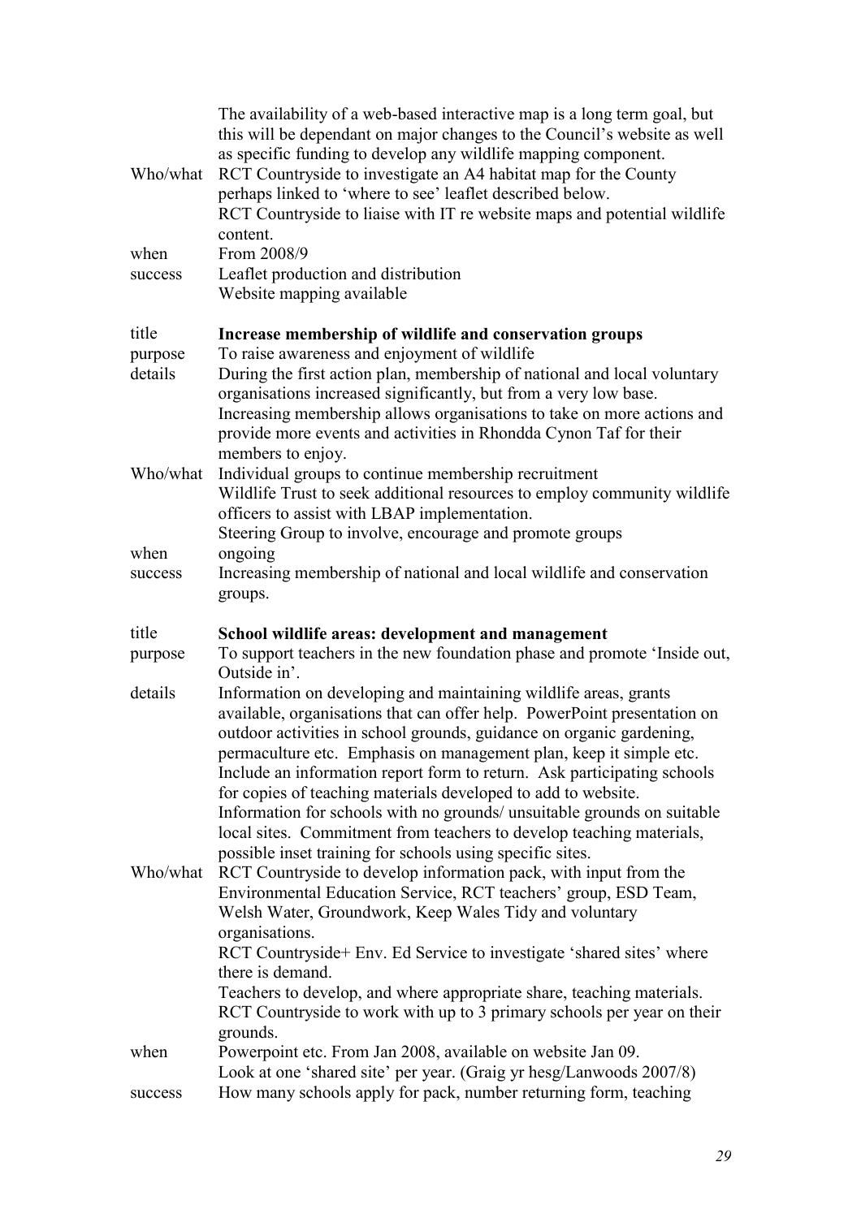| | |
|---|---|
| | The availability of a web-based interactive map is a long term goal, but this will be dependant on major changes to the Council's website as well as specific funding to develop any wildlife mapping component. |
| Who/what | RCT Countryside to investigate an A4 habitat map for the County perhaps linked to 'where to see' leaflet described below.<br>RCT Countryside to liaise with IT re website maps and potential wildlife content. |
| when | From 2008/9 |
| success | Leaflet production and distribution<br>Website mapping available |

| | |
|---|---|
| title | **Increase membership of wildlife and conservation groups** |
| purpose | To raise awareness and enjoyment of wildlife |
| details | During the first action plan, membership of national and local voluntary organisations increased significantly, but from a very low base. Increasing membership allows organisations to take on more actions and provide more events and activities in Rhondda Cynon Taf for their members to enjoy. |
| Who/what | Individual groups to continue membership recruitment<br>Wildlife Trust to seek additional resources to employ community wildlife officers to assist with LBAP implementation.<br>Steering Group to involve, encourage and promote groups |
| when | ongoing |
| success | Increasing membership of national and local wildlife and conservation groups. |

| | |
|---|---|
| title | **School wildlife areas: development and management** |
| purpose | To support teachers in the new foundation phase and promote 'Inside out, Outside in'. |
| details | Information on developing and maintaining wildlife areas, grants available, organisations that can offer help. PowerPoint presentation on outdoor activities in school grounds, guidance on organic gardening, permaculture etc. Emphasis on management plan, keep it simple etc. Include an information report form to return. Ask participating schools for copies of teaching materials developed to add to website.<br>Information for schools with no grounds/ unsuitable grounds on suitable local sites. Commitment from teachers to develop teaching materials, possible inset training for schools using specific sites. |
| Who/what | RCT Countryside to develop information pack, with input from the Environmental Education Service, RCT teachers' group, ESD Team, Welsh Water, Groundwork, Keep Wales Tidy and voluntary organisations.<br>RCT Countryside+ Env. Ed Service to investigate 'shared sites' where there is demand.<br>Teachers to develop, and where appropriate share, teaching materials.<br>RCT Countryside to work with up to 3 primary schools per year on their grounds. |
| when | Powerpoint etc. From Jan 2008, available on website Jan 09.<br>Look at one 'shared site' per year. (Graig yr hesg/Lanwoods 2007/8) |
| success | How many schools apply for pack, number returning form, teaching |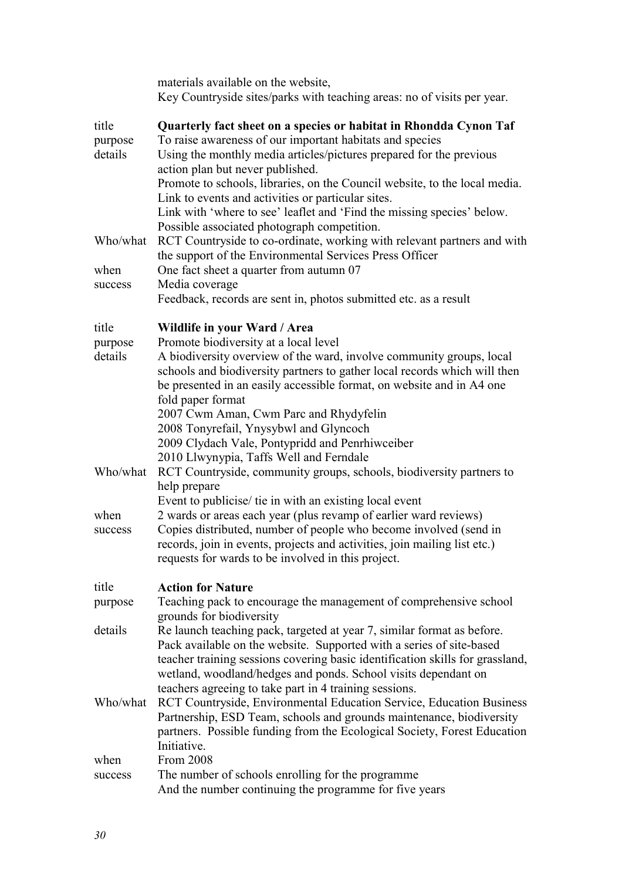| | |
|---|---|
| | materials available on the website, Key Countryside sites/parks with teaching areas: no of visits per year. |

| | |
|---|---|
| title | **Quarterly fact sheet on a species or habitat in Rhondda Cynon Taf** |
| purpose | To raise awareness of our important habitats and species |
| details | Using the monthly media articles/pictures prepared for the previous action plan but never published.<br>Promote to schools, libraries, on the Council website, to the local media.<br>Link to events and activities or particular sites.<br>Link with 'where to see' leaflet and 'Find the missing species' below.<br>Possible associated photograph competition. |
| Who/what | RCT Countryside to co-ordinate, working with relevant partners and with the support of the Environmental Services Press Officer |
| when | One fact sheet a quarter from autumn 07 |
| success | Media coverage<br>Feedback, records are sent in, photos submitted etc. as a result |

| | |
|---|---|
| title | **Wildlife in your Ward / Area** |
| purpose | Promote biodiversity at a local level |
| details | A biodiversity overview of the ward, involve community groups, local schools and biodiversity partners to gather local records which will then be presented in an easily accessible format, on website and in A4 one fold paper format<br>2007 Cwm Aman, Cwm Parc and Rhydyfelin<br>2008 Tonyrefail, Ynysybwl and Glyncoch<br>2009 Clydach Vale, Pontypridd and Penrhiwceiber<br>2010 Llwynypia, Taffs Well and Ferndale |
| Who/what | RCT Countryside, community groups, schools, biodiversity partners to help prepare<br>Event to publicise/ tie in with an existing local event |
| when | 2 wards or areas each year (plus revamp of earlier ward reviews) |
| success | Copies distributed, number of people who become involved (send in records, join in events, projects and activities, join mailing list etc.) requests for wards to be involved in this project. |

| | |
|---|---|
| title | **Action for Nature** |
| purpose | Teaching pack to encourage the management of comprehensive school grounds for biodiversity |
| details | Re launch teaching pack, targeted at year 7, similar format as before. Pack available on the website. Supported with a series of site-based teacher training sessions covering basic identification skills for grassland, wetland, woodland/hedges and ponds. School visits dependant on teachers agreeing to take part in 4 training sessions. |
| Who/what | RCT Countryside, Environmental Education Service, Education Business Partnership, ESD Team, schools and grounds maintenance, biodiversity partners. Possible funding from the Ecological Society, Forest Education Initiative. |
| when | From 2008 |
| success | The number of schools enrolling for the programme<br>And the number continuing the programme for five years |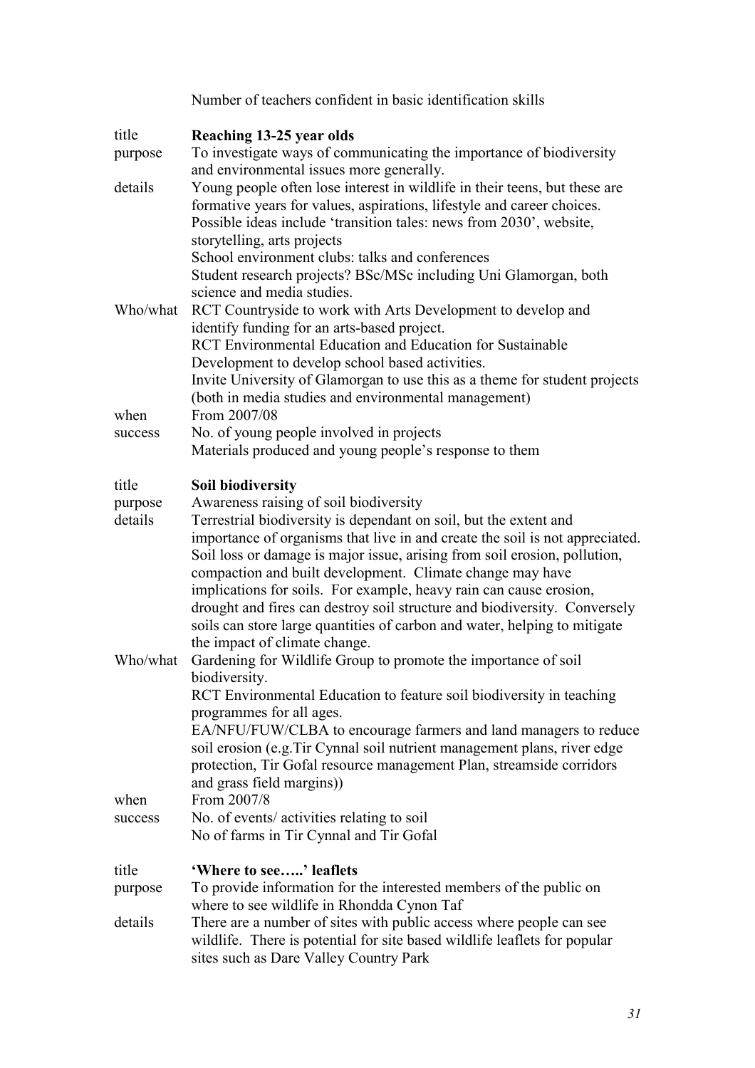Number of teachers confident in basic identification skills

| | |
|---|---|
| title | **Reaching 13-25 year olds** |
| purpose | To investigate ways of communicating the importance of biodiversity and environmental issues more generally. |
| details | Young people often lose interest in wildlife in their teens, but these are formative years for values, aspirations, lifestyle and career choices. Possible ideas include 'transition tales: news from 2030', website, storytelling, arts projects<br>School environment clubs: talks and conferences<br>Student research projects? BSc/MSc including Uni Glamorgan, both science and media studies. |
| Who/what | RCT Countryside to work with Arts Development to develop and identify funding for an arts-based project.<br>RCT Environmental Education and Education for Sustainable Development to develop school based activities.<br>Invite University of Glamorgan to use this as a theme for student projects (both in media studies and environmental management) |
| when | From 2007/08 |
| success | No. of young people involved in projects<br>Materials produced and young people's response to them |

| | |
|---|---|
| title | **Soil biodiversity** |
| purpose | Awareness raising of soil biodiversity |
| details | Terrestrial biodiversity is dependant on soil, but the extent and importance of organisms that live in and create the soil is not appreciated. Soil loss or damage is major issue, arising from soil erosion, pollution, compaction and built development. Climate change may have implications for soils. For example, heavy rain can cause erosion, drought and fires can destroy soil structure and biodiversity. Conversely soils can store large quantities of carbon and water, helping to mitigate the impact of climate change. |
| Who/what | Gardening for Wildlife Group to promote the importance of soil biodiversity.<br>RCT Environmental Education to feature soil biodiversity in teaching programmes for all ages.<br>EA/NFU/FUW/CLBA to encourage farmers and land managers to reduce soil erosion (e.g.Tir Cynnal soil nutrient management plans, river edge protection, Tir Gofal resource management Plan, streamside corridors and grass field margins)) |
| when | From 2007/8 |
| success | No. of events/ activities relating to soil<br>No of farms in Tir Cynnal and Tir Gofal |

| | |
|---|---|
| title | **'Where to see…..' leaflets** |
| purpose | To provide information for the interested members of the public on where to see wildlife in Rhondda Cynon Taf |
| details | There are a number of sites with public access where people can see wildlife. There is potential for site based wildlife leaflets for popular sites such as Dare Valley Country Park |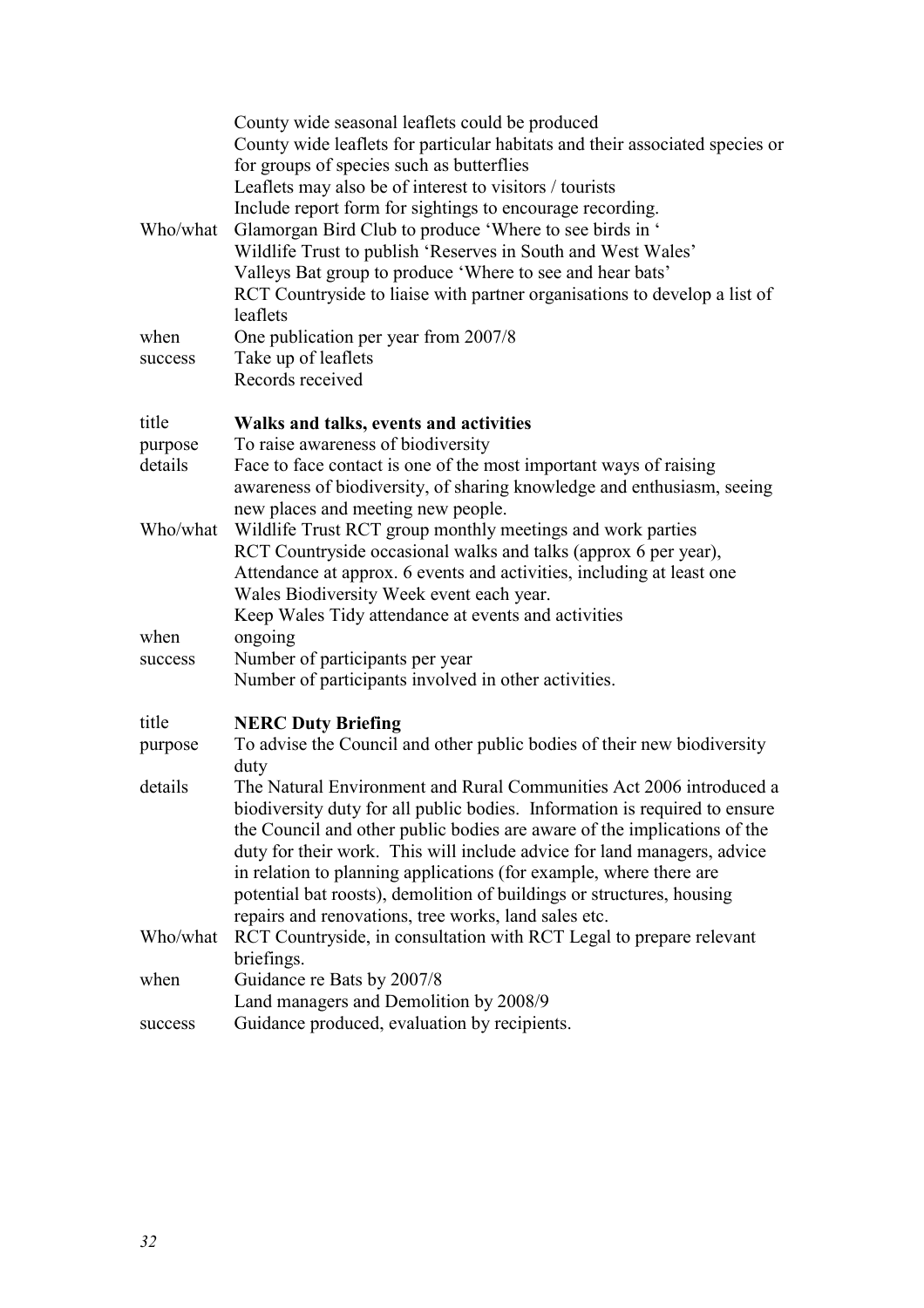|  |  |
|---|---|
|  | County wide seasonal leaflets could be produced<br>County wide leaflets for particular habitats and their associated species or for groups of species such as butterflies<br>Leaflets may also be of interest to visitors / tourists<br>Include report form for sightings to encourage recording. |
| Who/what | Glamorgan Bird Club to produce 'Where to see birds in '<br>Wildlife Trust to publish 'Reserves in South and West Wales'<br>Valleys Bat group to produce 'Where to see and hear bats'<br>RCT Countryside to liaise with partner organisations to develop a list of leaflets |
| when | One publication per year from 2007/8 |
| success | Take up of leaflets<br>Records received |

|  |  |
|---|---|
| title | **Walks and talks, events and activities** |
| purpose | To raise awareness of biodiversity |
| details | Face to face contact is one of the most important ways of raising awareness of biodiversity, of sharing knowledge and enthusiasm, seeing new places and meeting new people. |
| Who/what | Wildlife Trust RCT group monthly meetings and work parties<br>RCT Countryside occasional walks and talks (approx 6 per year),<br>Attendance at approx. 6 events and activities, including at least one Wales Biodiversity Week event each year.<br>Keep Wales Tidy attendance at events and activities |
| when | ongoing |
| success | Number of participants per year<br>Number of participants involved in other activities. |

|  |  |
|---|---|
| title | **NERC Duty Briefing** |
| purpose | To advise the Council and other public bodies of their new biodiversity duty |
| details | The Natural Environment and Rural Communities Act 2006 introduced a biodiversity duty for all public bodies. Information is required to ensure the Council and other public bodies are aware of the implications of the duty for their work. This will include advice for land managers, advice in relation to planning applications (for example, where there are potential bat roosts), demolition of buildings or structures, housing repairs and renovations, tree works, land sales etc. |
| Who/what | RCT Countryside, in consultation with RCT Legal to prepare relevant briefings. |
| when | Guidance re Bats by 2007/8<br>Land managers and Demolition by 2008/9 |
| success | Guidance produced, evaluation by recipients. |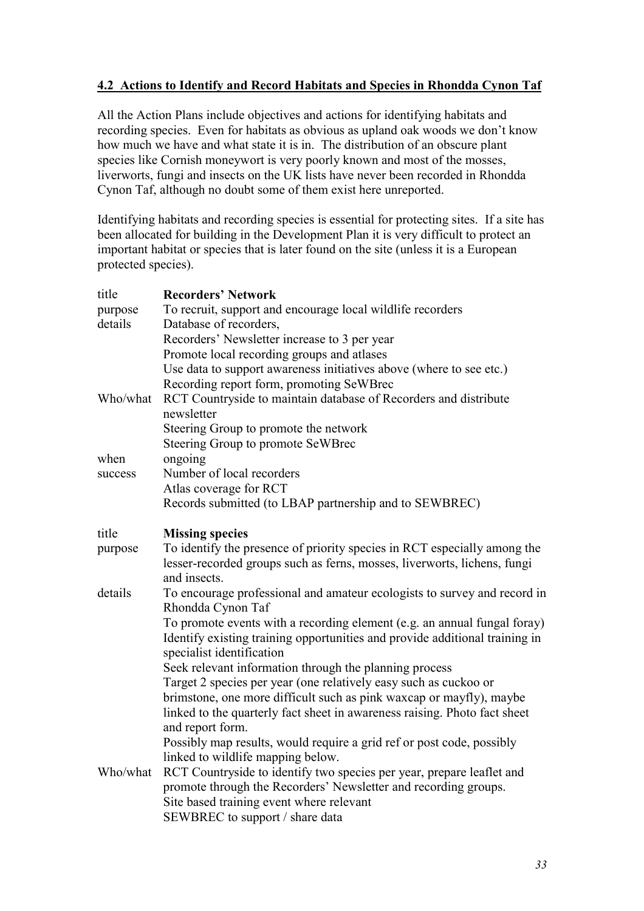## **4.2 Actions to Identify and Record Habitats and Species in Rhondda Cynon Taf**

All the Action Plans include objectives and actions for identifying habitats and recording species. Even for habitats as obvious as upland oak woods we don't know how much we have and what state it is in. The distribution of an obscure plant species like Cornish moneywort is very poorly known and most of the mosses, liverworts, fungi and insects on the UK lists have never been recorded in Rhondda Cynon Taf, although no doubt some of them exist here unreported.

Identifying habitats and recording species is essential for protecting sites. If a site has been allocated for building in the Development Plan it is very difficult to protect an important habitat or species that is later found on the site (unless it is a European protected species).

| | |
|---|---|
| title | **Recorders' Network** |
| purpose | To recruit, support and encourage local wildlife recorders |
| details | Database of recorders,<br>Recorders' Newsletter increase to 3 per year<br>Promote local recording groups and atlases<br>Use data to support awareness initiatives above (where to see etc.)<br>Recording report form, promoting SeWBrec |
| Who/what | RCT Countryside to maintain database of Recorders and distribute newsletter<br>Steering Group to promote the network<br>Steering Group to promote SeWBrec |
| when | ongoing |
| success | Number of local recorders<br>Atlas coverage for RCT<br>Records submitted (to LBAP partnership and to SEWBREC) |

| | |
|---|---|
| title | **Missing species** |
| purpose | To identify the presence of priority species in RCT especially among the lesser-recorded groups such as ferns, mosses, liverworts, lichens, fungi and insects. |
| details | To encourage professional and amateur ecologists to survey and record in Rhondda Cynon Taf<br>To promote events with a recording element (e.g. an annual fungal foray)<br>Identify existing training opportunities and provide additional training in specialist identification<br>Seek relevant information through the planning process<br>Target 2 species per year (one relatively easy such as cuckoo or brimstone, one more difficult such as pink waxcap or mayfly), maybe linked to the quarterly fact sheet in awareness raising. Photo fact sheet and report form.<br>Possibly map results, would require a grid ref or post code, possibly linked to wildlife mapping below. |
| Who/what | RCT Countryside to identify two species per year, prepare leaflet and promote through the Recorders' Newsletter and recording groups.<br>Site based training event where relevant<br>SEWBREC to support / share data |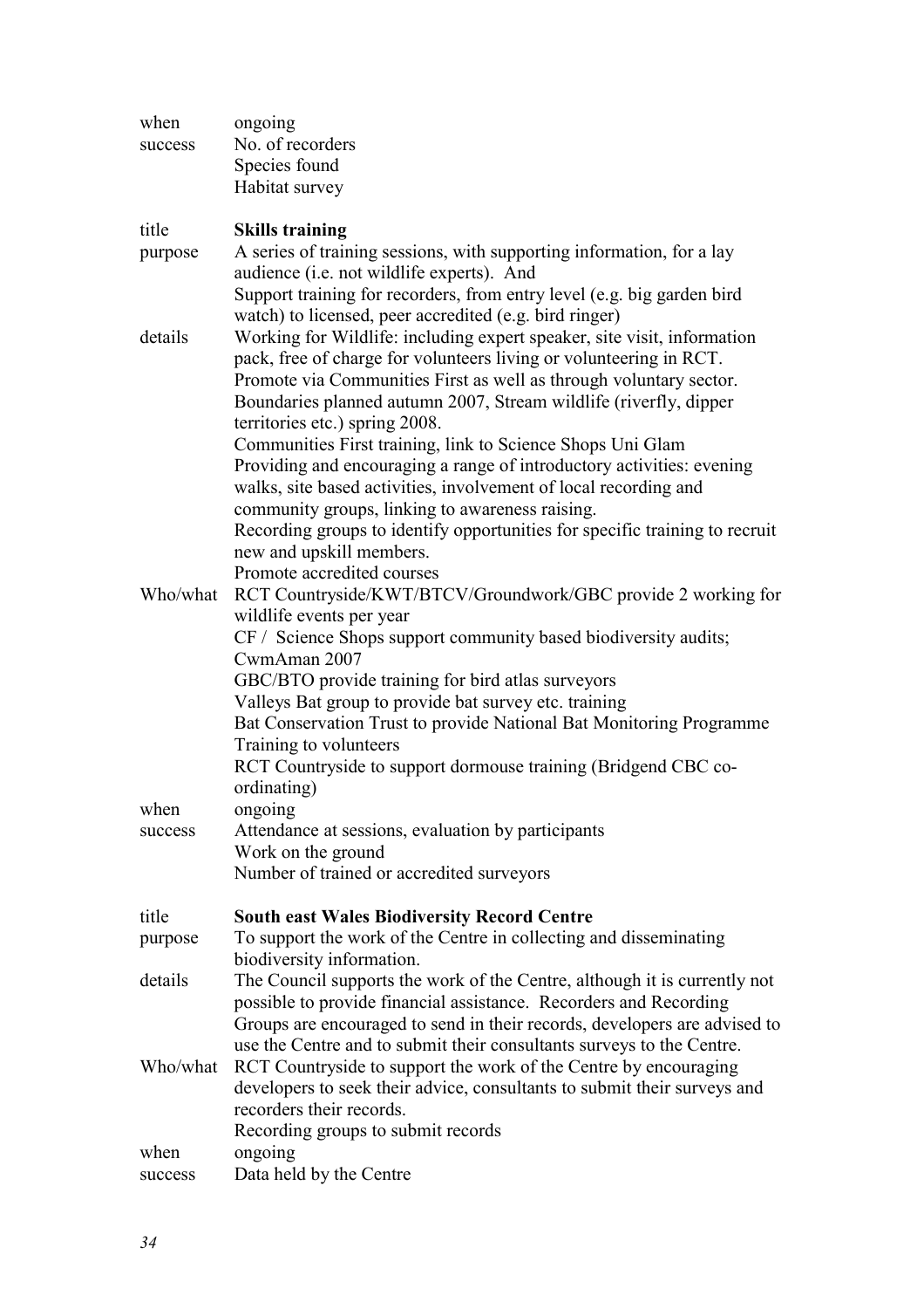| | |
|---|---|
| when | ongoing |
| success | No. of recorders<br>Species found<br>Habitat survey |

| | |
|---|---|
| title | **Skills training** |
| purpose | A series of training sessions, with supporting information, for a lay audience (i.e. not wildlife experts). And<br>Support training for recorders, from entry level (e.g. big garden bird watch) to licensed, peer accredited (e.g. bird ringer) |
| details | Working for Wildlife: including expert speaker, site visit, information pack, free of charge for volunteers living or volunteering in RCT.<br>Promote via Communities First as well as through voluntary sector.<br>Boundaries planned autumn 2007, Stream wildlife (riverfly, dipper territories etc.) spring 2008.<br>Communities First training, link to Science Shops Uni Glam<br>Providing and encouraging a range of introductory activities: evening walks, site based activities, involvement of local recording and community groups, linking to awareness raising.<br>Recording groups to identify opportunities for specific training to recruit new and upskill members.<br>Promote accredited courses |
| Who/what | RCT Countryside/KWT/BTCV/Groundwork/GBC provide 2 working for wildlife events per year<br>CF / Science Shops support community based biodiversity audits; CwmAman 2007<br>GBC/BTO provide training for bird atlas surveyors<br>Valleys Bat group to provide bat survey etc. training<br>Bat Conservation Trust to provide National Bat Monitoring Programme Training to volunteers<br>RCT Countryside to support dormouse training (Bridgend CBC co-ordinating) |
| when | ongoing |
| success | Attendance at sessions, evaluation by participants<br>Work on the ground<br>Number of trained or accredited surveyors |

| | |
|---|---|
| title | **South east Wales Biodiversity Record Centre** |
| purpose | To support the work of the Centre in collecting and disseminating biodiversity information. |
| details | The Council supports the work of the Centre, although it is currently not possible to provide financial assistance. Recorders and Recording Groups are encouraged to send in their records, developers are advised to use the Centre and to submit their consultants surveys to the Centre. |
| Who/what | RCT Countryside to support the work of the Centre by encouraging developers to seek their advice, consultants to submit their surveys and recorders their records.<br>Recording groups to submit records |
| when | ongoing |
| success | Data held by the Centre |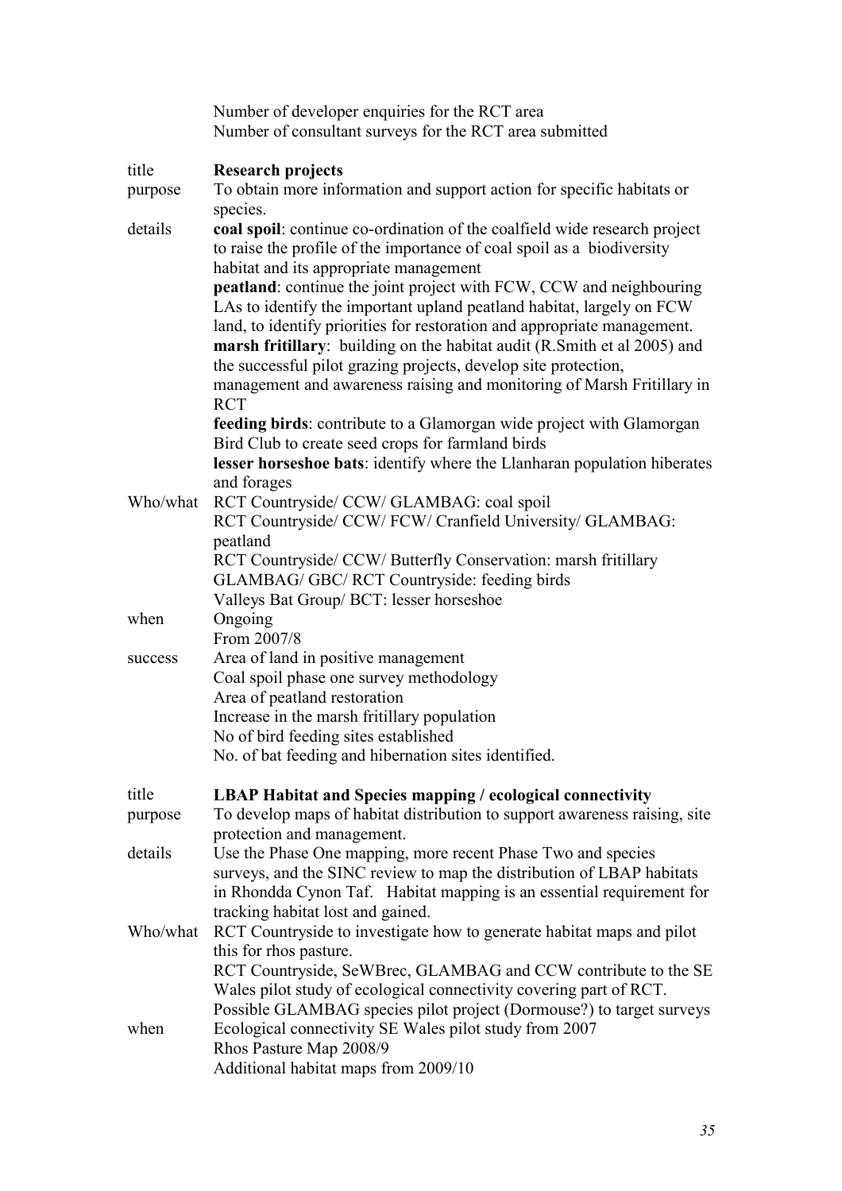| | |
|---|---|
| | Number of developer enquiries for the RCT area<br>Number of consultant surveys for the RCT area submitted |
| title | **Research projects** |
| purpose | To obtain more information and support action for specific habitats or species. |
| details | **coal spoil**: continue co-ordination of the coalfield wide research project to raise the profile of the importance of coal spoil as a biodiversity habitat and its appropriate management<br>**peatland**: continue the joint project with FCW, CCW and neighbouring LAs to identify the important upland peatland habitat, largely on FCW land, to identify priorities for restoration and appropriate management.<br>**marsh fritillary**: building on the habitat audit (R.Smith et al 2005) and the successful pilot grazing projects, develop site protection, management and awareness raising and monitoring of Marsh Fritillary in RCT<br>**feeding birds**: contribute to a Glamorgan wide project with Glamorgan Bird Club to create seed crops for farmland birds<br>**lesser horseshoe bats**: identify where the Llanharan population hiberates and forages |
| Who/what | RCT Countryside/ CCW/ GLAMBAG: coal spoil<br>RCT Countryside/ CCW/ FCW/ Cranfield University/ GLAMBAG: peatland<br>RCT Countryside/ CCW/ Butterfly Conservation: marsh fritillary<br>GLAMBAG/ GBC/ RCT Countryside: feeding birds<br>Valleys Bat Group/ BCT: lesser horseshoe |
| when | Ongoing<br>From 2007/8 |
| success | Area of land in positive management<br>Coal spoil phase one survey methodology<br>Area of peatland restoration<br>Increase in the marsh fritillary population<br>No of bird feeding sites established<br>No. of bat feeding and hibernation sites identified. |
| title | **LBAP Habitat and Species mapping / ecological connectivity** |
| purpose | To develop maps of habitat distribution to support awareness raising, site protection and management. |
| details | Use the Phase One mapping, more recent Phase Two and species surveys, and the SINC review to map the distribution of LBAP habitats in Rhondda Cynon Taf. Habitat mapping is an essential requirement for tracking habitat lost and gained. |
| Who/what | RCT Countryside to investigate how to generate habitat maps and pilot this for rhos pasture.<br>RCT Countryside, SeWBrec, GLAMBAG and CCW contribute to the SE Wales pilot study of ecological connectivity covering part of RCT.<br>Possible GLAMBAG species pilot project (Dormouse?) to target surveys |
| when | Ecological connectivity SE Wales pilot study from 2007<br>Rhos Pasture Map 2008/9<br>Additional habitat maps from 2009/10 |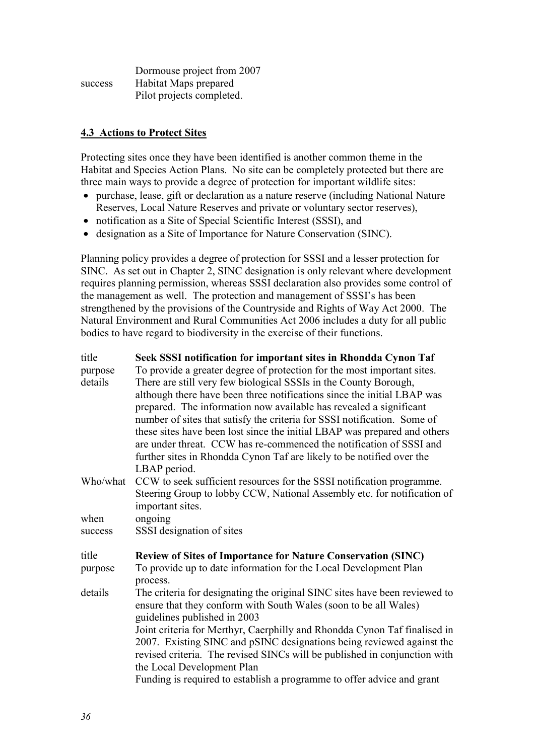| | |
|---|---|
| | Dormouse project from 2007 |
| success | Habitat Maps prepared<br>Pilot projects completed. |

## 4.3 Actions to Protect Sites

Protecting sites once they have been identified is another common theme in the Habitat and Species Action Plans. No site can be completely protected but there are three main ways to provide a degree of protection for important wildlife sites:

- purchase, lease, gift or declaration as a nature reserve (including National Nature Reserves, Local Nature Reserves and private or voluntary sector reserves),
- notification as a Site of Special Scientific Interest (SSSI), and
- designation as a Site of Importance for Nature Conservation (SINC).

Planning policy provides a degree of protection for SSSI and a lesser protection for SINC. As set out in Chapter 2, SINC designation is only relevant where development requires planning permission, whereas SSSI declaration also provides some control of the management as well. The protection and management of SSSI's has been strengthened by the provisions of the Countryside and Rights of Way Act 2000. The Natural Environment and Rural Communities Act 2006 includes a duty for all public bodies to have regard to biodiversity in the exercise of their functions.

| | |
|---|---|
| title | **Seek SSSI notification for important sites in Rhondda Cynon Taf** |
| purpose | To provide a greater degree of protection for the most important sites. |
| details | There are still very few biological SSSIs in the County Borough, although there have been three notifications since the initial LBAP was prepared. The information now available has revealed a significant number of sites that satisfy the criteria for SSSI notification. Some of these sites have been lost since the initial LBAP was prepared and others are under threat. CCW has re-commenced the notification of SSSI and further sites in Rhondda Cynon Taf are likely to be notified over the LBAP period. |
| Who/what | CCW to seek sufficient resources for the SSSI notification programme.<br>Steering Group to lobby CCW, National Assembly etc. for notification of important sites. |
| when | ongoing |
| success | SSSI designation of sites |

| | |
|---|---|
| title | **Review of Sites of Importance for Nature Conservation (SINC)** |
| purpose | To provide up to date information for the Local Development Plan process. |
| details | The criteria for designating the original SINC sites have been reviewed to ensure that they conform with South Wales (soon to be all Wales) guidelines published in 2003<br>Joint criteria for Merthyr, Caerphilly and Rhondda Cynon Taf finalised in 2007. Existing SINC and pSINC designations being reviewed against the revised criteria. The revised SINCs will be published in conjunction with the Local Development Plan<br>Funding is required to establish a programme to offer advice and grant |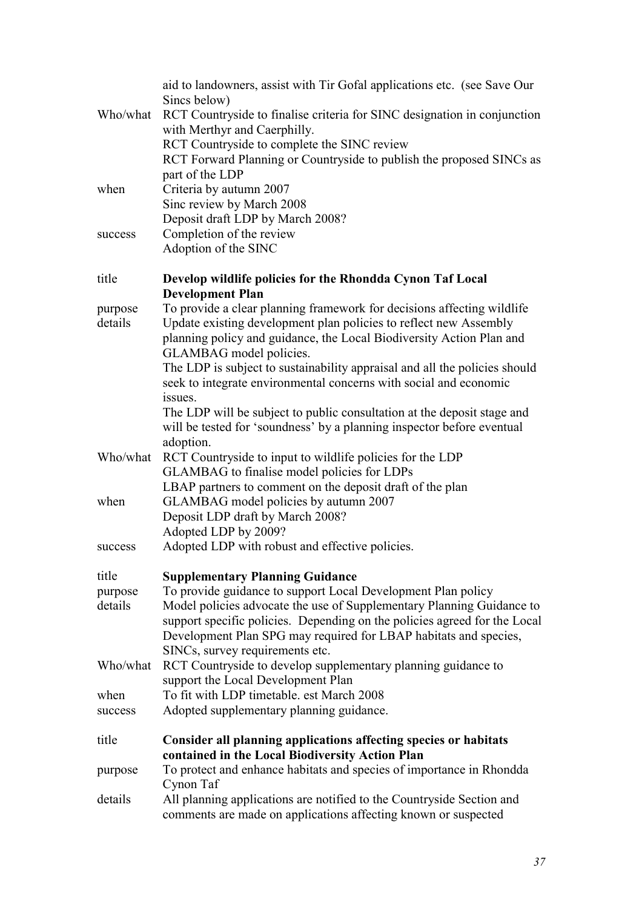| | |
|---|---|
| | aid to landowners, assist with Tir Gofal applications etc. (see Save Our Sincs below) |
| Who/what | RCT Countryside to finalise criteria for SINC designation in conjunction with Merthyr and Caerphilly.<br>RCT Countryside to complete the SINC review<br>RCT Forward Planning or Countryside to publish the proposed SINCs as part of the LDP |
| when | Criteria by autumn 2007<br>Sinc review by March 2008<br>Deposit draft LDP by March 2008? |
| success | Completion of the review<br>Adoption of the SINC |

| | |
|---|---|
| title | **Develop wildlife policies for the Rhondda Cynon Taf Local Development Plan** |
| purpose | To provide a clear planning framework for decisions affecting wildlife |
| details | Update existing development plan policies to reflect new Assembly planning policy and guidance, the Local Biodiversity Action Plan and GLAMBAG model policies.<br>The LDP is subject to sustainability appraisal and all the policies should seek to integrate environmental concerns with social and economic issues.<br>The LDP will be subject to public consultation at the deposit stage and will be tested for 'soundness' by a planning inspector before eventual adoption. |
| Who/what | RCT Countryside to input to wildlife policies for the LDP<br>GLAMBAG to finalise model policies for LDPs<br>LBAP partners to comment on the deposit draft of the plan |
| when | GLAMBAG model policies by autumn 2007<br>Deposit LDP draft by March 2008?<br>Adopted LDP by 2009? |
| success | Adopted LDP with robust and effective policies. |

| | |
|---|---|
| title | **Supplementary Planning Guidance** |
| purpose | To provide guidance to support Local Development Plan policy |
| details | Model policies advocate the use of Supplementary Planning Guidance to support specific policies. Depending on the policies agreed for the Local Development Plan SPG may required for LBAP habitats and species, SINCs, survey requirements etc. |
| Who/what | RCT Countryside to develop supplementary planning guidance to support the Local Development Plan |
| when | To fit with LDP timetable. est March 2008 |
| success | Adopted supplementary planning guidance. |

| | |
|---|---|
| title | **Consider all planning applications affecting species or habitats contained in the Local Biodiversity Action Plan** |
| purpose | To protect and enhance habitats and species of importance in Rhondda Cynon Taf |
| details | All planning applications are notified to the Countryside Section and comments are made on applications affecting known or suspected |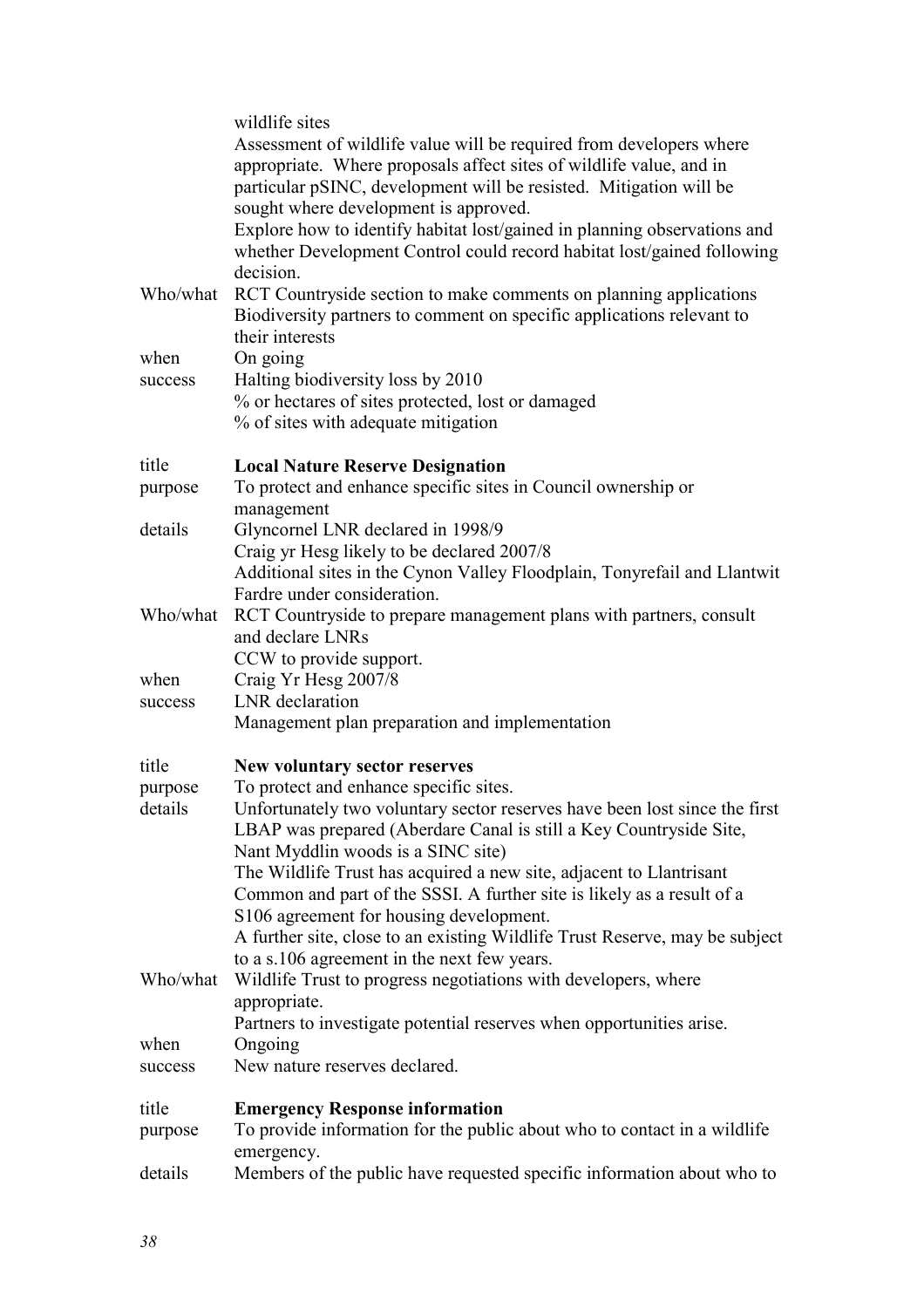| | wildlife sites<br>Assessment of wildlife value will be required from developers where appropriate. Where proposals affect sites of wildlife value, and in particular pSINC, development will be resisted. Mitigation will be sought where development is approved.<br>Explore how to identify habitat lost/gained in planning observations and whether Development Control could record habitat lost/gained following decision. |
|---|---|
| Who/what | RCT Countryside section to make comments on planning applications<br>Biodiversity partners to comment on specific applications relevant to their interests |
| when | On going |
| success | Halting biodiversity loss by 2010<br>% or hectares of sites protected, lost or damaged<br>% of sites with adequate mitigation |

| | |
|---|---|
| title | **Local Nature Reserve Designation** |
| purpose | To protect and enhance specific sites in Council ownership or management |
| details | Glyncornel LNR declared in 1998/9<br>Craig yr Hesg likely to be declared 2007/8<br>Additional sites in the Cynon Valley Floodplain, Tonyrefail and Llantwit Fardre under consideration. |
| Who/what | RCT Countryside to prepare management plans with partners, consult and declare LNRs<br>CCW to provide support. |
| when | Craig Yr Hesg 2007/8 |
| success | LNR declaration<br>Management plan preparation and implementation |

| | |
|---|---|
| title | **New voluntary sector reserves** |
| purpose | To protect and enhance specific sites. |
| details | Unfortunately two voluntary sector reserves have been lost since the first LBAP was prepared (Aberdare Canal is still a Key Countryside Site, Nant Myddlin woods is a SINC site)<br>The Wildlife Trust has acquired a new site, adjacent to Llantrisant Common and part of the SSSI. A further site is likely as a result of a S106 agreement for housing development.<br>A further site, close to an existing Wildlife Trust Reserve, may be subject to a s.106 agreement in the next few years. |
| Who/what | Wildlife Trust to progress negotiations with developers, where appropriate.<br>Partners to investigate potential reserves when opportunities arise. |
| when | Ongoing |
| success | New nature reserves declared. |

| | |
|---|---|
| title | **Emergency Response information** |
| purpose | To provide information for the public about who to contact in a wildlife emergency. |
| details | Members of the public have requested specific information about who to |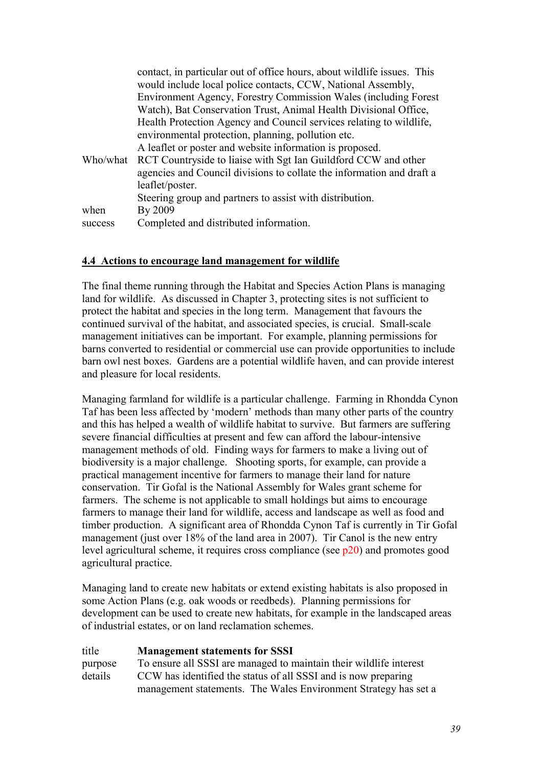| | |
|---|---|
| | contact, in particular out of office hours, about wildlife issues. This would include local police contacts, CCW, National Assembly, Environment Agency, Forestry Commission Wales (including Forest Watch), Bat Conservation Trust, Animal Health Divisional Office, Health Protection Agency and Council services relating to wildlife, environmental protection, planning, pollution etc. A leaflet or poster and website information is proposed. |
| Who/what | RCT Countryside to liaise with Sgt Ian Guildford CCW and other agencies and Council divisions to collate the information and draft a leaflet/poster. Steering group and partners to assist with distribution. |
| when | By 2009 |
| success | Completed and distributed information. |

## 4.4 Actions to encourage land management for wildlife

The final theme running through the Habitat and Species Action Plans is managing land for wildlife. As discussed in Chapter 3, protecting sites is not sufficient to protect the habitat and species in the long term. Management that favours the continued survival of the habitat, and associated species, is crucial. Small-scale management initiatives can be important. For example, planning permissions for barns converted to residential or commercial use can provide opportunities to include barn owl nest boxes. Gardens are a potential wildlife haven, and can provide interest and pleasure for local residents.

Managing farmland for wildlife is a particular challenge. Farming in Rhondda Cynon Taf has been less affected by 'modern' methods than many other parts of the country and this has helped a wealth of wildlife habitat to survive. But farmers are suffering severe financial difficulties at present and few can afford the labour-intensive management methods of old. Finding ways for farmers to make a living out of biodiversity is a major challenge. Shooting sports, for example, can provide a practical management incentive for farmers to manage their land for nature conservation. Tir Gofal is the National Assembly for Wales grant scheme for farmers. The scheme is not applicable to small holdings but aims to encourage farmers to manage their land for wildlife, access and landscape as well as food and timber production. A significant area of Rhondda Cynon Taf is currently in Tir Gofal management (just over 18% of the land area in 2007). Tir Canol is the new entry level agricultural scheme, it requires cross compliance (see p20) and promotes good agricultural practice.

Managing land to create new habitats or extend existing habitats is also proposed in some Action Plans (e.g. oak woods or reedbeds). Planning permissions for development can be used to create new habitats, for example in the landscaped areas of industrial estates, or on land reclamation schemes.

| | |
|---|---|
| title | **Management statements for SSSI** |
| purpose | To ensure all SSSI are managed to maintain their wildlife interest |
| details | CCW has identified the status of all SSSI and is now preparing management statements. The Wales Environment Strategy has set a |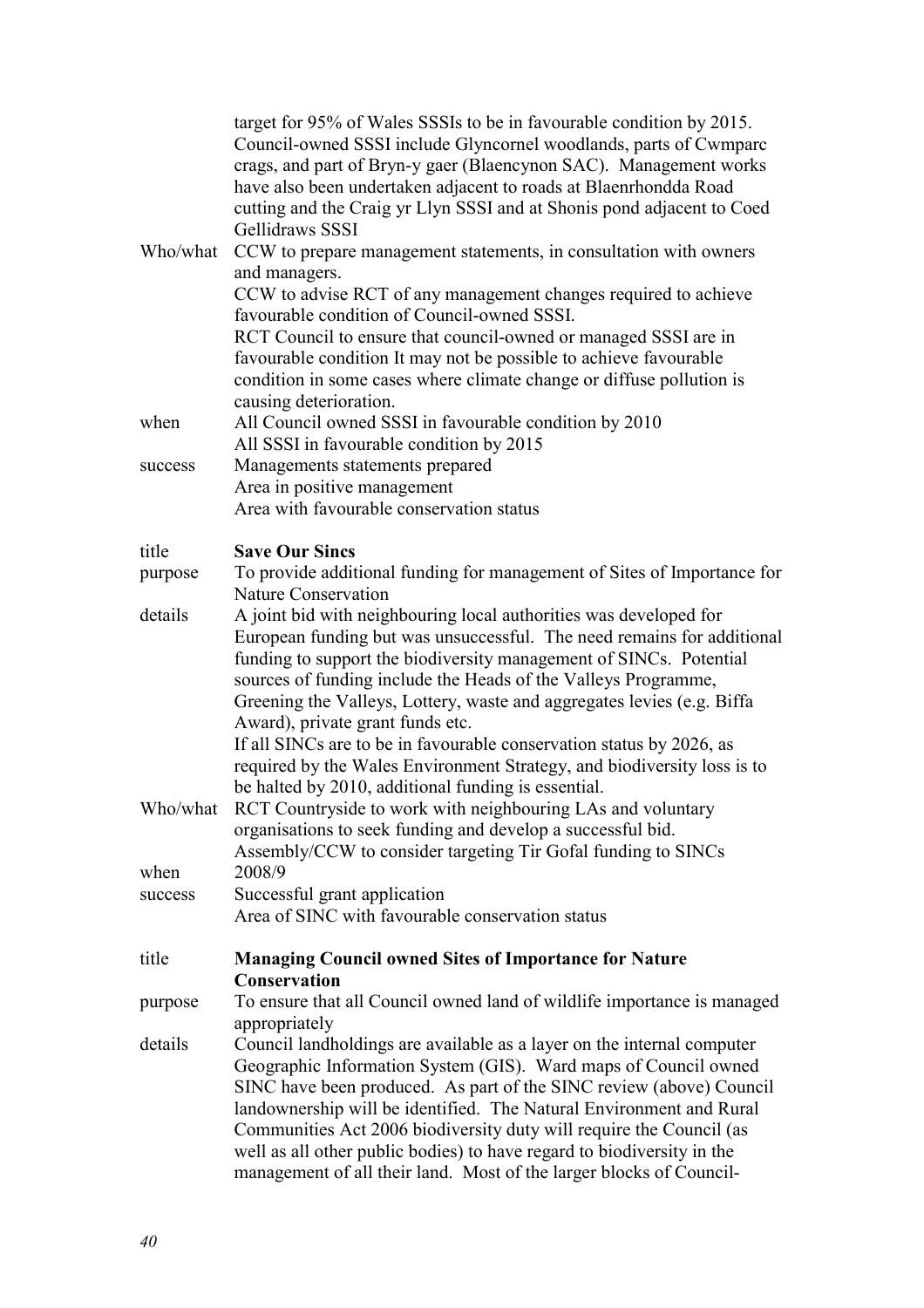| | |
|---|---|
| | target for 95% of Wales SSSIs to be in favourable condition by 2015. Council-owned SSSI include Glyncornel woodlands, parts of Cwmparc crags, and part of Bryn-y gaer (Blaencynon SAC). Management works have also been undertaken adjacent to roads at Blaenrhondda Road cutting and the Craig yr Llyn SSSI and at Shonis pond adjacent to Coed Gellidraws SSSI |
| Who/what | CCW to prepare management statements, in consultation with owners and managers.<br>CCW to advise RCT of any management changes required to achieve favourable condition of Council-owned SSSI.<br>RCT Council to ensure that council-owned or managed SSSI are in favourable condition It may not be possible to achieve favourable condition in some cases where climate change or diffuse pollution is causing deterioration. |
| when | All Council owned SSSI in favourable condition by 2010<br>All SSSI in favourable condition by 2015 |
| success | Managements statements prepared<br>Area in positive management<br>Area with favourable conservation status |

| | |
|---|---|
| title | **Save Our Sincs** |
| purpose | To provide additional funding for management of Sites of Importance for Nature Conservation |
| details | A joint bid with neighbouring local authorities was developed for European funding but was unsuccessful. The need remains for additional funding to support the biodiversity management of SINCs. Potential sources of funding include the Heads of the Valleys Programme, Greening the Valleys, Lottery, waste and aggregates levies (e.g. Biffa Award), private grant funds etc.<br>If all SINCs are to be in favourable conservation status by 2026, as required by the Wales Environment Strategy, and biodiversity loss is to be halted by 2010, additional funding is essential. |
| Who/what | RCT Countryside to work with neighbouring LAs and voluntary organisations to seek funding and develop a successful bid.<br>Assembly/CCW to consider targeting Tir Gofal funding to SINCs |
| when | 2008/9 |
| success | Successful grant application<br>Area of SINC with favourable conservation status |

| | |
|---|---|
| title | **Managing Council owned Sites of Importance for Nature Conservation** |
| purpose | To ensure that all Council owned land of wildlife importance is managed appropriately |
| details | Council landholdings are available as a layer on the internal computer Geographic Information System (GIS). Ward maps of Council owned SINC have been produced. As part of the SINC review (above) Council landownership will be identified. The Natural Environment and Rural Communities Act 2006 biodiversity duty will require the Council (as well as all other public bodies) to have regard to biodiversity in the management of all their land. Most of the larger blocks of Council- |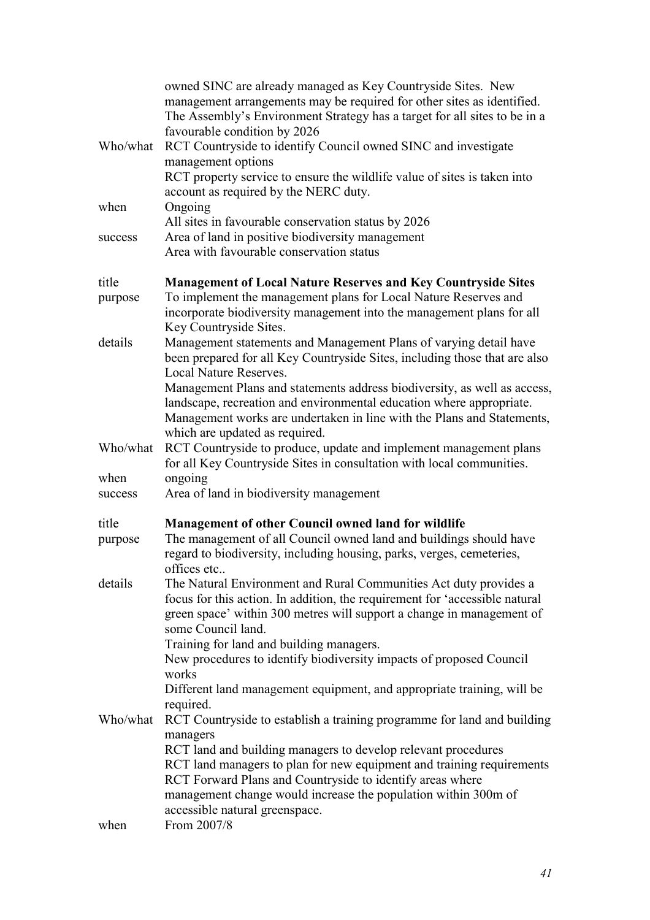|  |  |
|---|---|
|  | owned SINC are already managed as Key Countryside Sites. New management arrangements may be required for other sites as identified. The Assembly's Environment Strategy has a target for all sites to be in a favourable condition by 2026 |
| Who/what | RCT Countryside to identify Council owned SINC and investigate management options<br>RCT property service to ensure the wildlife value of sites is taken into account as required by the NERC duty. |
| when | Ongoing<br>All sites in favourable conservation status by 2026 |
| success | Area of land in positive biodiversity management<br>Area with favourable conservation status |

|  |  |
|---|---|
| title | **Management of Local Nature Reserves and Key Countryside Sites** |
| purpose | To implement the management plans for Local Nature Reserves and incorporate biodiversity management into the management plans for all Key Countryside Sites. |
| details | Management statements and Management Plans of varying detail have been prepared for all Key Countryside Sites, including those that are also Local Nature Reserves.<br>Management Plans and statements address biodiversity, as well as access, landscape, recreation and environmental education where appropriate. Management works are undertaken in line with the Plans and Statements, which are updated as required. |
| Who/what | RCT Countryside to produce, update and implement management plans for all Key Countryside Sites in consultation with local communities. |
| when | ongoing |
| success | Area of land in biodiversity management |

|  |  |
|---|---|
| title | **Management of other Council owned land for wildlife** |
| purpose | The management of all Council owned land and buildings should have regard to biodiversity, including housing, parks, verges, cemeteries, offices etc.. |
| details | The Natural Environment and Rural Communities Act duty provides a focus for this action. In addition, the requirement for 'accessible natural green space' within 300 metres will support a change in management of some Council land.<br>Training for land and building managers.<br>New procedures to identify biodiversity impacts of proposed Council works<br>Different land management equipment, and appropriate training, will be required. |
| Who/what | RCT Countryside to establish a training programme for land and building managers<br>RCT land and building managers to develop relevant procedures<br>RCT land managers to plan for new equipment and training requirements<br>RCT Forward Plans and Countryside to identify areas where management change would increase the population within 300m of accessible natural greenspace. |
| when | From 2007/8 |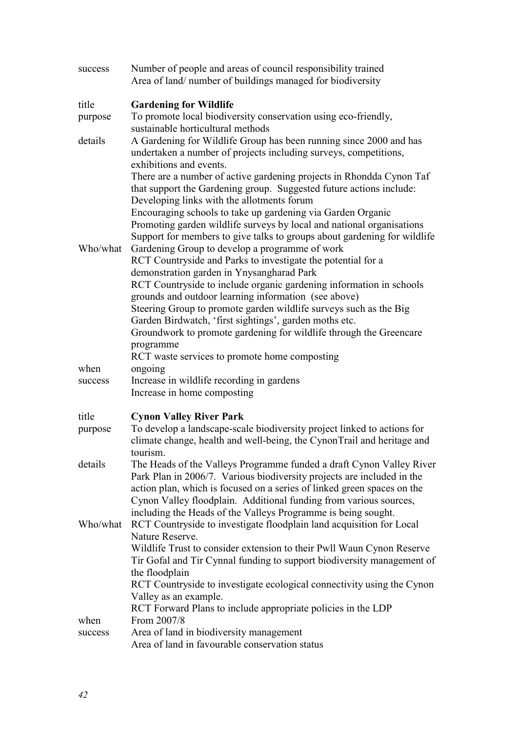| | |
|---|---|
| success | Number of people and areas of council responsibility trained<br>Area of land/ number of buildings managed for biodiversity |
| title | **Gardening for Wildlife** |
| purpose | To promote local biodiversity conservation using eco-friendly, sustainable horticultural methods |
| details | A Gardening for Wildlife Group has been running since 2000 and has undertaken a number of projects including surveys, competitions, exhibitions and events.<br>There are a number of active gardening projects in Rhondda Cynon Taf that support the Gardening group. Suggested future actions include:<br>Developing links with the allotments forum<br>Encouraging schools to take up gardening via Garden Organic<br>Promoting garden wildlife surveys by local and national organisations<br>Support for members to give talks to groups about gardening for wildlife |
| Who/what | Gardening Group to develop a programme of work<br>RCT Countryside and Parks to investigate the potential for a demonstration garden in Ynysangharad Park<br>RCT Countryside to include organic gardening information in schools grounds and outdoor learning information (see above)<br>Steering Group to promote garden wildlife surveys such as the Big Garden Birdwatch, 'first sightings', garden moths etc.<br>Groundwork to promote gardening for wildlife through the Greencare programme<br>RCT waste services to promote home composting |
| when | ongoing |
| success | Increase in wildlife recording in gardens<br>Increase in home composting |
| title | **Cynon Valley River Park** |
| purpose | To develop a landscape-scale biodiversity project linked to actions for climate change, health and well-being, the CynonTrail and heritage and tourism. |
| details | The Heads of the Valleys Programme funded a draft Cynon Valley River Park Plan in 2006/7. Various biodiversity projects are included in the action plan, which is focused on a series of linked green spaces on the Cynon Valley floodplain. Additional funding from various sources, including the Heads of the Valleys Programme is being sought. |
| Who/what | RCT Countryside to investigate floodplain land acquisition for Local Nature Reserve.<br>Wildlife Trust to consider extension to their Pwll Waun Cynon Reserve<br>Tir Gofal and Tir Cynnal funding to support biodiversity management of the floodplain<br>RCT Countryside to investigate ecological connectivity using the Cynon Valley as an example.<br>RCT Forward Plans to include appropriate policies in the LDP |
| when | From 2007/8 |
| success | Area of land in biodiversity management<br>Area of land in favourable conservation status |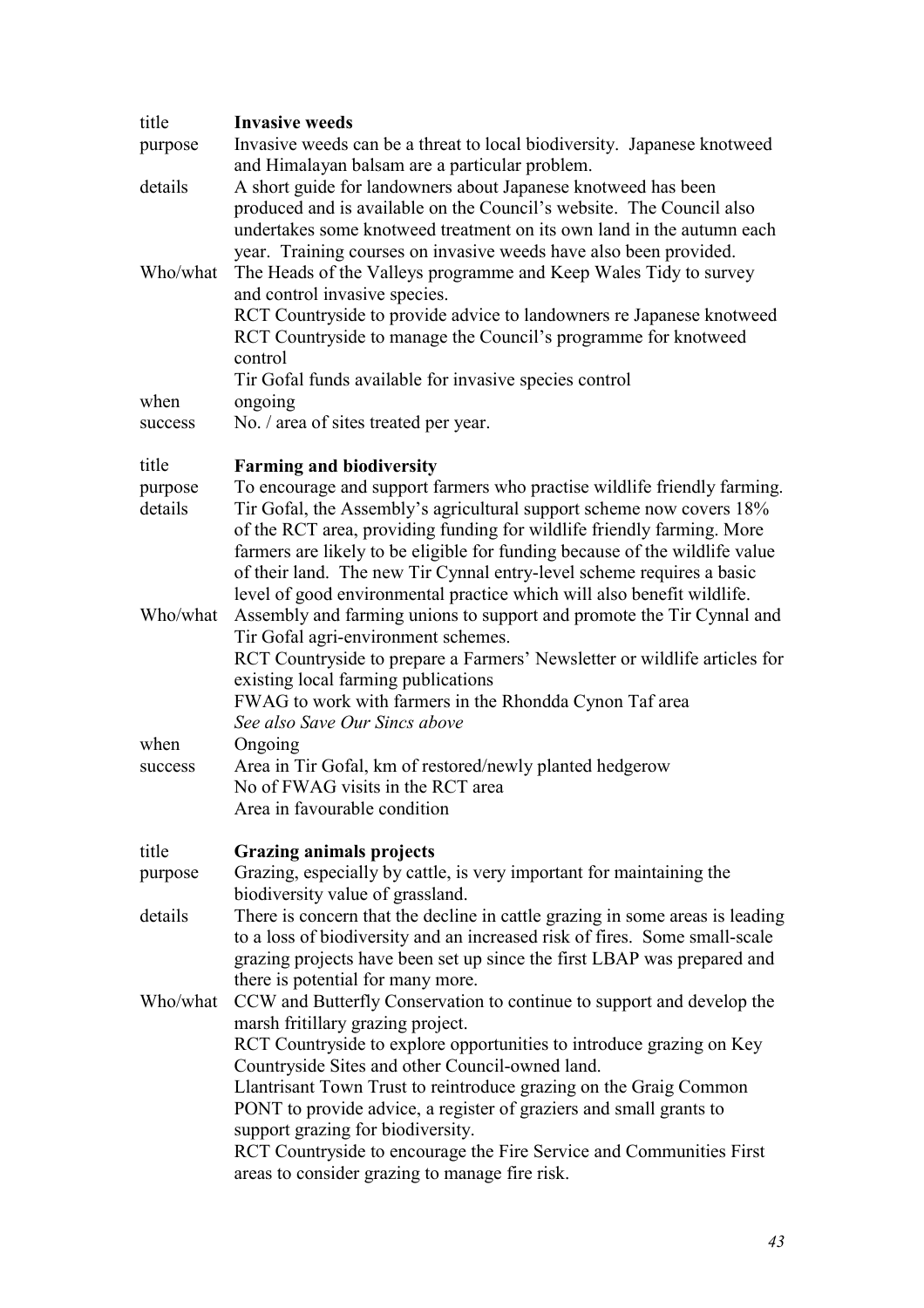| | |
|---|---|
| title | **Invasive weeds** |
| purpose | Invasive weeds can be a threat to local biodiversity. Japanese knotweed and Himalayan balsam are a particular problem. |
| details | A short guide for landowners about Japanese knotweed has been produced and is available on the Council's website. The Council also undertakes some knotweed treatment on its own land in the autumn each year. Training courses on invasive weeds have also been provided. |
| Who/what | The Heads of the Valleys programme and Keep Wales Tidy to survey and control invasive species.<br>RCT Countryside to provide advice to landowners re Japanese knotweed<br>RCT Countryside to manage the Council's programme for knotweed control<br>Tir Gofal funds available for invasive species control |
| when | ongoing |
| success | No. / area of sites treated per year. |

| | |
|---|---|
| title | **Farming and biodiversity** |
| purpose | To encourage and support farmers who practise wildlife friendly farming. |
| details | Tir Gofal, the Assembly's agricultural support scheme now covers 18% of the RCT area, providing funding for wildlife friendly farming. More farmers are likely to be eligible for funding because of the wildlife value of their land. The new Tir Cynnal entry-level scheme requires a basic level of good environmental practice which will also benefit wildlife. |
| Who/what | Assembly and farming unions to support and promote the Tir Cynnal and Tir Gofal agri-environment schemes.<br>RCT Countryside to prepare a Farmers' Newsletter or wildlife articles for existing local farming publications<br>FWAG to work with farmers in the Rhondda Cynon Taf area<br>*See also Save Our Sincs above* |
| when | Ongoing |
| success | Area in Tir Gofal, km of restored/newly planted hedgerow<br>No of FWAG visits in the RCT area<br>Area in favourable condition |

| | |
|---|---|
| title | **Grazing animals projects** |
| purpose | Grazing, especially by cattle, is very important for maintaining the biodiversity value of grassland. |
| details | There is concern that the decline in cattle grazing in some areas is leading to a loss of biodiversity and an increased risk of fires. Some small-scale grazing projects have been set up since the first LBAP was prepared and there is potential for many more. |
| Who/what | CCW and Butterfly Conservation to continue to support and develop the marsh fritillary grazing project.<br>RCT Countryside to explore opportunities to introduce grazing on Key Countryside Sites and other Council-owned land.<br>Llantrisant Town Trust to reintroduce grazing on the Graig Common<br>PONT to provide advice, a register of graziers and small grants to support grazing for biodiversity.<br>RCT Countryside to encourage the Fire Service and Communities First areas to consider grazing to manage fire risk. |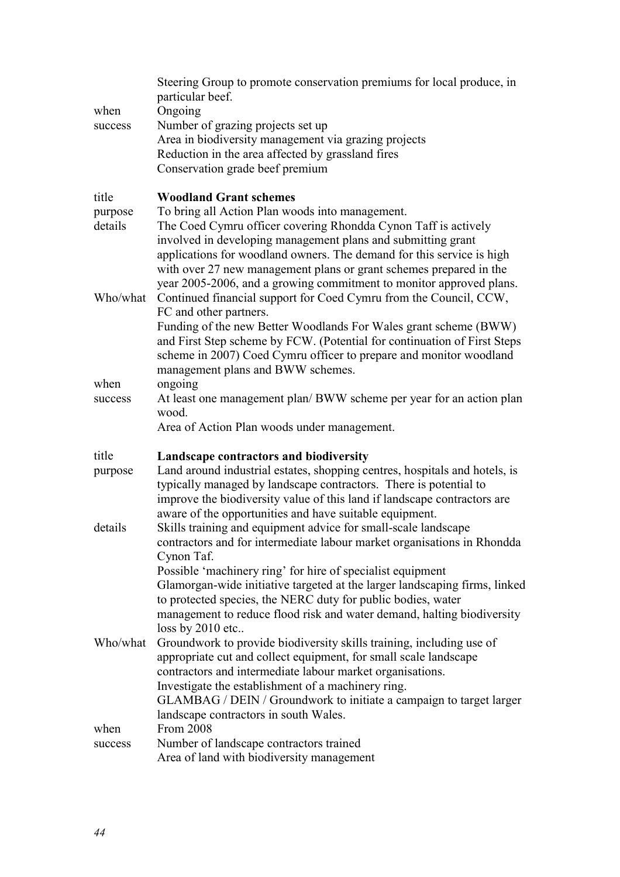| | |
|---|---|
| | Steering Group to promote conservation premiums for local produce, in particular beef. |
| when | Ongoing |
| success | Number of grazing projects set up<br>Area in biodiversity management via grazing projects<br>Reduction in the area affected by grassland fires<br>Conservation grade beef premium |

| | |
|---|---|
| title | **Woodland Grant schemes** |
| purpose | To bring all Action Plan woods into management. |
| details | The Coed Cymru officer covering Rhondda Cynon Taff is actively involved in developing management plans and submitting grant applications for woodland owners. The demand for this service is high with over 27 new management plans or grant schemes prepared in the year 2005-2006, and a growing commitment to monitor approved plans. |
| Who/what | Continued financial support for Coed Cymru from the Council, CCW, FC and other partners.<br>Funding of the new Better Woodlands For Wales grant scheme (BWW) and First Step scheme by FCW. (Potential for continuation of First Steps scheme in 2007) Coed Cymru officer to prepare and monitor woodland management plans and BWW schemes. |
| when | ongoing |
| success | At least one management plan/ BWW scheme per year for an action plan wood.<br>Area of Action Plan woods under management. |

| | |
|---|---|
| title | **Landscape contractors and biodiversity** |
| purpose | Land around industrial estates, shopping centres, hospitals and hotels, is typically managed by landscape contractors. There is potential to improve the biodiversity value of this land if landscape contractors are aware of the opportunities and have suitable equipment. |
| details | Skills training and equipment advice for small-scale landscape contractors and for intermediate labour market organisations in Rhondda Cynon Taf.<br>Possible 'machinery ring' for hire of specialist equipment<br>Glamorgan-wide initiative targeted at the larger landscaping firms, linked to protected species, the NERC duty for public bodies, water management to reduce flood risk and water demand, halting biodiversity loss by 2010 etc.. |
| Who/what | Groundwork to provide biodiversity skills training, including use of appropriate cut and collect equipment, for small scale landscape contractors and intermediate labour market organisations.<br>Investigate the establishment of a machinery ring.<br>GLAMBAG / DEIN / Groundwork to initiate a campaign to target larger landscape contractors in south Wales. |
| when | From 2008 |
| success | Number of landscape contractors trained<br>Area of land with biodiversity management |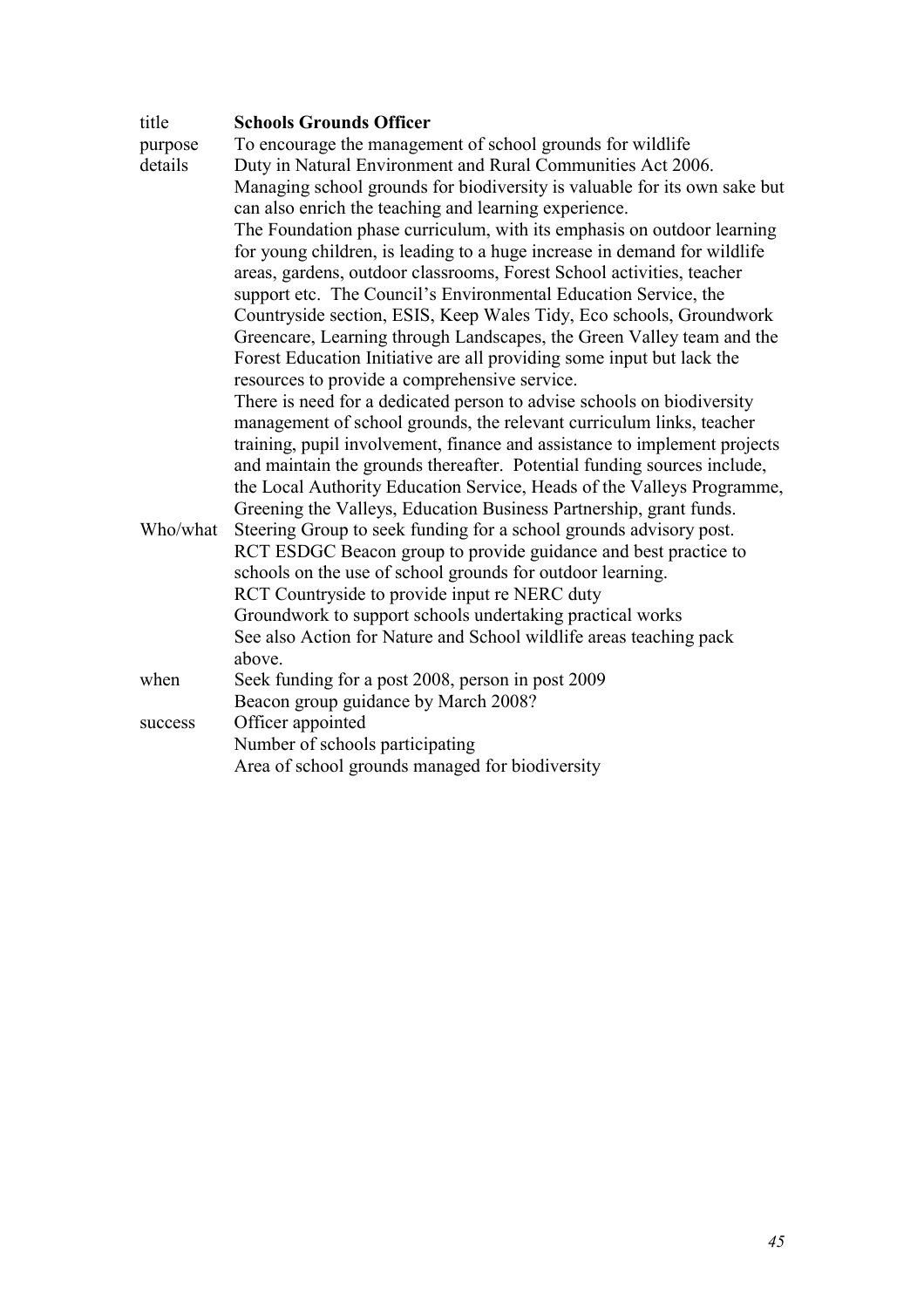| | |
|---|---|
| title | **Schools Grounds Officer** |
| purpose | To encourage the management of school grounds for wildlife |
| details | Duty in Natural Environment and Rural Communities Act 2006.<br>Managing school grounds for biodiversity is valuable for its own sake but can also enrich the teaching and learning experience.<br>The Foundation phase curriculum, with its emphasis on outdoor learning for young children, is leading to a huge increase in demand for wildlife areas, gardens, outdoor classrooms, Forest School activities, teacher support etc. The Council's Environmental Education Service, the Countryside section, ESIS, Keep Wales Tidy, Eco schools, Groundwork Greencare, Learning through Landscapes, the Green Valley team and the Forest Education Initiative are all providing some input but lack the resources to provide a comprehensive service.<br>There is need for a dedicated person to advise schools on biodiversity management of school grounds, the relevant curriculum links, teacher training, pupil involvement, finance and assistance to implement projects and maintain the grounds thereafter. Potential funding sources include, the Local Authority Education Service, Heads of the Valleys Programme, Greening the Valleys, Education Business Partnership, grant funds. |
| Who/what | Steering Group to seek funding for a school grounds advisory post.<br>RCT ESDGC Beacon group to provide guidance and best practice to schools on the use of school grounds for outdoor learning.<br>RCT Countryside to provide input re NERC duty<br>Groundwork to support schools undertaking practical works<br>See also Action for Nature and School wildlife areas teaching pack above. |
| when | Seek funding for a post 2008, person in post 2009<br>Beacon group guidance by March 2008? |
| success | Officer appointed<br>Number of schools participating<br>Area of school grounds managed for biodiversity |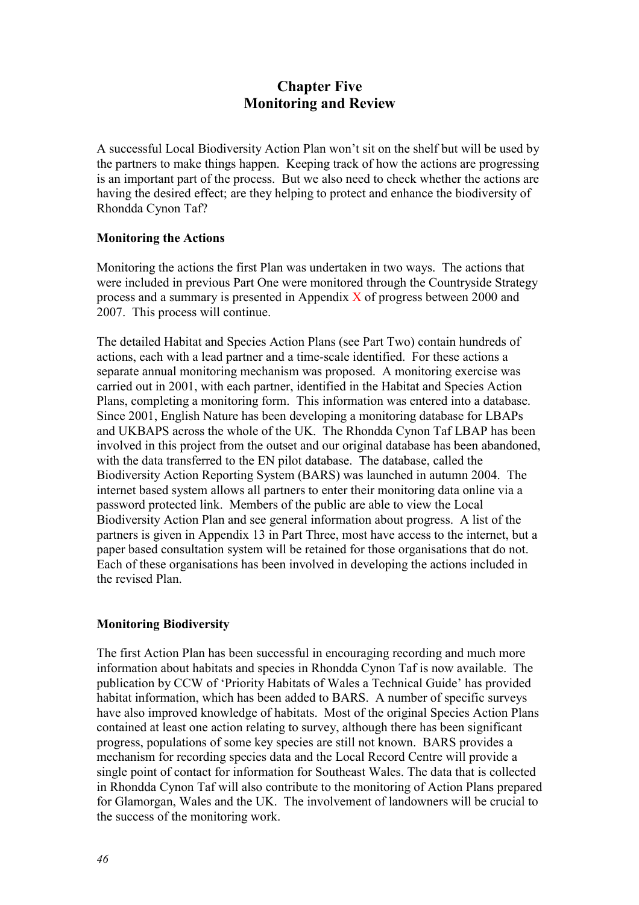# Chapter Five
# Monitoring and Review

A successful Local Biodiversity Action Plan won't sit on the shelf but will be used by the partners to make things happen. Keeping track of how the actions are progressing is an important part of the process. But we also need to check whether the actions are having the desired effect; are they helping to protect and enhance the biodiversity of Rhondda Cynon Taf?

**Monitoring the Actions**

Monitoring the actions the first Plan was undertaken in two ways. The actions that were included in previous Part One were monitored through the Countryside Strategy process and a summary is presented in Appendix X of progress between 2000 and 2007. This process will continue.

The detailed Habitat and Species Action Plans (see Part Two) contain hundreds of actions, each with a lead partner and a time-scale identified. For these actions a separate annual monitoring mechanism was proposed. A monitoring exercise was carried out in 2001, with each partner, identified in the Habitat and Species Action Plans, completing a monitoring form. This information was entered into a database. Since 2001, English Nature has been developing a monitoring database for LBAPs and UKBAPS across the whole of the UK. The Rhondda Cynon Taf LBAP has been involved in this project from the outset and our original database has been abandoned, with the data transferred to the EN pilot database. The database, called the Biodiversity Action Reporting System (BARS) was launched in autumn 2004. The internet based system allows all partners to enter their monitoring data online via a password protected link. Members of the public are able to view the Local Biodiversity Action Plan and see general information about progress. A list of the partners is given in Appendix 13 in Part Three, most have access to the internet, but a paper based consultation system will be retained for those organisations that do not. Each of these organisations has been involved in developing the actions included in the revised Plan.

**Monitoring Biodiversity**

The first Action Plan has been successful in encouraging recording and much more information about habitats and species in Rhondda Cynon Taf is now available. The publication by CCW of 'Priority Habitats of Wales a Technical Guide' has provided habitat information, which has been added to BARS. A number of specific surveys have also improved knowledge of habitats. Most of the original Species Action Plans contained at least one action relating to survey, although there has been significant progress, populations of some key species are still not known. BARS provides a mechanism for recording species data and the Local Record Centre will provide a single point of contact for information for Southeast Wales. The data that is collected in Rhondda Cynon Taf will also contribute to the monitoring of Action Plans prepared for Glamorgan, Wales and the UK. The involvement of landowners will be crucial to the success of the monitoring work.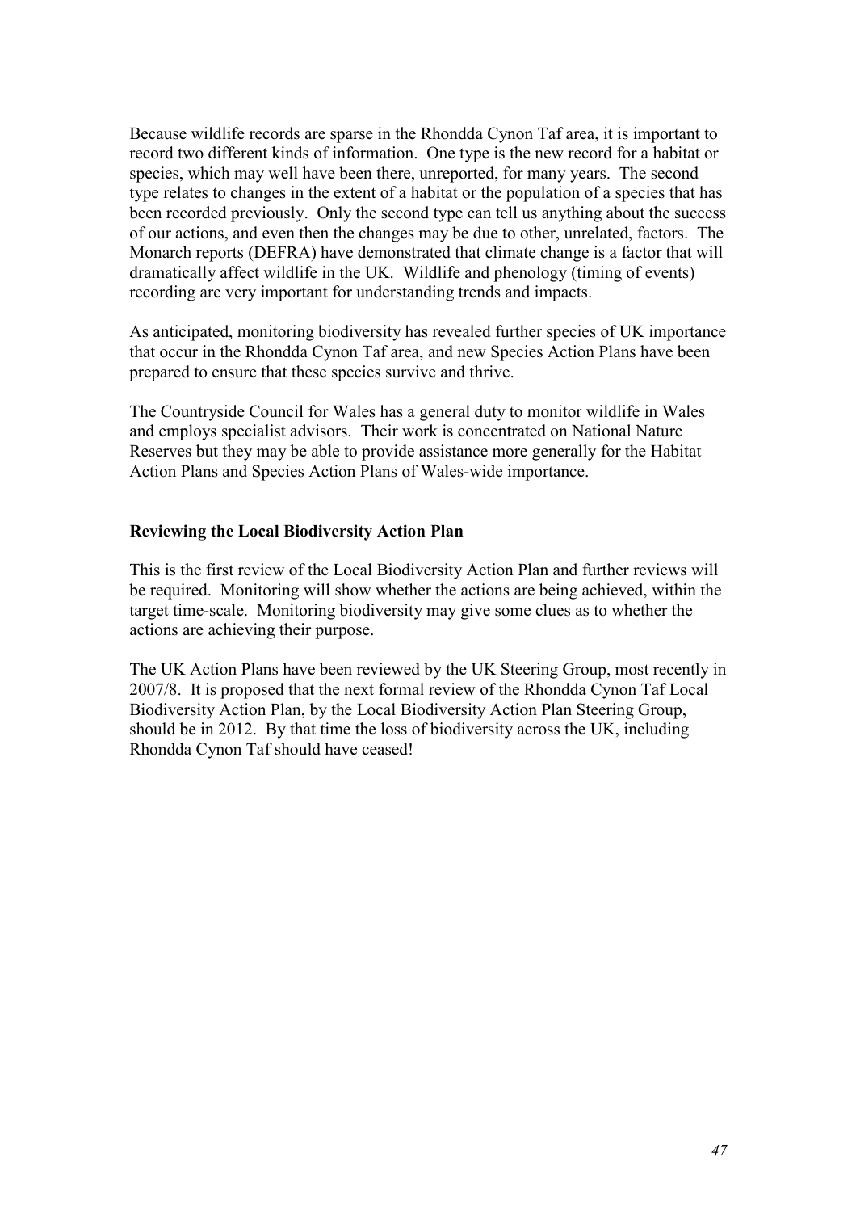Because wildlife records are sparse in the Rhondda Cynon Taf area, it is important to record two different kinds of information. One type is the new record for a habitat or species, which may well have been there, unreported, for many years. The second type relates to changes in the extent of a habitat or the population of a species that has been recorded previously. Only the second type can tell us anything about the success of our actions, and even then the changes may be due to other, unrelated, factors. The Monarch reports (DEFRA) have demonstrated that climate change is a factor that will dramatically affect wildlife in the UK. Wildlife and phenology (timing of events) recording are very important for understanding trends and impacts.

As anticipated, monitoring biodiversity has revealed further species of UK importance that occur in the Rhondda Cynon Taf area, and new Species Action Plans have been prepared to ensure that these species survive and thrive.

The Countryside Council for Wales has a general duty to monitor wildlife in Wales and employs specialist advisors. Their work is concentrated on National Nature Reserves but they may be able to provide assistance more generally for the Habitat Action Plans and Species Action Plans of Wales-wide importance.

**Reviewing the Local Biodiversity Action Plan**

This is the first review of the Local Biodiversity Action Plan and further reviews will be required. Monitoring will show whether the actions are being achieved, within the target time-scale. Monitoring biodiversity may give some clues as to whether the actions are achieving their purpose.

The UK Action Plans have been reviewed by the UK Steering Group, most recently in 2007/8. It is proposed that the next formal review of the Rhondda Cynon Taf Local Biodiversity Action Plan, by the Local Biodiversity Action Plan Steering Group, should be in 2012. By that time the loss of biodiversity across the UK, including Rhondda Cynon Taf should have ceased!